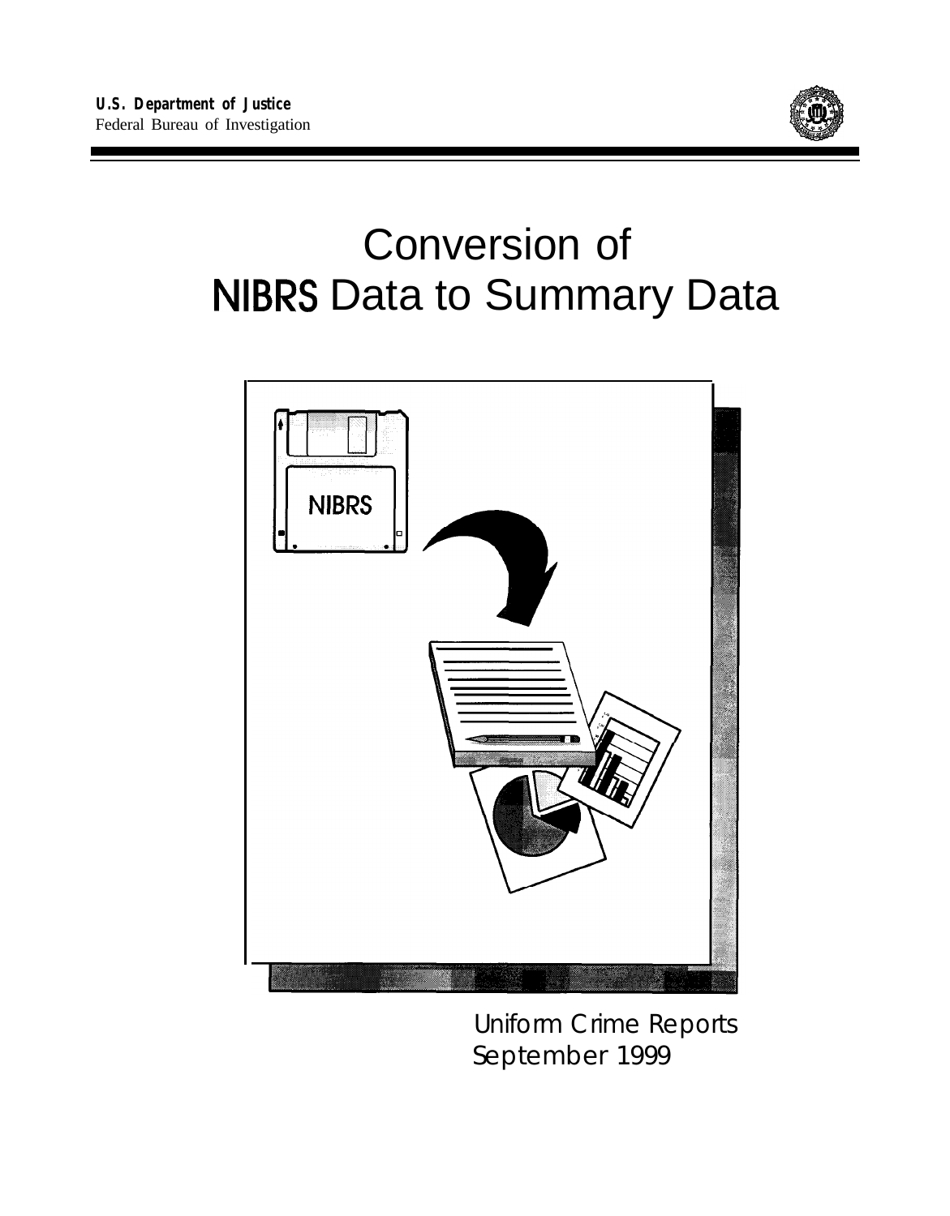**U.S. Department of Justice**
Federal Bureau of Investigation

# Conversion of NIBRS Data to Summary Data

Uniform Crime Reports
September 1999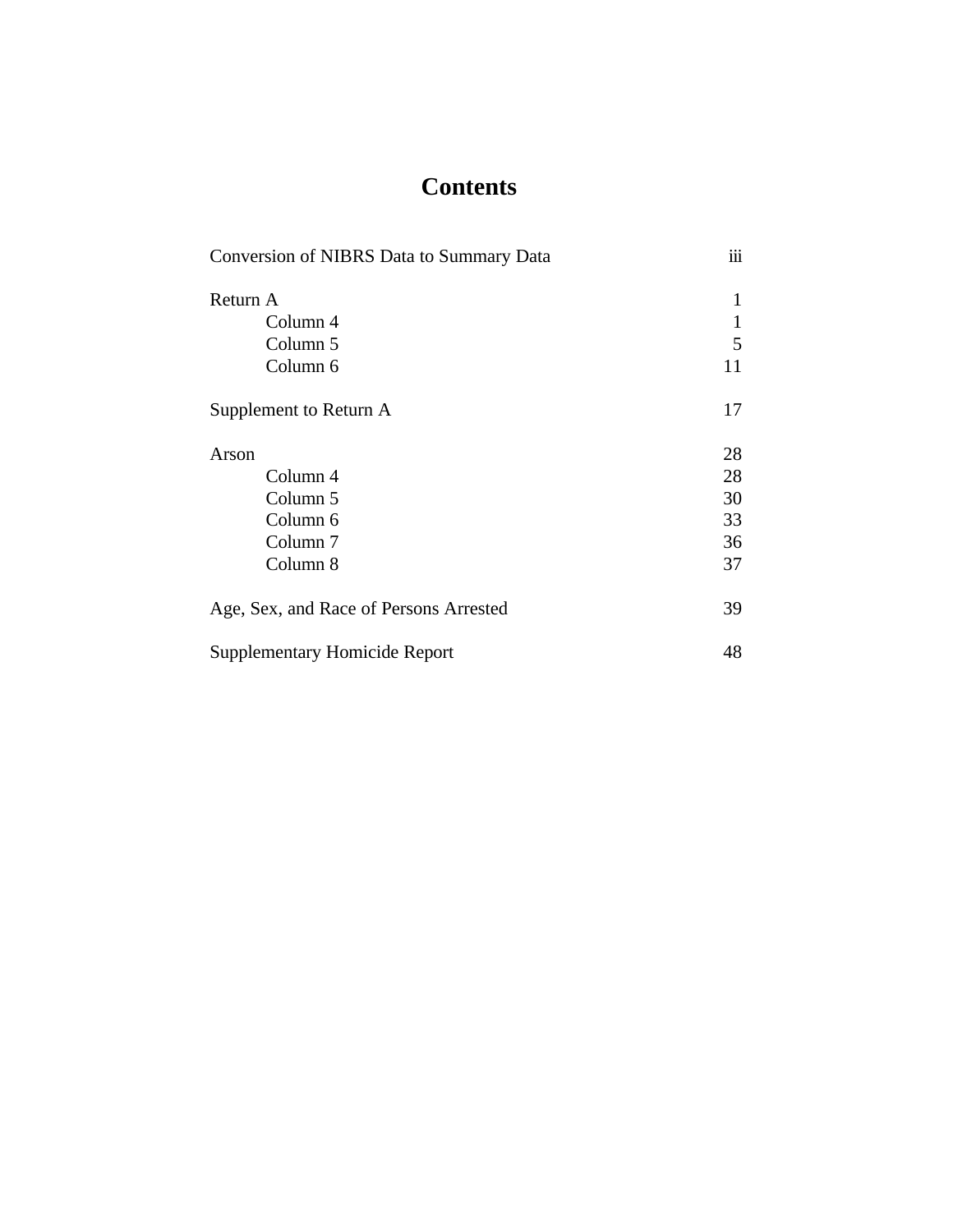# Contents

| | |
|---|---|
| Conversion of NIBRS Data to Summary Data | iii |
| Return A | 1 |
| Column 4 | 1 |
| Column 5 | 5 |
| Column 6 | 11 |
| Supplement to Return A | 17 |
| Arson | 28 |
| Column 4 | 28 |
| Column 5 | 30 |
| Column 6 | 33 |
| Column 7 | 36 |
| Column 8 | 37 |
| Age, Sex, and Race of Persons Arrested | 39 |
| Supplementary Homicide Report | 48 |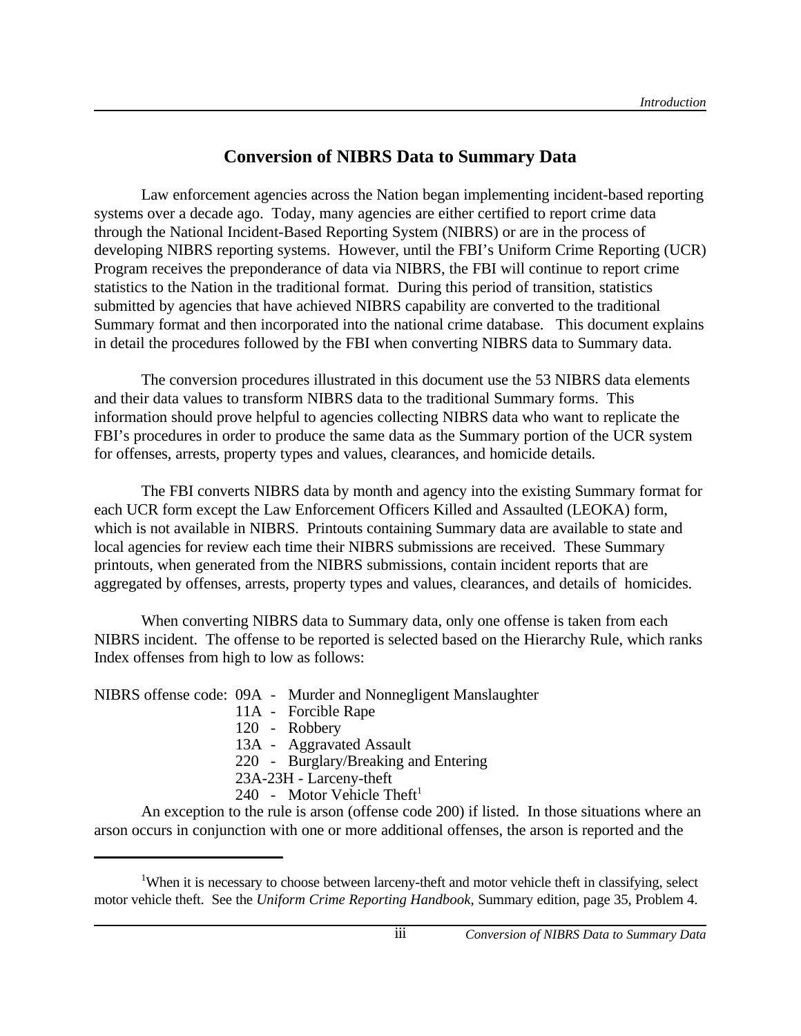## Conversion of NIBRS Data to Summary Data

Law enforcement agencies across the Nation began implementing incident-based reporting systems over a decade ago. Today, many agencies are either certified to report crime data through the National Incident-Based Reporting System (NIBRS) or are in the process of developing NIBRS reporting systems. However, until the FBI's Uniform Crime Reporting (UCR) Program receives the preponderance of data via NIBRS, the FBI will continue to report crime statistics to the Nation in the traditional format. During this period of transition, statistics submitted by agencies that have achieved NIBRS capability are converted to the traditional Summary format and then incorporated into the national crime database. This document explains in detail the procedures followed by the FBI when converting NIBRS data to Summary data.

The conversion procedures illustrated in this document use the 53 NIBRS data elements and their data values to transform NIBRS data to the traditional Summary forms. This information should prove helpful to agencies collecting NIBRS data who want to replicate the FBI's procedures in order to produce the same data as the Summary portion of the UCR system for offenses, arrests, property types and values, clearances, and homicide details.

The FBI converts NIBRS data by month and agency into the existing Summary format for each UCR form except the Law Enforcement Officers Killed and Assaulted (LEOKA) form, which is not available in NIBRS. Printouts containing Summary data are available to state and local agencies for review each time their NIBRS submissions are received. These Summary printouts, when generated from the NIBRS submissions, contain incident reports that are aggregated by offenses, arrests, property types and values, clearances, and details of homicides.

When converting NIBRS data to Summary data, only one offense is taken from each NIBRS incident. The offense to be reported is selected based on the Hierarchy Rule, which ranks Index offenses from high to low as follows:

NIBRS offense code:
- 09A - Murder and Nonnegligent Manslaughter
- 11A - Forcible Rape
- 120 - Robbery
- 13A - Aggravated Assault
- 220 - Burglary/Breaking and Entering
- 23A-23H - Larceny-theft
- 240 - Motor Vehicle Theft[1]

An exception to the rule is arson (offense code 200) if listed. In those situations where an arson occurs in conjunction with one or more additional offenses, the arson is reported and the

---

[1] When it is necessary to choose between larceny-theft and motor vehicle theft in classifying, select motor vehicle theft. See the *Uniform Crime Reporting Handbook*, Summary edition, page 35, Problem 4.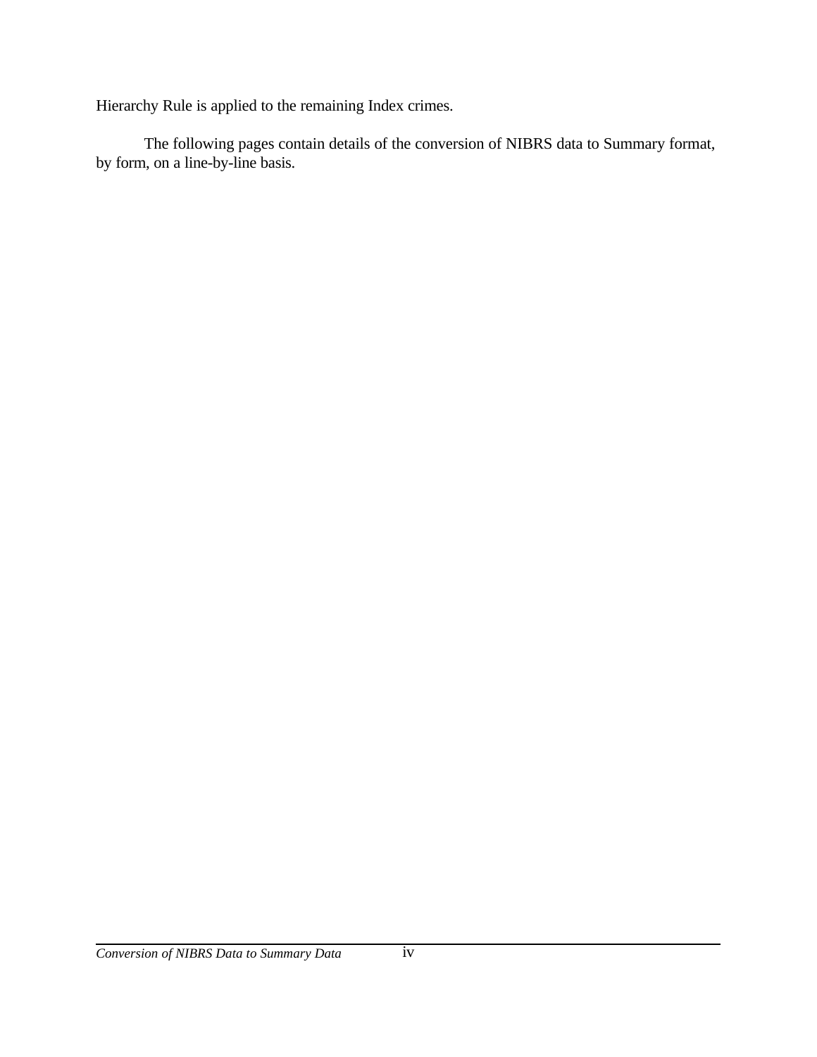Hierarchy Rule is applied to the remaining Index crimes.

The following pages contain details of the conversion of NIBRS data to Summary format, by form, on a line-by-line basis.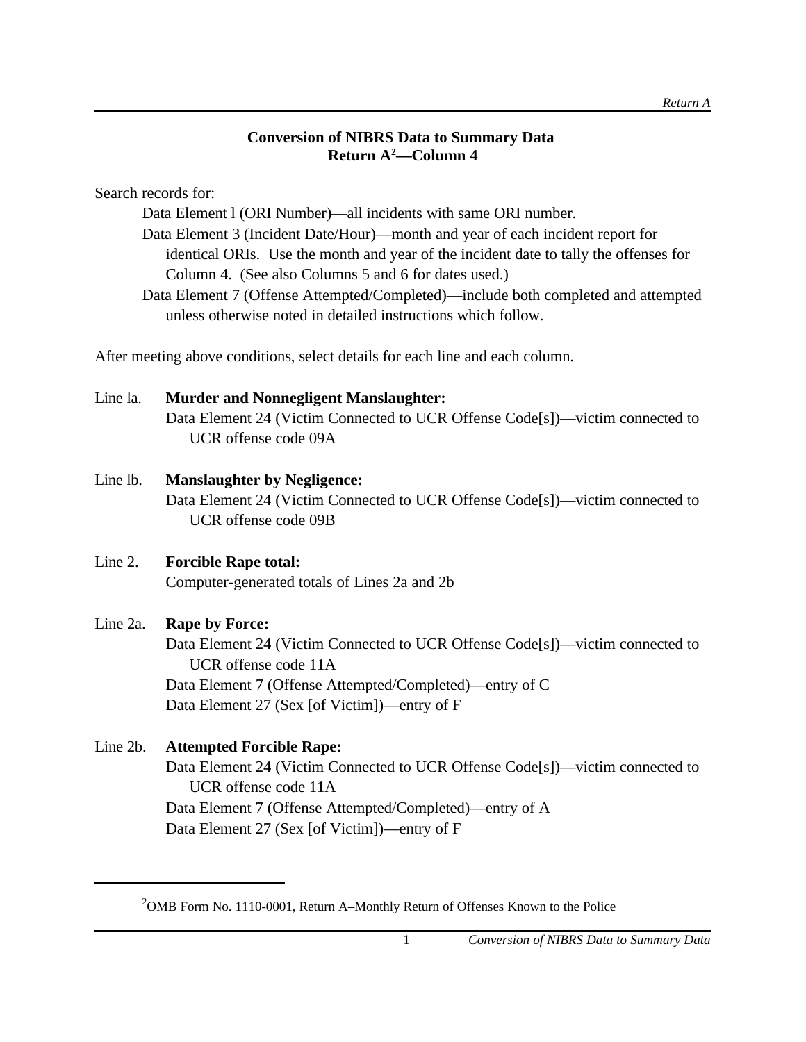## Conversion of NIBRS Data to Summary Data
## Return A[2]—Column 4

Search records for:

Data Element l (ORI Number)—all incidents with same ORI number.

Data Element 3 (Incident Date/Hour)—month and year of each incident report for identical ORIs. Use the month and year of the incident date to tally the offenses for Column 4. (See also Columns 5 and 6 for dates used.)

Data Element 7 (Offense Attempted/Completed)—include both completed and attempted unless otherwise noted in detailed instructions which follow.

After meeting above conditions, select details for each line and each column.

Line la. **Murder and Nonnegligent Manslaughter:**
Data Element 24 (Victim Connected to UCR Offense Code[s])—victim connected to UCR offense code 09A

Line lb. **Manslaughter by Negligence:**
Data Element 24 (Victim Connected to UCR Offense Code[s])—victim connected to UCR offense code 09B

Line 2. **Forcible Rape total:**
Computer-generated totals of Lines 2a and 2b

Line 2a. **Rape by Force:**
Data Element 24 (Victim Connected to UCR Offense Code[s])—victim connected to UCR offense code 11A
Data Element 7 (Offense Attempted/Completed)—entry of C
Data Element 27 (Sex [of Victim])—entry of F

Line 2b. **Attempted Forcible Rape:**
Data Element 24 (Victim Connected to UCR Offense Code[s])—victim connected to UCR offense code 11A
Data Element 7 (Offense Attempted/Completed)—entry of A
Data Element 27 (Sex [of Victim])—entry of F

---

[2]OMB Form No. 1110-0001, Return A–Monthly Return of Offenses Known to the Police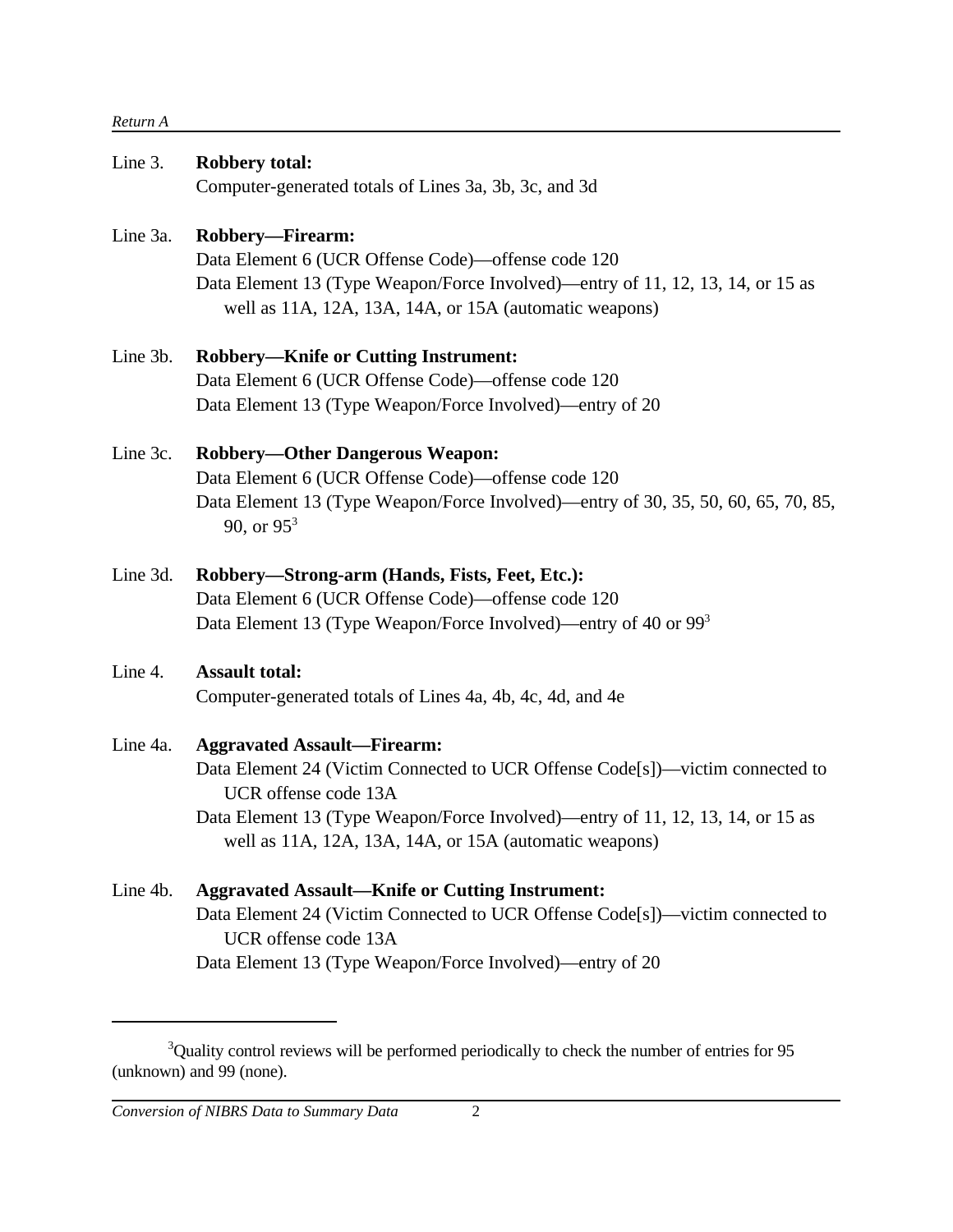Line 3. **Robbery total:**
Computer-generated totals of Lines 3a, 3b, 3c, and 3d

Line 3a. **Robbery—Firearm:**
Data Element 6 (UCR Offense Code)—offense code 120
Data Element 13 (Type Weapon/Force Involved)—entry of 11, 12, 13, 14, or 15 as well as 11A, 12A, 13A, 14A, or 15A (automatic weapons)

Line 3b. **Robbery—Knife or Cutting Instrument:**
Data Element 6 (UCR Offense Code)—offense code 120
Data Element 13 (Type Weapon/Force Involved)—entry of 20

Line 3c. **Robbery—Other Dangerous Weapon:**
Data Element 6 (UCR Offense Code)—offense code 120
Data Element 13 (Type Weapon/Force Involved)—entry of 30, 35, 50, 60, 65, 70, 85, 90, or 95[3]

Line 3d. **Robbery—Strong-arm (Hands, Fists, Feet, Etc.):**
Data Element 6 (UCR Offense Code)—offense code 120
Data Element 13 (Type Weapon/Force Involved)—entry of 40 or 99[3]

Line 4. **Assault total:**
Computer-generated totals of Lines 4a, 4b, 4c, 4d, and 4e

Line 4a. **Aggravated Assault—Firearm:**
Data Element 24 (Victim Connected to UCR Offense Code[s])—victim connected to UCR offense code 13A
Data Element 13 (Type Weapon/Force Involved)—entry of 11, 12, 13, 14, or 15 as well as 11A, 12A, 13A, 14A, or 15A (automatic weapons)

Line 4b. **Aggravated Assault—Knife or Cutting Instrument:**
Data Element 24 (Victim Connected to UCR Offense Code[s])—victim connected to UCR offense code 13A
Data Element 13 (Type Weapon/Force Involved)—entry of 20

---

[3] Quality control reviews will be performed periodically to check the number of entries for 95 (unknown) and 99 (none).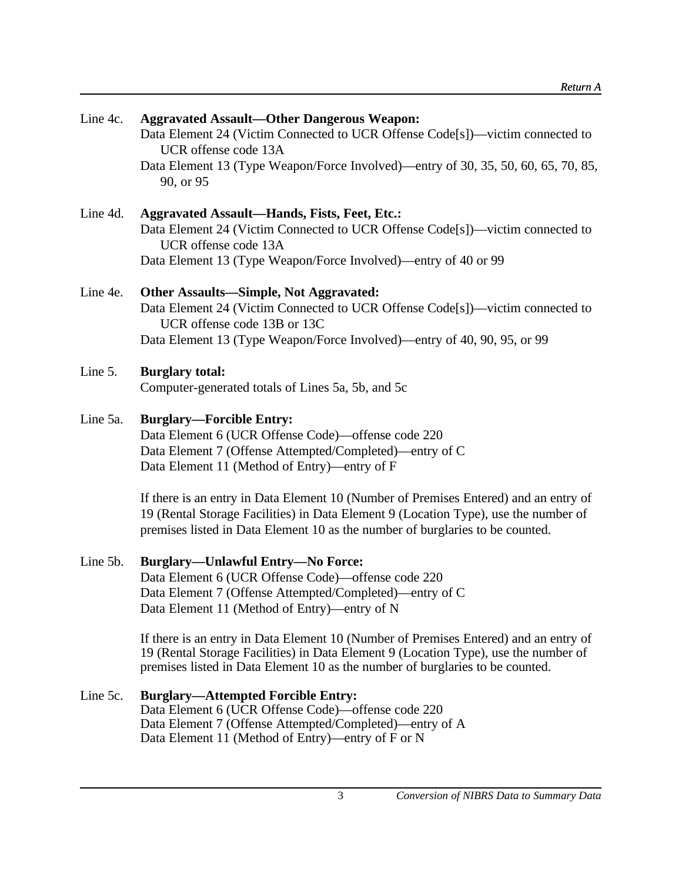Line 4c. **Aggravated Assault—Other Dangerous Weapon:**
Data Element 24 (Victim Connected to UCR Offense Code[s])—victim connected to UCR offense code 13A
Data Element 13 (Type Weapon/Force Involved)—entry of 30, 35, 50, 60, 65, 70, 85, 90, or 95

Line 4d. **Aggravated Assault—Hands, Fists, Feet, Etc.:**
Data Element 24 (Victim Connected to UCR Offense Code[s])—victim connected to UCR offense code 13A
Data Element 13 (Type Weapon/Force Involved)—entry of 40 or 99

Line 4e. **Other Assaults—Simple, Not Aggravated:**
Data Element 24 (Victim Connected to UCR Offense Code[s])—victim connected to UCR offense code 13B or 13C
Data Element 13 (Type Weapon/Force Involved)—entry of 40, 90, 95, or 99

Line 5. **Burglary total:**
Computer-generated totals of Lines 5a, 5b, and 5c

Line 5a. **Burglary—Forcible Entry:**
Data Element 6 (UCR Offense Code)—offense code 220
Data Element 7 (Offense Attempted/Completed)—entry of C
Data Element 11 (Method of Entry)—entry of F

If there is an entry in Data Element 10 (Number of Premises Entered) and an entry of 19 (Rental Storage Facilities) in Data Element 9 (Location Type), use the number of premises listed in Data Element 10 as the number of burglaries to be counted.

Line 5b. **Burglary—Unlawful Entry—No Force:**
Data Element 6 (UCR Offense Code)—offense code 220
Data Element 7 (Offense Attempted/Completed)—entry of C
Data Element 11 (Method of Entry)—entry of N

If there is an entry in Data Element 10 (Number of Premises Entered) and an entry of 19 (Rental Storage Facilities) in Data Element 9 (Location Type), use the number of premises listed in Data Element 10 as the number of burglaries to be counted.

Line 5c. **Burglary—Attempted Forcible Entry:**
Data Element 6 (UCR Offense Code)—offense code 220
Data Element 7 (Offense Attempted/Completed)—entry of A
Data Element 11 (Method of Entry)—entry of F or N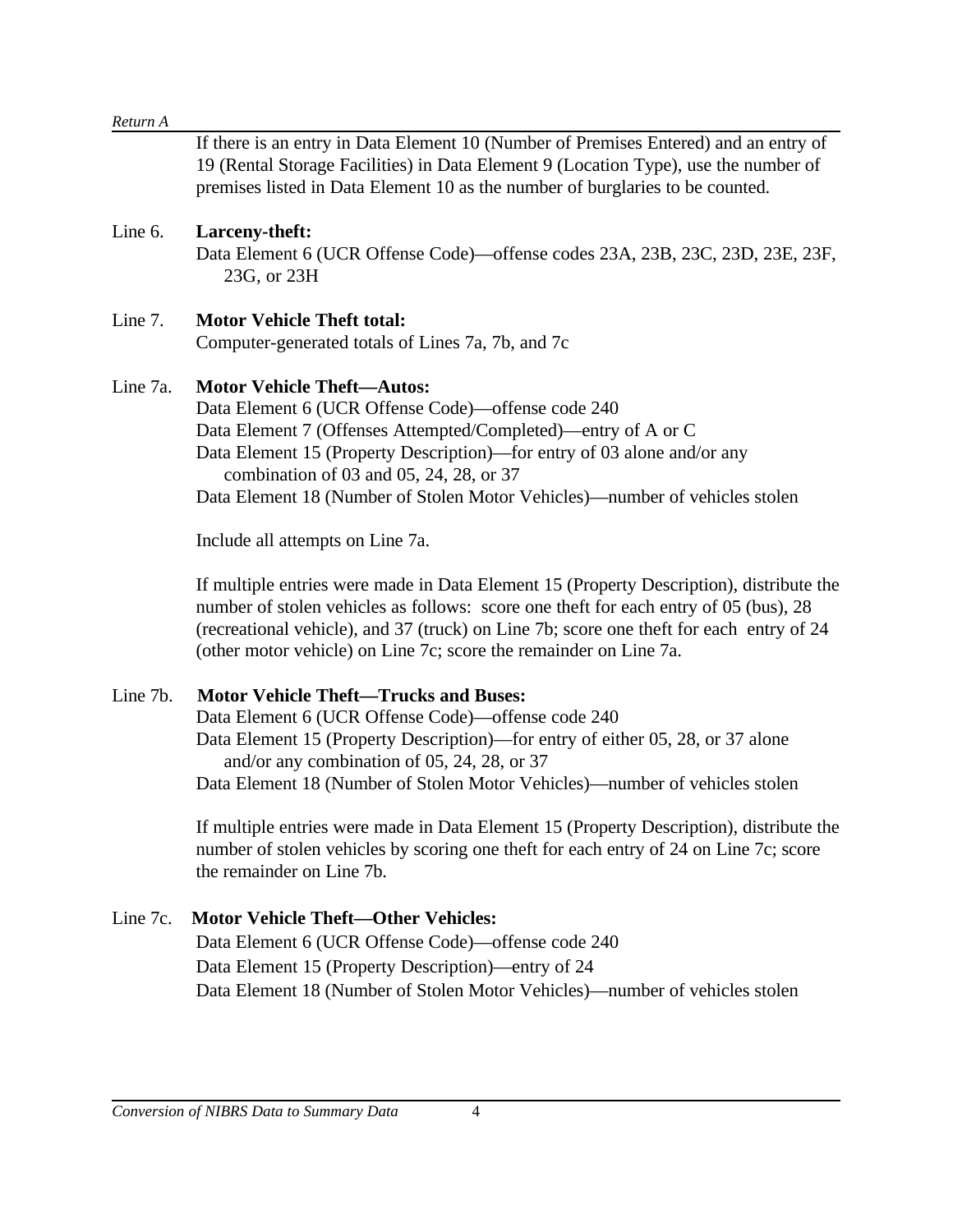If there is an entry in Data Element 10 (Number of Premises Entered) and an entry of 19 (Rental Storage Facilities) in Data Element 9 (Location Type), use the number of premises listed in Data Element 10 as the number of burglaries to be counted.

Line 6. **Larceny-theft:**
Data Element 6 (UCR Offense Code)—offense codes 23A, 23B, 23C, 23D, 23E, 23F, 23G, or 23H

Line 7. **Motor Vehicle Theft total:**
Computer-generated totals of Lines 7a, 7b, and 7c

Line 7a. **Motor Vehicle Theft—Autos:**
Data Element 6 (UCR Offense Code)—offense code 240
Data Element 7 (Offenses Attempted/Completed)—entry of A or C
Data Element 15 (Property Description)—for entry of 03 alone and/or any combination of 03 and 05, 24, 28, or 37
Data Element 18 (Number of Stolen Motor Vehicles)—number of vehicles stolen

Include all attempts on Line 7a.

If multiple entries were made in Data Element 15 (Property Description), distribute the number of stolen vehicles as follows: score one theft for each entry of 05 (bus), 28 (recreational vehicle), and 37 (truck) on Line 7b; score one theft for each entry of 24 (other motor vehicle) on Line 7c; score the remainder on Line 7a.

Line 7b. **Motor Vehicle Theft—Trucks and Buses:**
Data Element 6 (UCR Offense Code)—offense code 240
Data Element 15 (Property Description)—for entry of either 05, 28, or 37 alone and/or any combination of 05, 24, 28, or 37
Data Element 18 (Number of Stolen Motor Vehicles)—number of vehicles stolen

If multiple entries were made in Data Element 15 (Property Description), distribute the number of stolen vehicles by scoring one theft for each entry of 24 on Line 7c; score the remainder on Line 7b.

Line 7c. **Motor Vehicle Theft—Other Vehicles:**
Data Element 6 (UCR Offense Code)—offense code 240
Data Element 15 (Property Description)—entry of 24
Data Element 18 (Number of Stolen Motor Vehicles)—number of vehicles stolen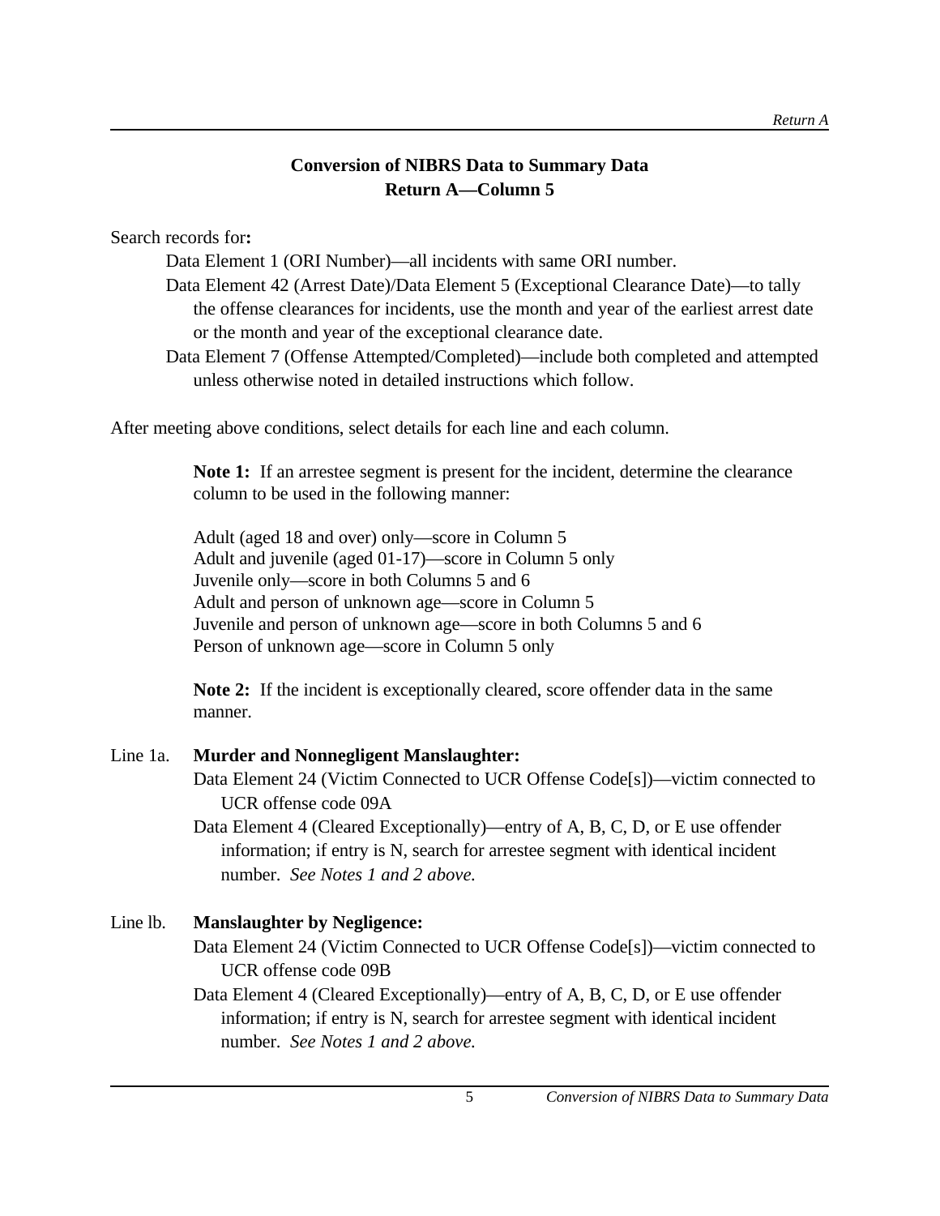## Conversion of NIBRS Data to Summary Data
## Return A—Column 5

Search records for**:**

Data Element 1 (ORI Number)—all incidents with same ORI number.

Data Element 42 (Arrest Date)/Data Element 5 (Exceptional Clearance Date)—to tally the offense clearances for incidents, use the month and year of the earliest arrest date or the month and year of the exceptional clearance date.

Data Element 7 (Offense Attempted/Completed)—include both completed and attempted unless otherwise noted in detailed instructions which follow.

After meeting above conditions, select details for each line and each column.

> **Note 1:** If an arrestee segment is present for the incident, determine the clearance column to be used in the following manner:
>
> Adult (aged 18 and over) only—score in Column 5
> Adult and juvenile (aged 01-17)—score in Column 5 only
> Juvenile only—score in both Columns 5 and 6
> Adult and person of unknown age—score in Column 5
> Juvenile and person of unknown age—score in both Columns 5 and 6
> Person of unknown age—score in Column 5 only
>
> **Note 2:** If the incident is exceptionally cleared, score offender data in the same manner.

Line 1a. **Murder and Nonnegligent Manslaughter:**

Data Element 24 (Victim Connected to UCR Offense Code[s])—victim connected to UCR offense code 09A

Data Element 4 (Cleared Exceptionally)—entry of A, B, C, D, or E use offender information; if entry is N, search for arrestee segment with identical incident number. *See Notes 1 and 2 above.*

Line lb. **Manslaughter by Negligence:**

Data Element 24 (Victim Connected to UCR Offense Code[s])—victim connected to UCR offense code 09B

Data Element 4 (Cleared Exceptionally)—entry of A, B, C, D, or E use offender information; if entry is N, search for arrestee segment with identical incident number. *See Notes 1 and 2 above.*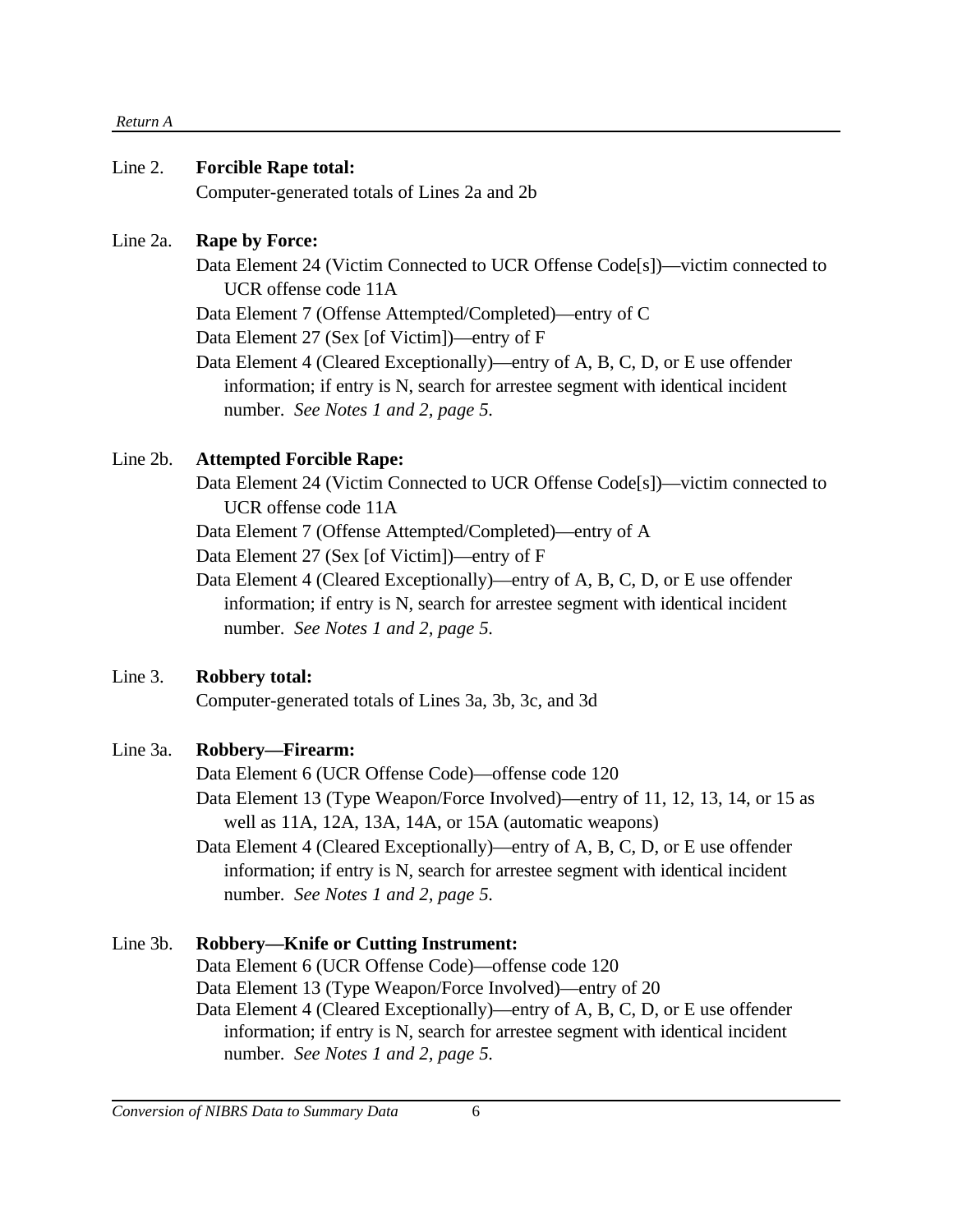Line 2. **Forcible Rape total:**
Computer-generated totals of Lines 2a and 2b

Line 2a. **Rape by Force:**
Data Element 24 (Victim Connected to UCR Offense Code[s])—victim connected to UCR offense code 11A
Data Element 7 (Offense Attempted/Completed)—entry of C
Data Element 27 (Sex [of Victim])—entry of F
Data Element 4 (Cleared Exceptionally)—entry of A, B, C, D, or E use offender information; if entry is N, search for arrestee segment with identical incident number. *See Notes 1 and 2, page 5.*

Line 2b. **Attempted Forcible Rape:**
Data Element 24 (Victim Connected to UCR Offense Code[s])—victim connected to UCR offense code 11A
Data Element 7 (Offense Attempted/Completed)—entry of A
Data Element 27 (Sex [of Victim])—entry of F
Data Element 4 (Cleared Exceptionally)—entry of A, B, C, D, or E use offender information; if entry is N, search for arrestee segment with identical incident number. *See Notes 1 and 2, page 5.*

Line 3. **Robbery total:**
Computer-generated totals of Lines 3a, 3b, 3c, and 3d

Line 3a. **Robbery—Firearm:**
Data Element 6 (UCR Offense Code)—offense code 120
Data Element 13 (Type Weapon/Force Involved)—entry of 11, 12, 13, 14, or 15 as well as 11A, 12A, 13A, 14A, or 15A (automatic weapons)
Data Element 4 (Cleared Exceptionally)—entry of A, B, C, D, or E use offender information; if entry is N, search for arrestee segment with identical incident number. *See Notes 1 and 2, page 5.*

Line 3b. **Robbery—Knife or Cutting Instrument:**
Data Element 6 (UCR Offense Code)—offense code 120
Data Element 13 (Type Weapon/Force Involved)—entry of 20
Data Element 4 (Cleared Exceptionally)—entry of A, B, C, D, or E use offender information; if entry is N, search for arrestee segment with identical incident number. *See Notes 1 and 2, page 5.*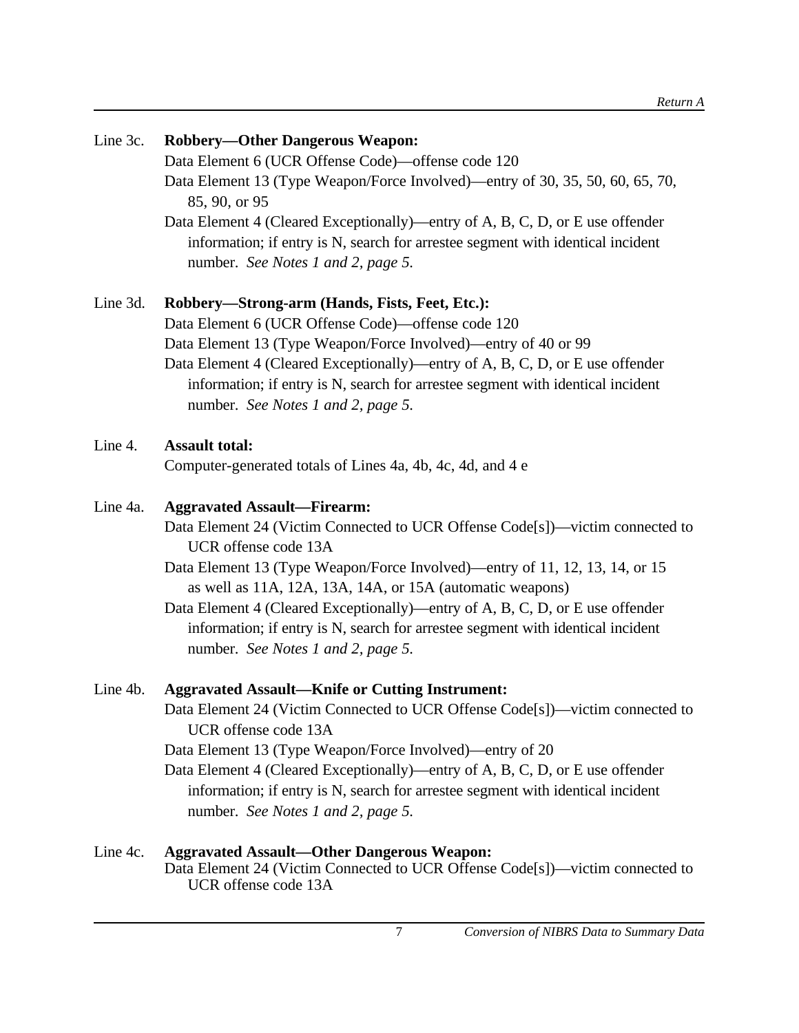Line 3c. **Robbery—Other Dangerous Weapon:**

Data Element 6 (UCR Offense Code)—offense code 120

Data Element 13 (Type Weapon/Force Involved)—entry of 30, 35, 50, 60, 65, 70, 85, 90, or 95

Data Element 4 (Cleared Exceptionally)—entry of A, B, C, D, or E use offender information; if entry is N, search for arrestee segment with identical incident number. *See Notes 1 and 2, page 5.*

Line 3d. **Robbery—Strong-arm (Hands, Fists, Feet, Etc.):**

Data Element 6 (UCR Offense Code)—offense code 120

Data Element 13 (Type Weapon/Force Involved)—entry of 40 or 99

Data Element 4 (Cleared Exceptionally)—entry of A, B, C, D, or E use offender information; if entry is N, search for arrestee segment with identical incident number. *See Notes 1 and 2, page 5.*

Line 4. **Assault total:**

Computer-generated totals of Lines 4a, 4b, 4c, 4d, and 4 e

Line 4a. **Aggravated Assault—Firearm:**

Data Element 24 (Victim Connected to UCR Offense Code[s])—victim connected to UCR offense code 13A

Data Element 13 (Type Weapon/Force Involved)—entry of 11, 12, 13, 14, or 15 as well as 11A, 12A, 13A, 14A, or 15A (automatic weapons)

Data Element 4 (Cleared Exceptionally)—entry of A, B, C, D, or E use offender information; if entry is N, search for arrestee segment with identical incident number. *See Notes 1 and 2, page 5.*

Line 4b. **Aggravated Assault—Knife or Cutting Instrument:**

Data Element 24 (Victim Connected to UCR Offense Code[s])—victim connected to UCR offense code 13A

Data Element 13 (Type Weapon/Force Involved)—entry of 20

Data Element 4 (Cleared Exceptionally)—entry of A, B, C, D, or E use offender information; if entry is N, search for arrestee segment with identical incident number. *See Notes 1 and 2, page 5.*

Line 4c. **Aggravated Assault—Other Dangerous Weapon:**

Data Element 24 (Victim Connected to UCR Offense Code[s])—victim connected to UCR offense code 13A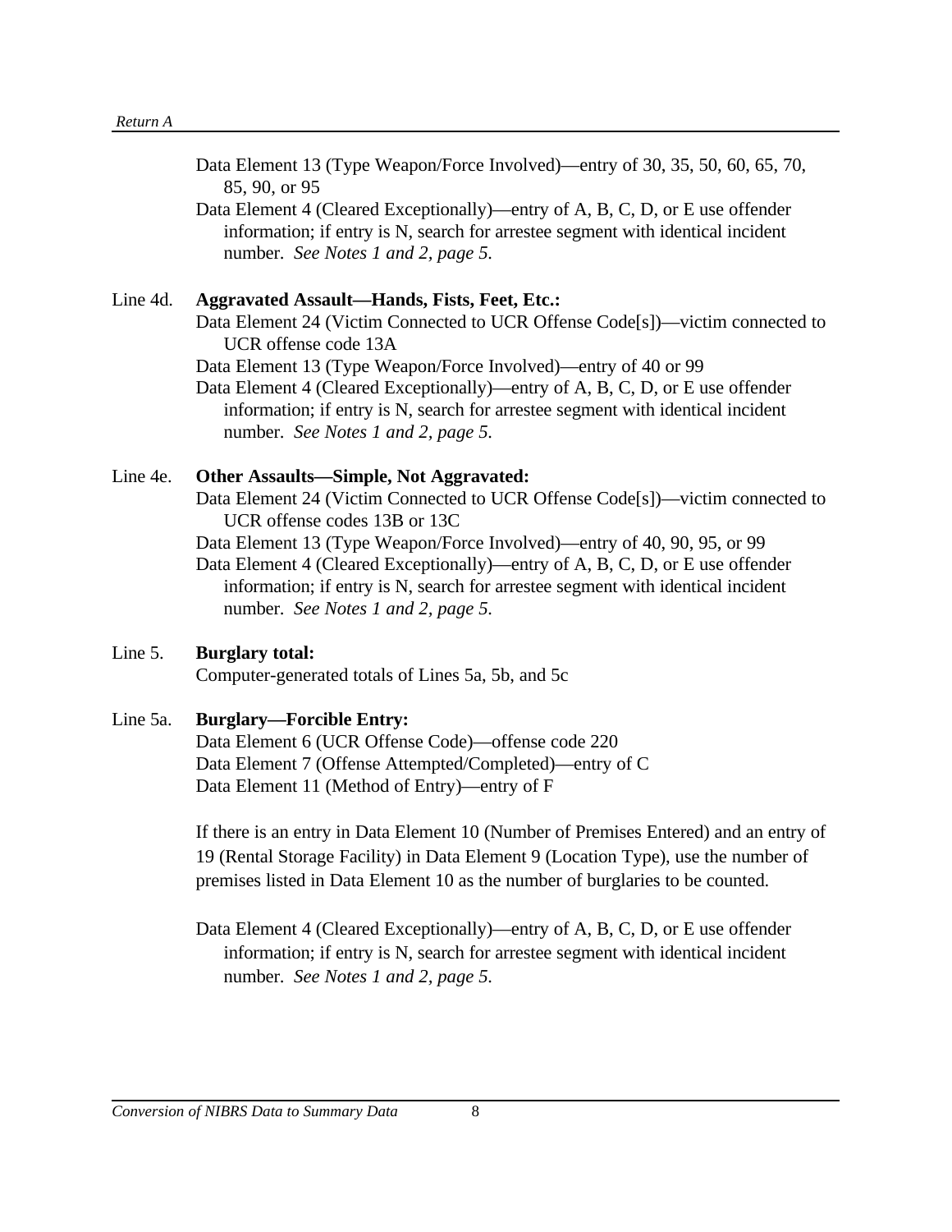Data Element 13 (Type Weapon/Force Involved)—entry of 30, 35, 50, 60, 65, 70, 85, 90, or 95

Data Element 4 (Cleared Exceptionally)—entry of A, B, C, D, or E use offender information; if entry is N, search for arrestee segment with identical incident number. *See Notes 1 and 2, page 5.*

Line 4d. **Aggravated Assault—Hands, Fists, Feet, Etc.:**

Data Element 24 (Victim Connected to UCR Offense Code[s])—victim connected to UCR offense code 13A

Data Element 13 (Type Weapon/Force Involved)—entry of 40 or 99

Data Element 4 (Cleared Exceptionally)—entry of A, B, C, D, or E use offender information; if entry is N, search for arrestee segment with identical incident number. *See Notes 1 and 2, page 5.*

Line 4e. **Other Assaults—Simple, Not Aggravated:**

Data Element 24 (Victim Connected to UCR Offense Code[s])—victim connected to UCR offense codes 13B or 13C

Data Element 13 (Type Weapon/Force Involved)—entry of 40, 90, 95, or 99

Data Element 4 (Cleared Exceptionally)—entry of A, B, C, D, or E use offender information; if entry is N, search for arrestee segment with identical incident number. *See Notes 1 and 2, page 5.*

Line 5. **Burglary total:**

Computer-generated totals of Lines 5a, 5b, and 5c

Line 5a. **Burglary—Forcible Entry:**

Data Element 6 (UCR Offense Code)—offense code 220

Data Element 7 (Offense Attempted/Completed)—entry of C

Data Element 11 (Method of Entry)—entry of F

If there is an entry in Data Element 10 (Number of Premises Entered) and an entry of 19 (Rental Storage Facility) in Data Element 9 (Location Type), use the number of premises listed in Data Element 10 as the number of burglaries to be counted.

Data Element 4 (Cleared Exceptionally)—entry of A, B, C, D, or E use offender information; if entry is N, search for arrestee segment with identical incident number. *See Notes 1 and 2, page 5.*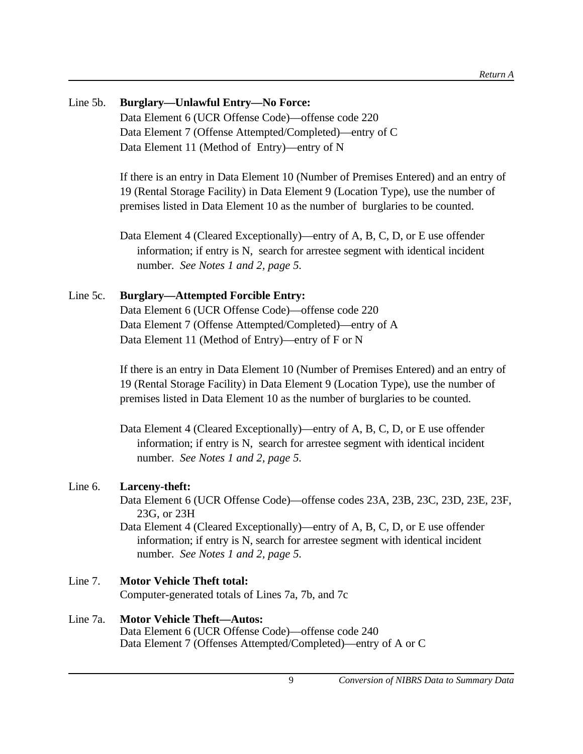Line 5b. **Burglary—Unlawful Entry—No Force:**

Data Element 6 (UCR Offense Code)—offense code 220
Data Element 7 (Offense Attempted/Completed)—entry of C
Data Element 11 (Method of Entry)—entry of N

If there is an entry in Data Element 10 (Number of Premises Entered) and an entry of 19 (Rental Storage Facility) in Data Element 9 (Location Type), use the number of premises listed in Data Element 10 as the number of burglaries to be counted.

Data Element 4 (Cleared Exceptionally)—entry of A, B, C, D, or E use offender information; if entry is N, search for arrestee segment with identical incident number. *See Notes 1 and 2, page 5.*

Line 5c. **Burglary—Attempted Forcible Entry:**

Data Element 6 (UCR Offense Code)—offense code 220
Data Element 7 (Offense Attempted/Completed)—entry of A
Data Element 11 (Method of Entry)—entry of F or N

If there is an entry in Data Element 10 (Number of Premises Entered) and an entry of 19 (Rental Storage Facility) in Data Element 9 (Location Type), use the number of premises listed in Data Element 10 as the number of burglaries to be counted.

Data Element 4 (Cleared Exceptionally)—entry of A, B, C, D, or E use offender information; if entry is N, search for arrestee segment with identical incident number. *See Notes 1 and 2, page 5.*

Line 6. **Larceny-theft:**

Data Element 6 (UCR Offense Code)—offense codes 23A, 23B, 23C, 23D, 23E, 23F, 23G, or 23H
Data Element 4 (Cleared Exceptionally)—entry of A, B, C, D, or E use offender information; if entry is N, search for arrestee segment with identical incident number. *See Notes 1 and 2, page 5.*

Line 7. **Motor Vehicle Theft total:**

Computer-generated totals of Lines 7a, 7b, and 7c

Line 7a. **Motor Vehicle Theft—Autos:**

Data Element 6 (UCR Offense Code)—offense code 240
Data Element 7 (Offenses Attempted/Completed)—entry of A or C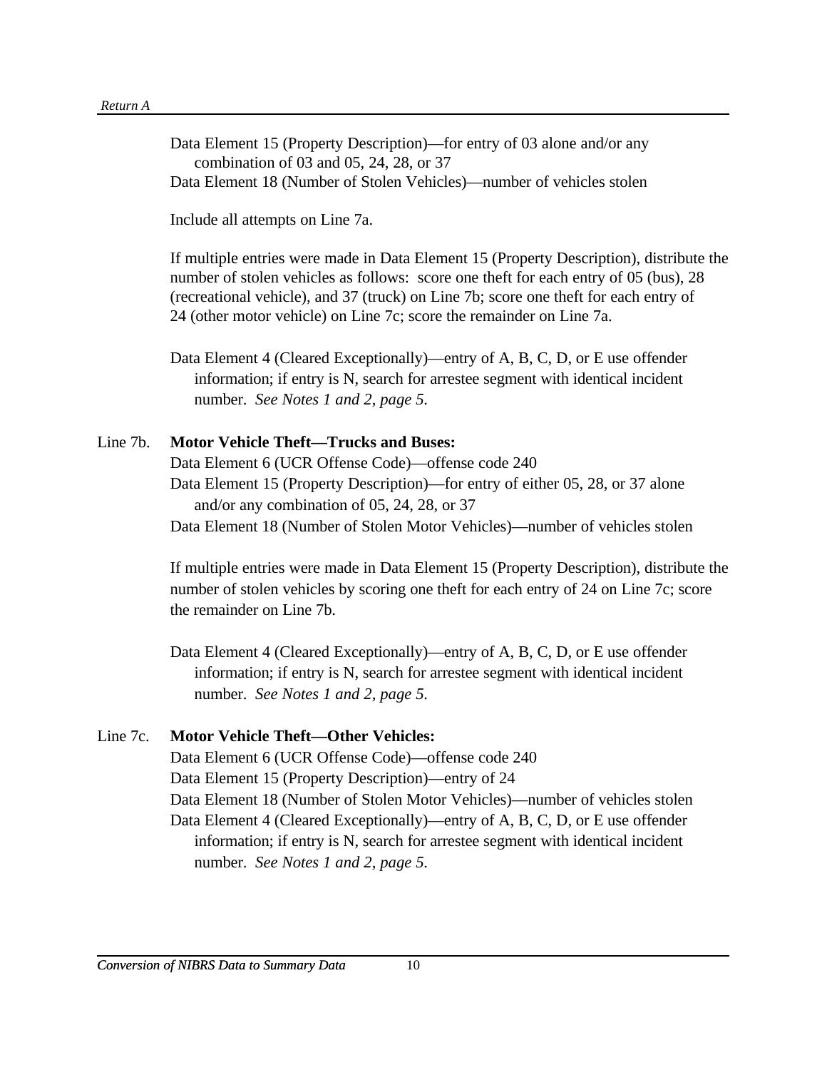Data Element 15 (Property Description)—for entry of 03 alone and/or any combination of 03 and 05, 24, 28, or 37

Data Element 18 (Number of Stolen Vehicles)—number of vehicles stolen

Include all attempts on Line 7a.

If multiple entries were made in Data Element 15 (Property Description), distribute the number of stolen vehicles as follows: score one theft for each entry of 05 (bus), 28 (recreational vehicle), and 37 (truck) on Line 7b; score one theft for each entry of 24 (other motor vehicle) on Line 7c; score the remainder on Line 7a.

Data Element 4 (Cleared Exceptionally)—entry of A, B, C, D, or E use offender information; if entry is N, search for arrestee segment with identical incident number. *See Notes 1 and 2, page 5.*

Line 7b. **Motor Vehicle Theft—Trucks and Buses:**

Data Element 6 (UCR Offense Code)—offense code 240

Data Element 15 (Property Description)—for entry of either 05, 28, or 37 alone and/or any combination of 05, 24, 28, or 37

Data Element 18 (Number of Stolen Motor Vehicles)—number of vehicles stolen

If multiple entries were made in Data Element 15 (Property Description), distribute the number of stolen vehicles by scoring one theft for each entry of 24 on Line 7c; score the remainder on Line 7b.

Data Element 4 (Cleared Exceptionally)—entry of A, B, C, D, or E use offender information; if entry is N, search for arrestee segment with identical incident number. *See Notes 1 and 2, page 5.*

Line 7c. **Motor Vehicle Theft—Other Vehicles:**

Data Element 6 (UCR Offense Code)—offense code 240

Data Element 15 (Property Description)—entry of 24

Data Element 18 (Number of Stolen Motor Vehicles)—number of vehicles stolen

Data Element 4 (Cleared Exceptionally)—entry of A, B, C, D, or E use offender information; if entry is N, search for arrestee segment with identical incident number. *See Notes 1 and 2, page 5.*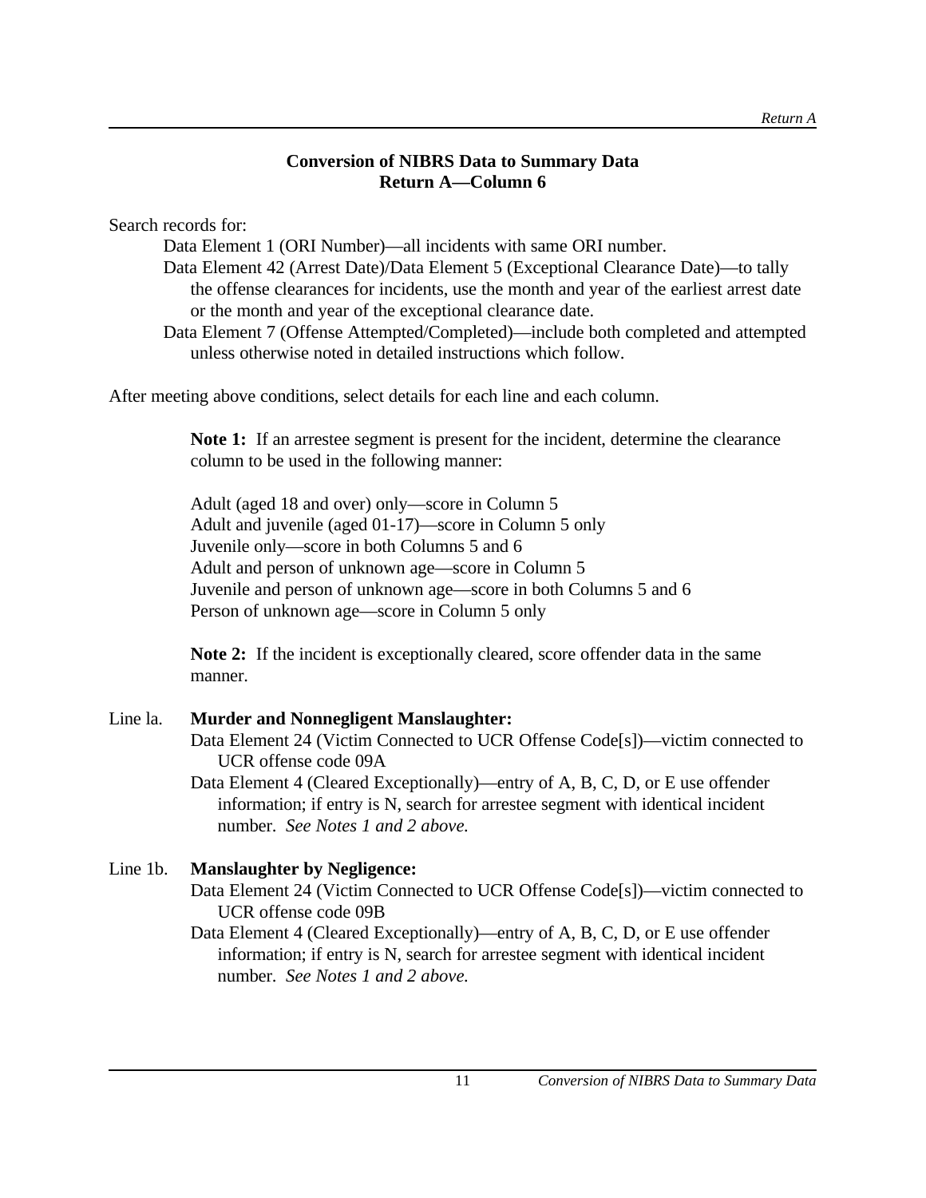## Conversion of NIBRS Data to Summary Data
## Return A—Column 6

Search records for:

Data Element 1 (ORI Number)—all incidents with same ORI number.

Data Element 42 (Arrest Date)/Data Element 5 (Exceptional Clearance Date)—to tally the offense clearances for incidents, use the month and year of the earliest arrest date or the month and year of the exceptional clearance date.

Data Element 7 (Offense Attempted/Completed)—include both completed and attempted unless otherwise noted in detailed instructions which follow.

After meeting above conditions, select details for each line and each column.

> **Note 1:** If an arrestee segment is present for the incident, determine the clearance column to be used in the following manner:
>
> Adult (aged 18 and over) only—score in Column 5
> Adult and juvenile (aged 01-17)—score in Column 5 only
> Juvenile only—score in both Columns 5 and 6
> Adult and person of unknown age—score in Column 5
> Juvenile and person of unknown age—score in both Columns 5 and 6
> Person of unknown age—score in Column 5 only
>
> **Note 2:** If the incident is exceptionally cleared, score offender data in the same manner.

Line la. **Murder and Nonnegligent Manslaughter:**

Data Element 24 (Victim Connected to UCR Offense Code[s])—victim connected to UCR offense code 09A

Data Element 4 (Cleared Exceptionally)—entry of A, B, C, D, or E use offender information; if entry is N, search for arrestee segment with identical incident number. *See Notes 1 and 2 above.*

Line 1b. **Manslaughter by Negligence:**

Data Element 24 (Victim Connected to UCR Offense Code[s])—victim connected to UCR offense code 09B

Data Element 4 (Cleared Exceptionally)—entry of A, B, C, D, or E use offender information; if entry is N, search for arrestee segment with identical incident number. *See Notes 1 and 2 above.*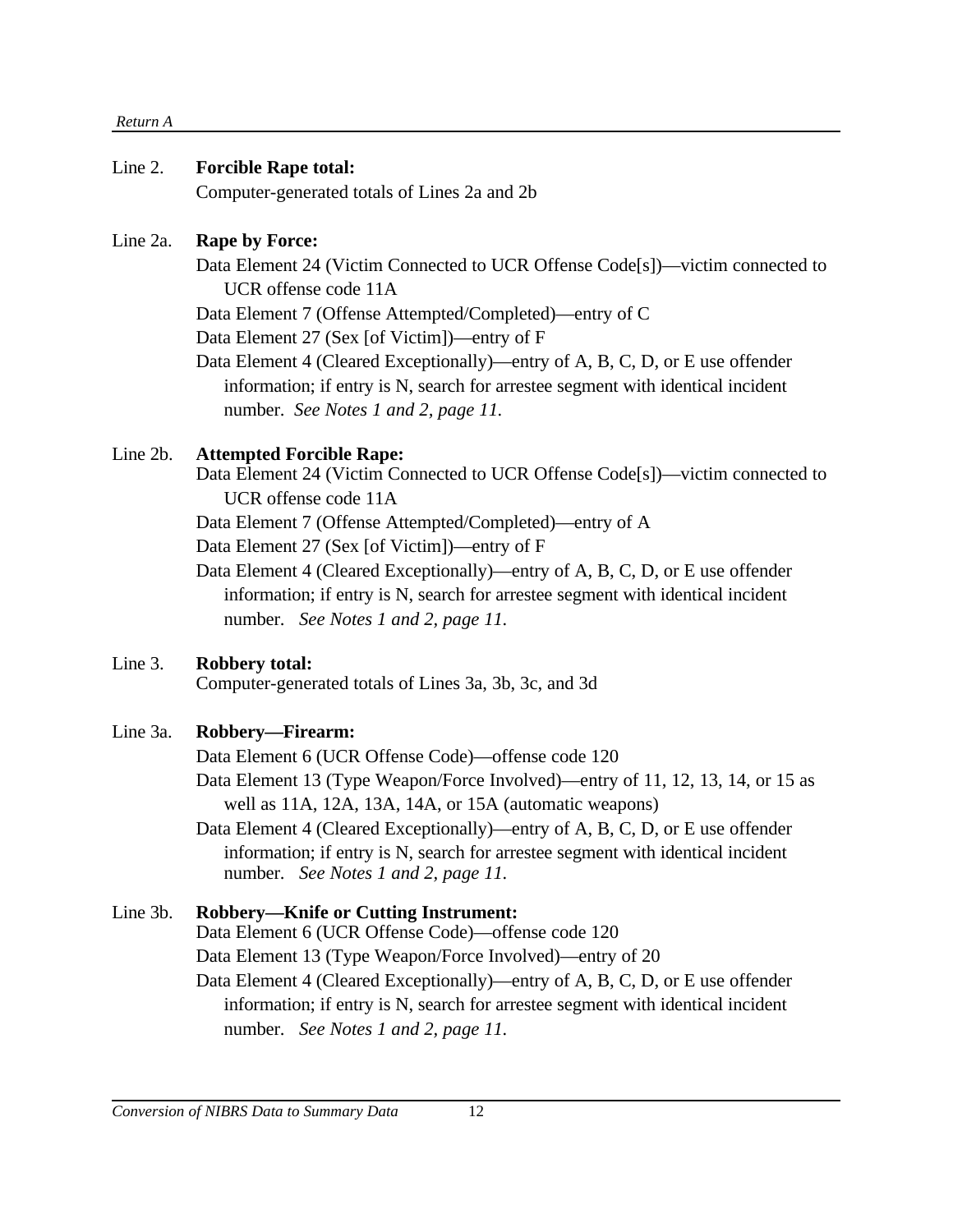Line 2. **Forcible Rape total:**
Computer-generated totals of Lines 2a and 2b

Line 2a. **Rape by Force:**
Data Element 24 (Victim Connected to UCR Offense Code[s])—victim connected to UCR offense code 11A
Data Element 7 (Offense Attempted/Completed)—entry of C
Data Element 27 (Sex [of Victim])—entry of F
Data Element 4 (Cleared Exceptionally)—entry of A, B, C, D, or E use offender information; if entry is N, search for arrestee segment with identical incident number. *See Notes 1 and 2, page 11.*

Line 2b. **Attempted Forcible Rape:**
Data Element 24 (Victim Connected to UCR Offense Code[s])—victim connected to UCR offense code 11A
Data Element 7 (Offense Attempted/Completed)—entry of A
Data Element 27 (Sex [of Victim])—entry of F
Data Element 4 (Cleared Exceptionally)—entry of A, B, C, D, or E use offender information; if entry is N, search for arrestee segment with identical incident number. *See Notes 1 and 2, page 11.*

Line 3. **Robbery total:**
Computer-generated totals of Lines 3a, 3b, 3c, and 3d

Line 3a. **Robbery—Firearm:**
Data Element 6 (UCR Offense Code)—offense code 120
Data Element 13 (Type Weapon/Force Involved)—entry of 11, 12, 13, 14, or 15 as well as 11A, 12A, 13A, 14A, or 15A (automatic weapons)
Data Element 4 (Cleared Exceptionally)—entry of A, B, C, D, or E use offender information; if entry is N, search for arrestee segment with identical incident number. *See Notes 1 and 2, page 11.*

Line 3b. **Robbery—Knife or Cutting Instrument:**
Data Element 6 (UCR Offense Code)—offense code 120
Data Element 13 (Type Weapon/Force Involved)—entry of 20
Data Element 4 (Cleared Exceptionally)—entry of A, B, C, D, or E use offender information; if entry is N, search for arrestee segment with identical incident number. *See Notes 1 and 2, page 11.*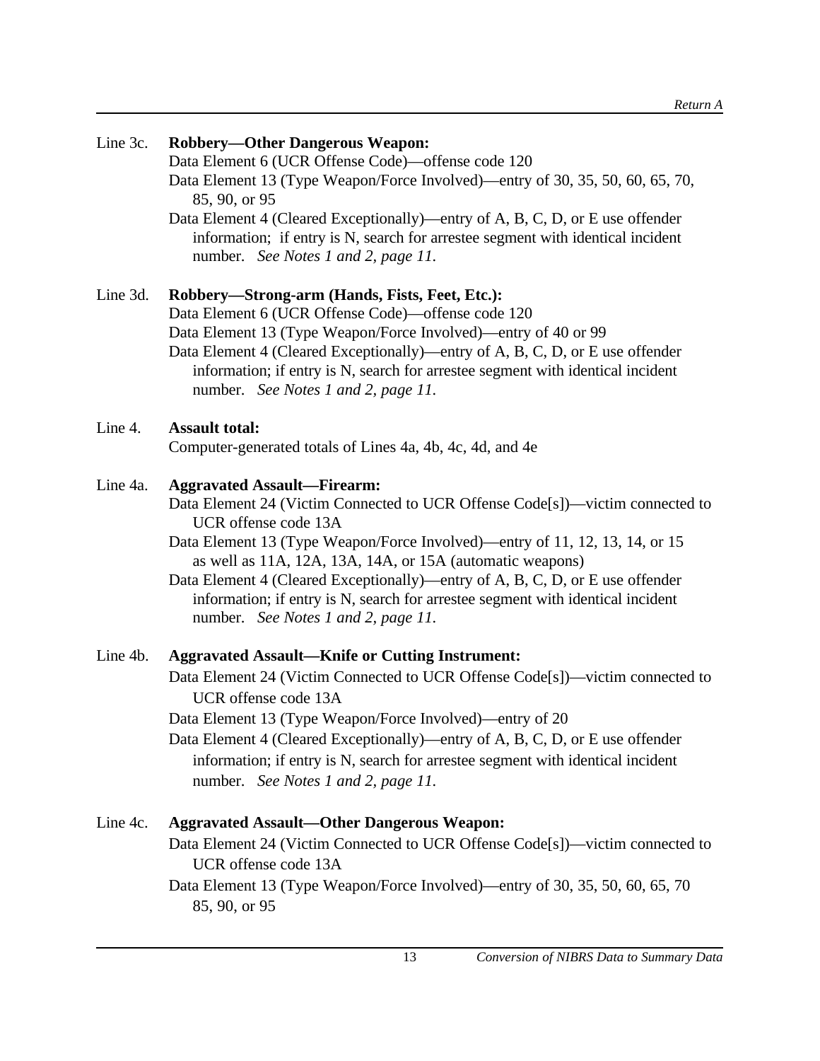Line 3c. **Robbery—Other Dangerous Weapon:**

Data Element 6 (UCR Offense Code)—offense code 120

Data Element 13 (Type Weapon/Force Involved)—entry of 30, 35, 50, 60, 65, 70, 85, 90, or 95

Data Element 4 (Cleared Exceptionally)—entry of A, B, C, D, or E use offender information; if entry is N, search for arrestee segment with identical incident number. *See Notes 1 and 2, page 11.*

Line 3d. **Robbery—Strong-arm (Hands, Fists, Feet, Etc.):**

Data Element 6 (UCR Offense Code)—offense code 120

Data Element 13 (Type Weapon/Force Involved)—entry of 40 or 99

Data Element 4 (Cleared Exceptionally)—entry of A, B, C, D, or E use offender information; if entry is N, search for arrestee segment with identical incident number. *See Notes 1 and 2, page 11.*

Line 4. **Assault total:**

Computer-generated totals of Lines 4a, 4b, 4c, 4d, and 4e

Line 4a. **Aggravated Assault—Firearm:**

Data Element 24 (Victim Connected to UCR Offense Code[s])—victim connected to UCR offense code 13A

Data Element 13 (Type Weapon/Force Involved)—entry of 11, 12, 13, 14, or 15 as well as 11A, 12A, 13A, 14A, or 15A (automatic weapons)

Data Element 4 (Cleared Exceptionally)—entry of A, B, C, D, or E use offender information; if entry is N, search for arrestee segment with identical incident number. *See Notes 1 and 2, page 11.*

Line 4b. **Aggravated Assault—Knife or Cutting Instrument:**

Data Element 24 (Victim Connected to UCR Offense Code[s])—victim connected to UCR offense code 13A

Data Element 13 (Type Weapon/Force Involved)—entry of 20

Data Element 4 (Cleared Exceptionally)—entry of A, B, C, D, or E use offender information; if entry is N, search for arrestee segment with identical incident number. *See Notes 1 and 2, page 11.*

Line 4c. **Aggravated Assault—Other Dangerous Weapon:**

Data Element 24 (Victim Connected to UCR Offense Code[s])—victim connected to UCR offense code 13A

Data Element 13 (Type Weapon/Force Involved)—entry of 30, 35, 50, 60, 65, 70 85, 90, or 95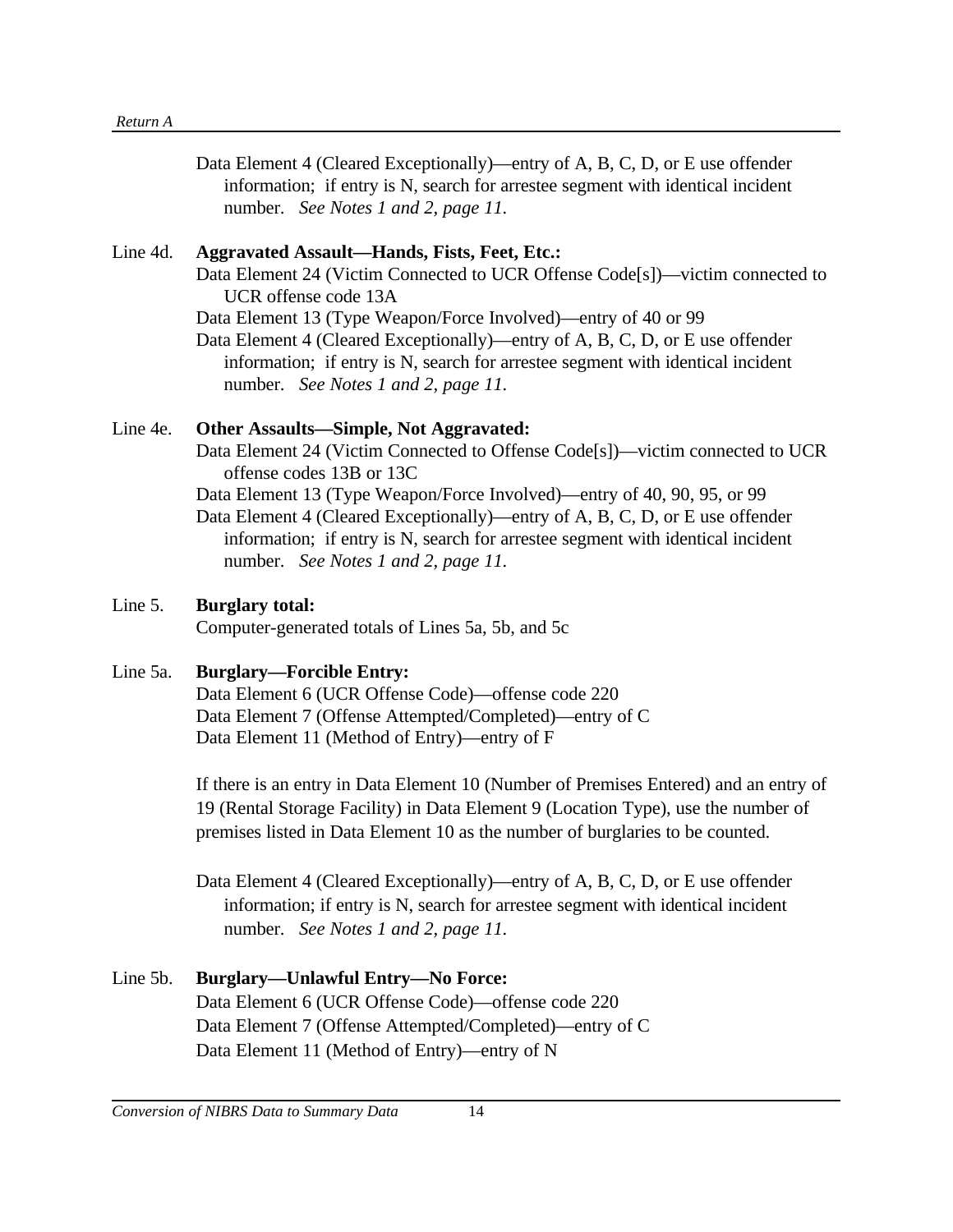Data Element 4 (Cleared Exceptionally)—entry of A, B, C, D, or E use offender information; if entry is N, search for arrestee segment with identical incident number. *See Notes 1 and 2, page 11.*

Line 4d. **Aggravated Assault—Hands, Fists, Feet, Etc.:**

Data Element 24 (Victim Connected to UCR Offense Code[s])—victim connected to UCR offense code 13A

Data Element 13 (Type Weapon/Force Involved)—entry of 40 or 99

Data Element 4 (Cleared Exceptionally)—entry of A, B, C, D, or E use offender information; if entry is N, search for arrestee segment with identical incident number. *See Notes 1 and 2, page 11.*

Line 4e. **Other Assaults—Simple, Not Aggravated:**

Data Element 24 (Victim Connected to Offense Code[s])—victim connected to UCR offense codes 13B or 13C

Data Element 13 (Type Weapon/Force Involved)—entry of 40, 90, 95, or 99

Data Element 4 (Cleared Exceptionally)—entry of A, B, C, D, or E use offender information; if entry is N, search for arrestee segment with identical incident number. *See Notes 1 and 2, page 11.*

Line 5. **Burglary total:**

Computer-generated totals of Lines 5a, 5b, and 5c

Line 5a. **Burglary—Forcible Entry:**

Data Element 6 (UCR Offense Code)—offense code 220

Data Element 7 (Offense Attempted/Completed)—entry of C

Data Element 11 (Method of Entry)—entry of F

If there is an entry in Data Element 10 (Number of Premises Entered) and an entry of 19 (Rental Storage Facility) in Data Element 9 (Location Type), use the number of premises listed in Data Element 10 as the number of burglaries to be counted.

Data Element 4 (Cleared Exceptionally)—entry of A, B, C, D, or E use offender information; if entry is N, search for arrestee segment with identical incident number. *See Notes 1 and 2, page 11.*

Line 5b. **Burglary—Unlawful Entry—No Force:**

Data Element 6 (UCR Offense Code)—offense code 220

Data Element 7 (Offense Attempted/Completed)—entry of C

Data Element 11 (Method of Entry)—entry of N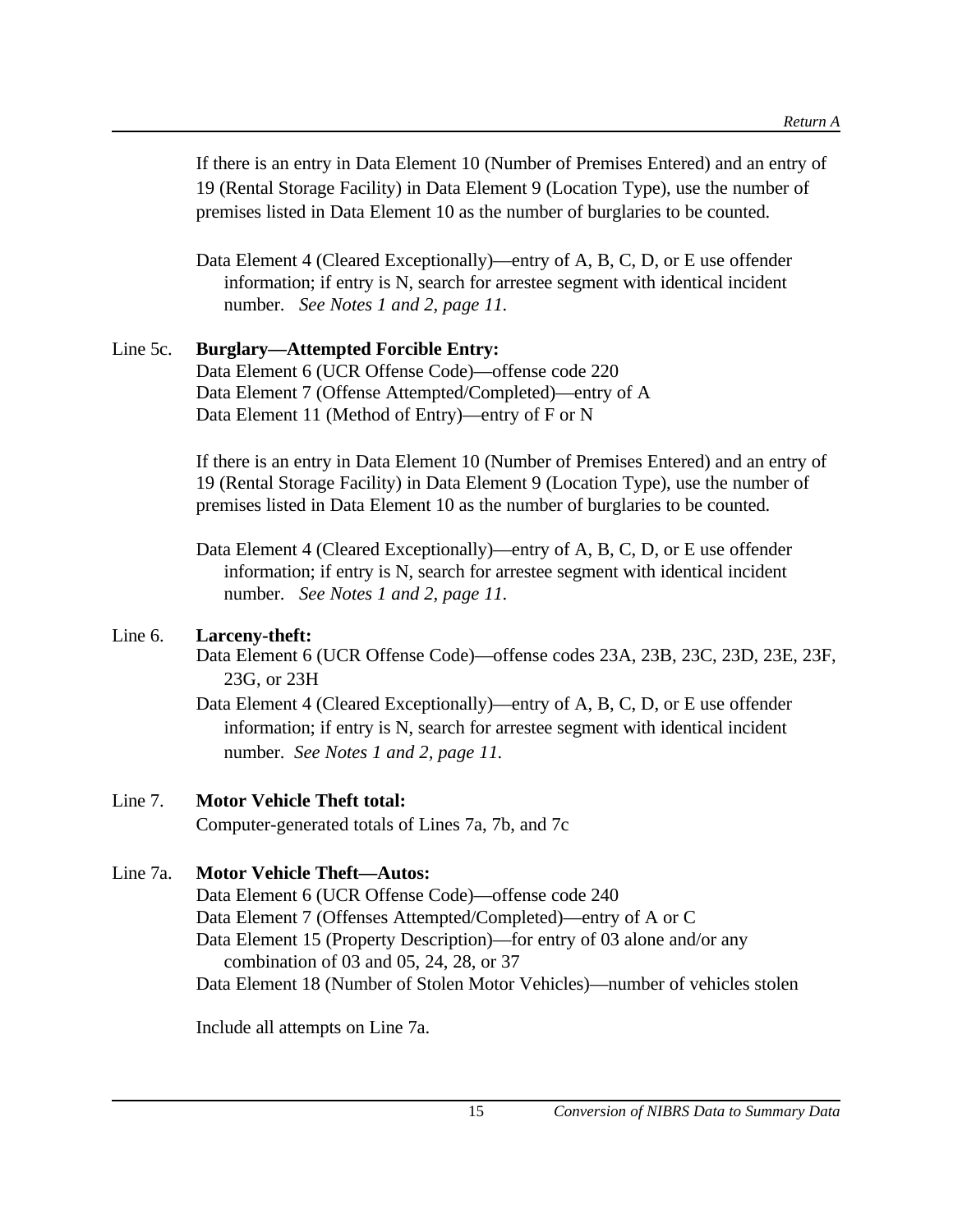If there is an entry in Data Element 10 (Number of Premises Entered) and an entry of 19 (Rental Storage Facility) in Data Element 9 (Location Type), use the number of premises listed in Data Element 10 as the number of burglaries to be counted.

Data Element 4 (Cleared Exceptionally)—entry of A, B, C, D, or E use offender information; if entry is N, search for arrestee segment with identical incident number. *See Notes 1 and 2, page 11.*

Line 5c. **Burglary—Attempted Forcible Entry:**

Data Element 6 (UCR Offense Code)—offense code 220
Data Element 7 (Offense Attempted/Completed)—entry of A
Data Element 11 (Method of Entry)—entry of F or N

If there is an entry in Data Element 10 (Number of Premises Entered) and an entry of 19 (Rental Storage Facility) in Data Element 9 (Location Type), use the number of premises listed in Data Element 10 as the number of burglaries to be counted.

Data Element 4 (Cleared Exceptionally)—entry of A, B, C, D, or E use offender information; if entry is N, search for arrestee segment with identical incident number. *See Notes 1 and 2, page 11.*

Line 6. **Larceny-theft:**

Data Element 6 (UCR Offense Code)—offense codes 23A, 23B, 23C, 23D, 23E, 23F, 23G, or 23H

Data Element 4 (Cleared Exceptionally)—entry of A, B, C, D, or E use offender information; if entry is N, search for arrestee segment with identical incident number. *See Notes 1 and 2, page 11.*

Line 7. **Motor Vehicle Theft total:**

Computer-generated totals of Lines 7a, 7b, and 7c

Line 7a. **Motor Vehicle Theft—Autos:**

Data Element 6 (UCR Offense Code)—offense code 240
Data Element 7 (Offenses Attempted/Completed)—entry of A or C
Data Element 15 (Property Description)—for entry of 03 alone and/or any combination of 03 and 05, 24, 28, or 37
Data Element 18 (Number of Stolen Motor Vehicles)—number of vehicles stolen

Include all attempts on Line 7a.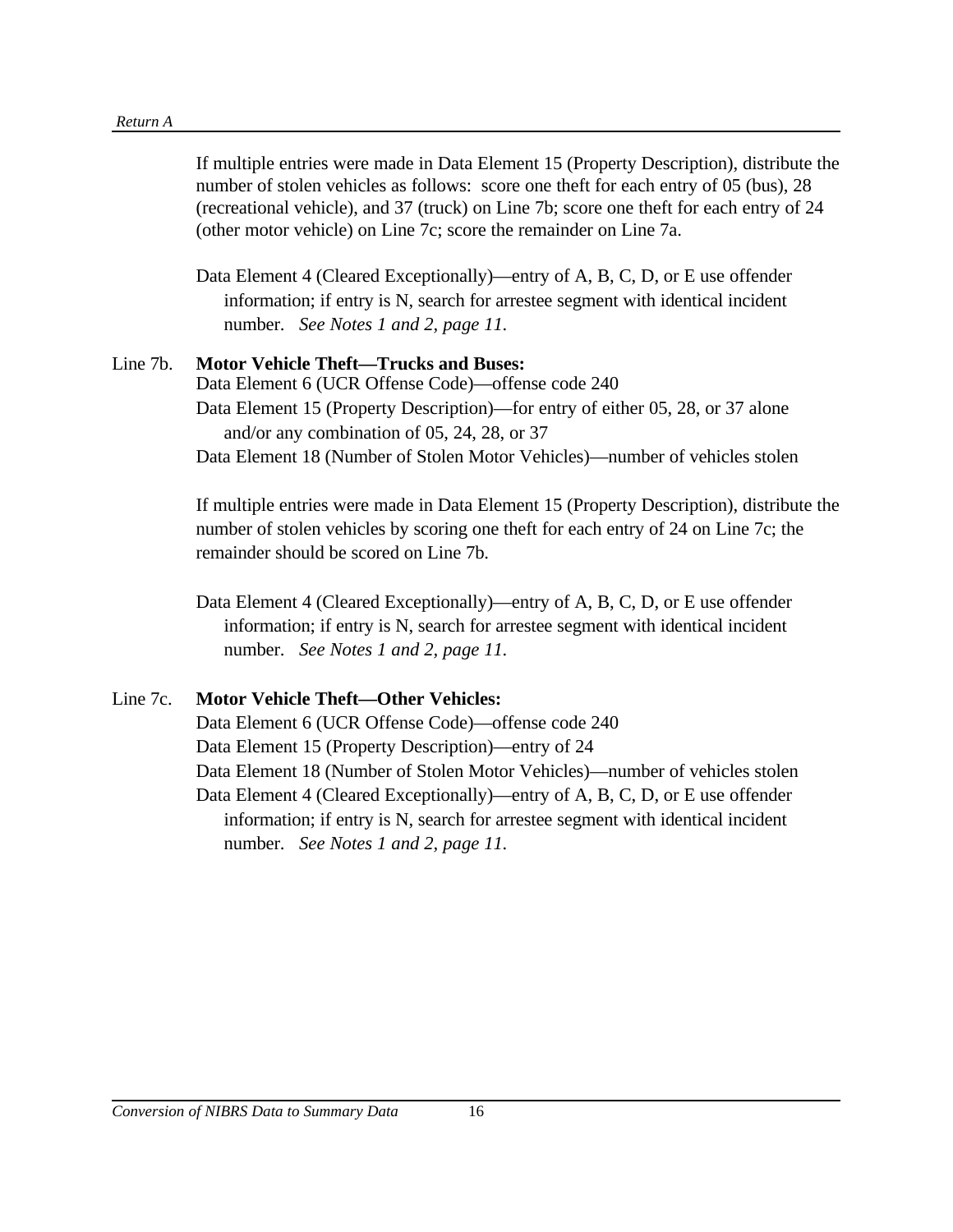If multiple entries were made in Data Element 15 (Property Description), distribute the number of stolen vehicles as follows: score one theft for each entry of 05 (bus), 28 (recreational vehicle), and 37 (truck) on Line 7b; score one theft for each entry of 24 (other motor vehicle) on Line 7c; score the remainder on Line 7a.

Data Element 4 (Cleared Exceptionally)—entry of A, B, C, D, or E use offender information; if entry is N, search for arrestee segment with identical incident number. *See Notes 1 and 2, page 11.*

Line 7b. **Motor Vehicle Theft—Trucks and Buses:**

Data Element 6 (UCR Offense Code)—offense code 240

Data Element 15 (Property Description)—for entry of either 05, 28, or 37 alone and/or any combination of 05, 24, 28, or 37

Data Element 18 (Number of Stolen Motor Vehicles)—number of vehicles stolen

If multiple entries were made in Data Element 15 (Property Description), distribute the number of stolen vehicles by scoring one theft for each entry of 24 on Line 7c; the remainder should be scored on Line 7b.

Data Element 4 (Cleared Exceptionally)—entry of A, B, C, D, or E use offender information; if entry is N, search for arrestee segment with identical incident number. *See Notes 1 and 2, page 11.*

Line 7c. **Motor Vehicle Theft—Other Vehicles:**

Data Element 6 (UCR Offense Code)—offense code 240

Data Element 15 (Property Description)—entry of 24

Data Element 18 (Number of Stolen Motor Vehicles)—number of vehicles stolen

Data Element 4 (Cleared Exceptionally)—entry of A, B, C, D, or E use offender information; if entry is N, search for arrestee segment with identical incident number. *See Notes 1 and 2, page 11.*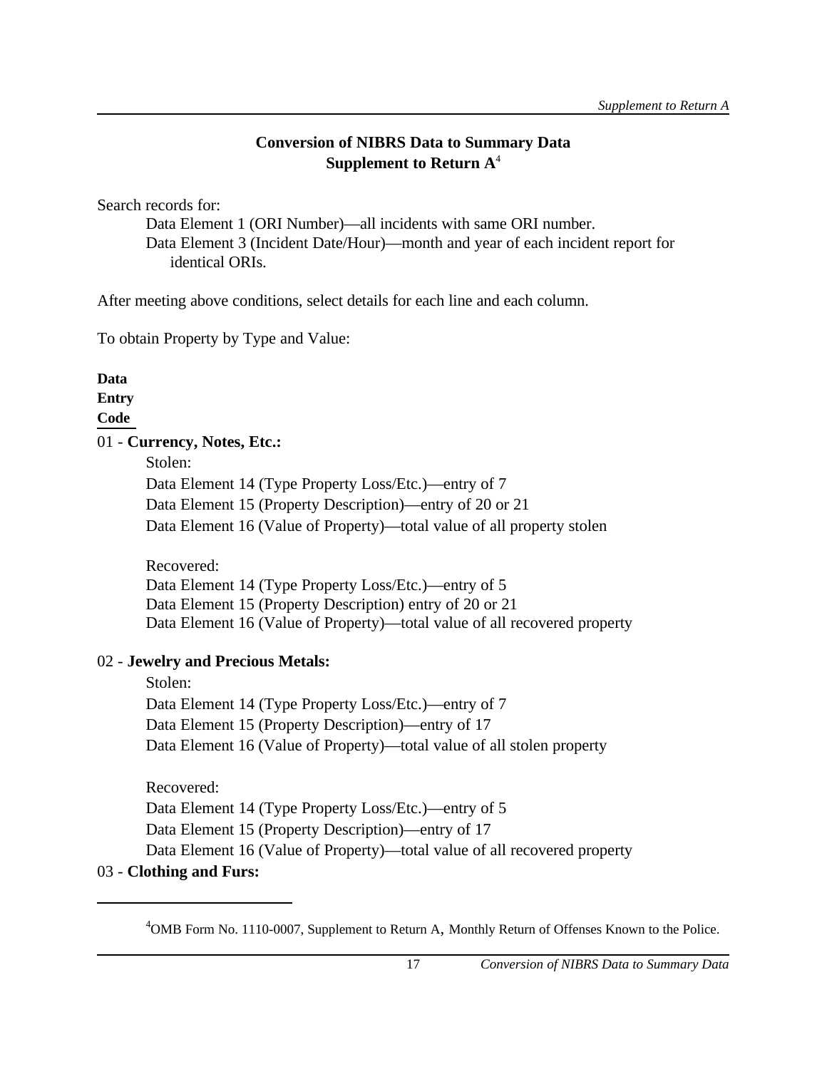## Conversion of NIBRS Data to Summary Data
## Supplement to Return A[4]

Search records for:

Data Element 1 (ORI Number)—all incidents with same ORI number.
Data Element 3 (Incident Date/Hour)—month and year of each incident report for identical ORIs.

After meeting above conditions, select details for each line and each column.

To obtain Property by Type and Value:

**Data Entry Code**

01 - **Currency, Notes, Etc.:**

Stolen:
Data Element 14 (Type Property Loss/Etc.)—entry of 7
Data Element 15 (Property Description)—entry of 20 or 21
Data Element 16 (Value of Property)—total value of all property stolen

Recovered:
Data Element 14 (Type Property Loss/Etc.)—entry of 5
Data Element 15 (Property Description) entry of 20 or 21
Data Element 16 (Value of Property)—total value of all recovered property

02 - **Jewelry and Precious Metals:**

Stolen:
Data Element 14 (Type Property Loss/Etc.)—entry of 7
Data Element 15 (Property Description)—entry of 17
Data Element 16 (Value of Property)—total value of all stolen property

Recovered:
Data Element 14 (Type Property Loss/Etc.)—entry of 5
Data Element 15 (Property Description)—entry of 17
Data Element 16 (Value of Property)—total value of all recovered property

03 - **Clothing and Furs:**

---

[4] OMB Form No. 1110-0007, Supplement to Return A, Monthly Return of Offenses Known to the Police.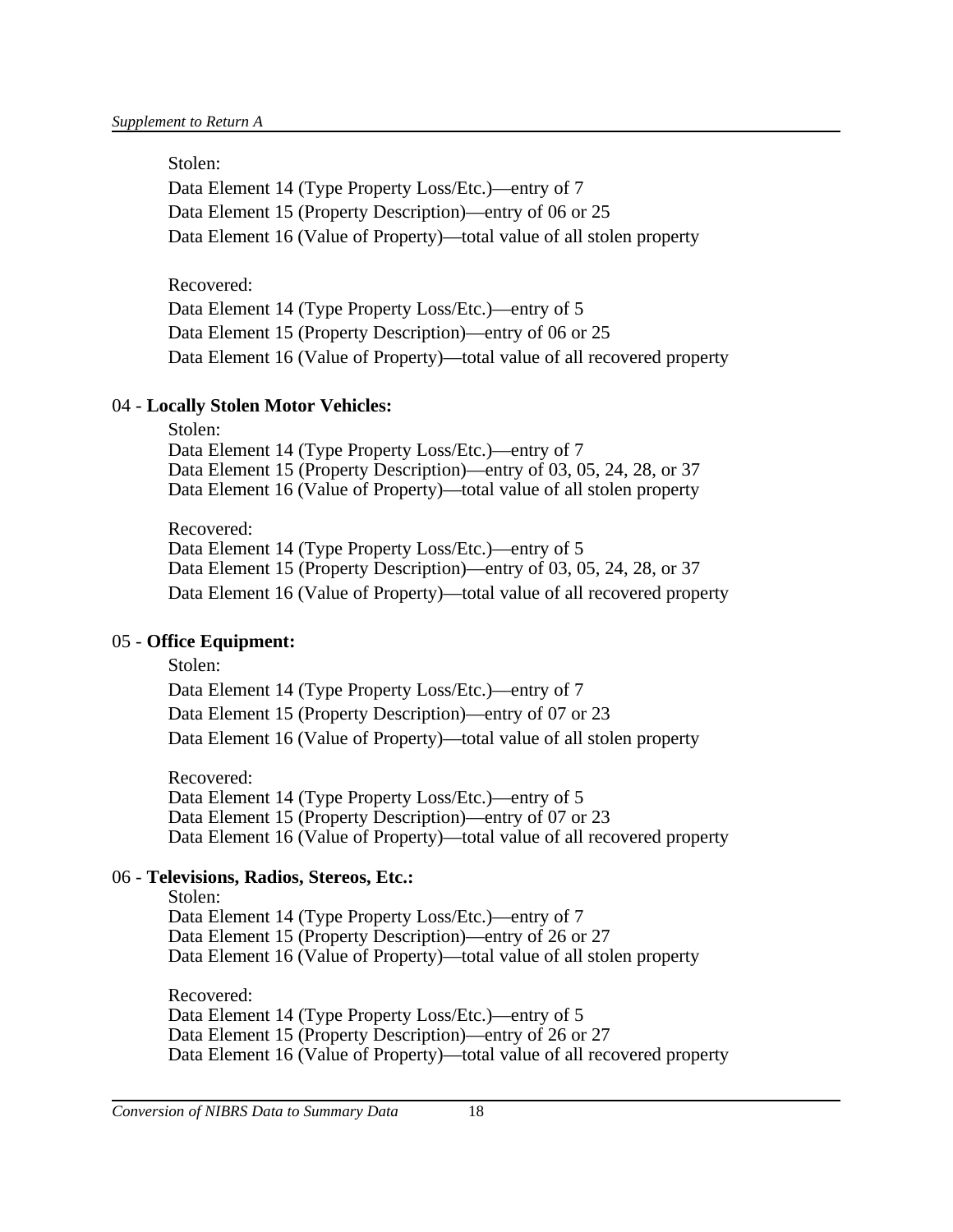Stolen:

Data Element 14 (Type Property Loss/Etc.)—entry of 7

Data Element 15 (Property Description)—entry of 06 or 25

Data Element 16 (Value of Property)—total value of all stolen property

Recovered:

Data Element 14 (Type Property Loss/Etc.)—entry of 5

Data Element 15 (Property Description)—entry of 06 or 25

Data Element 16 (Value of Property)—total value of all recovered property

04 - **Locally Stolen Motor Vehicles:**

Stolen:
Data Element 14 (Type Property Loss/Etc.)—entry of 7
Data Element 15 (Property Description)—entry of 03, 05, 24, 28, or 37
Data Element 16 (Value of Property)—total value of all stolen property

Recovered:
Data Element 14 (Type Property Loss/Etc.)—entry of 5
Data Element 15 (Property Description)—entry of 03, 05, 24, 28, or 37
Data Element 16 (Value of Property)—total value of all recovered property

05 - **Office Equipment:**

Stolen:

Data Element 14 (Type Property Loss/Etc.)—entry of 7

Data Element 15 (Property Description)—entry of 07 or 23

Data Element 16 (Value of Property)—total value of all stolen property

Recovered:
Data Element 14 (Type Property Loss/Etc.)—entry of 5
Data Element 15 (Property Description)—entry of 07 or 23
Data Element 16 (Value of Property)—total value of all recovered property

06 - **Televisions, Radios, Stereos, Etc.:**

Stolen:
Data Element 14 (Type Property Loss/Etc.)—entry of 7
Data Element 15 (Property Description)—entry of 26 or 27
Data Element 16 (Value of Property)—total value of all stolen property

Recovered:
Data Element 14 (Type Property Loss/Etc.)—entry of 5
Data Element 15 (Property Description)—entry of 26 or 27
Data Element 16 (Value of Property)—total value of all recovered property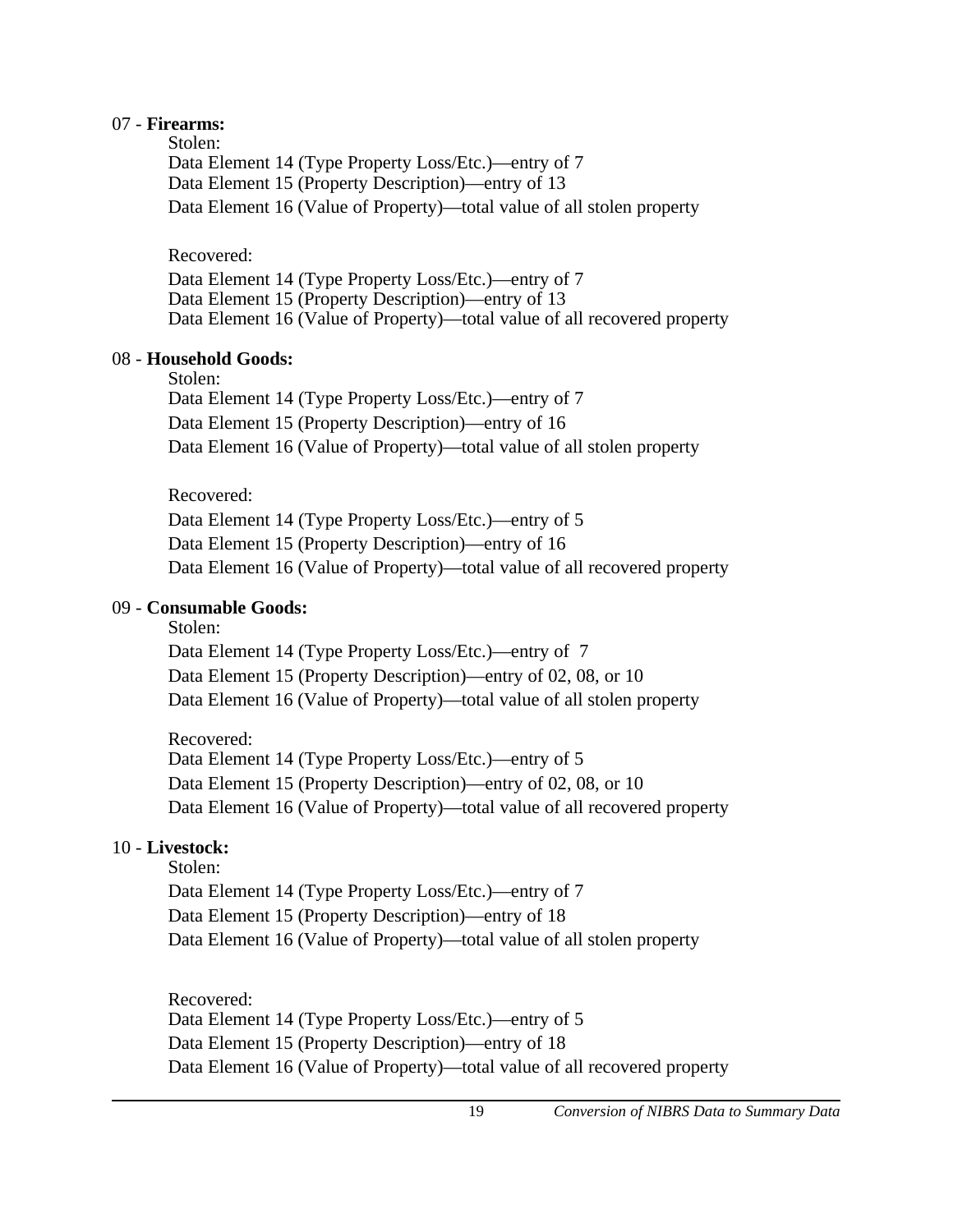07 - **Firearms:**

Stolen:
Data Element 14 (Type Property Loss/Etc.)—entry of 7
Data Element 15 (Property Description)—entry of 13
Data Element 16 (Value of Property)—total value of all stolen property

Recovered:
Data Element 14 (Type Property Loss/Etc.)—entry of 7
Data Element 15 (Property Description)—entry of 13
Data Element 16 (Value of Property)—total value of all recovered property

08 - **Household Goods:**

Stolen:
Data Element 14 (Type Property Loss/Etc.)—entry of 7
Data Element 15 (Property Description)—entry of 16
Data Element 16 (Value of Property)—total value of all stolen property

Recovered:
Data Element 14 (Type Property Loss/Etc.)—entry of 5
Data Element 15 (Property Description)—entry of 16
Data Element 16 (Value of Property)—total value of all recovered property

09 - **Consumable Goods:**

Stolen:
Data Element 14 (Type Property Loss/Etc.)—entry of 7
Data Element 15 (Property Description)—entry of 02, 08, or 10
Data Element 16 (Value of Property)—total value of all stolen property

Recovered:
Data Element 14 (Type Property Loss/Etc.)—entry of 5
Data Element 15 (Property Description)—entry of 02, 08, or 10
Data Element 16 (Value of Property)—total value of all recovered property

10 - **Livestock:**

Stolen:
Data Element 14 (Type Property Loss/Etc.)—entry of 7
Data Element 15 (Property Description)—entry of 18
Data Element 16 (Value of Property)—total value of all stolen property

Recovered:
Data Element 14 (Type Property Loss/Etc.)—entry of 5
Data Element 15 (Property Description)—entry of 18
Data Element 16 (Value of Property)—total value of all recovered property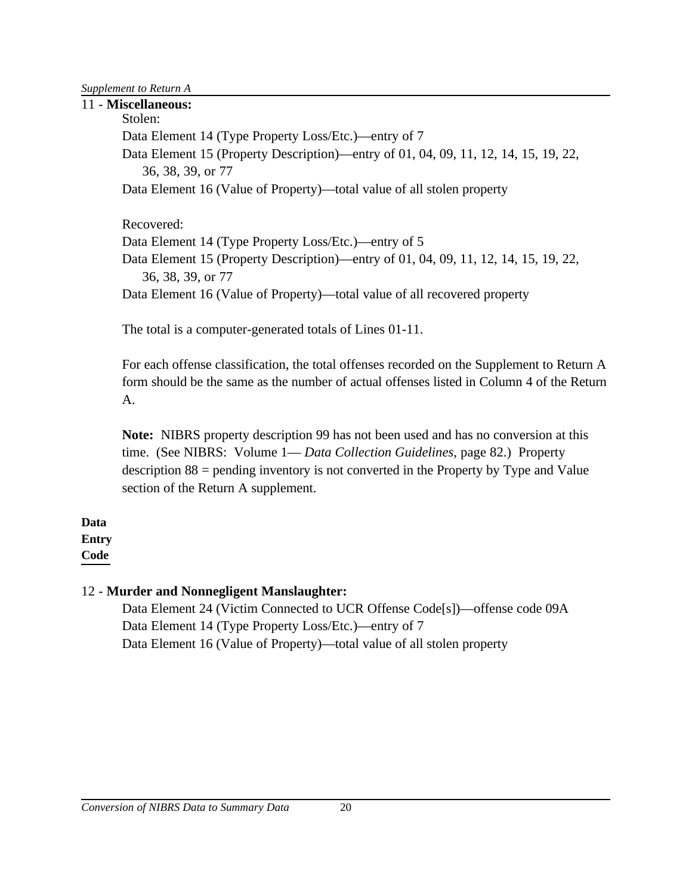11 - **Miscellaneous:**

Stolen:

Data Element 14 (Type Property Loss/Etc.)—entry of 7

Data Element 15 (Property Description)—entry of 01, 04, 09, 11, 12, 14, 15, 19, 22, 36, 38, 39, or 77

Data Element 16 (Value of Property)—total value of all stolen property

Recovered:

Data Element 14 (Type Property Loss/Etc.)—entry of 5

Data Element 15 (Property Description)—entry of 01, 04, 09, 11, 12, 14, 15, 19, 22, 36, 38, 39, or 77

Data Element 16 (Value of Property)—total value of all recovered property

The total is a computer-generated totals of Lines 01-11.

For each offense classification, the total offenses recorded on the Supplement to Return A form should be the same as the number of actual offenses listed in Column 4 of the Return A.

**Note:** NIBRS property description 99 has not been used and has no conversion at this time. (See NIBRS: Volume 1— *Data Collection Guidelines*, page 82.) Property description 88 = pending inventory is not converted in the Property by Type and Value section of the Return A supplement.

**Data Entry Code**

12 - **Murder and Nonnegligent Manslaughter:**

Data Element 24 (Victim Connected to UCR Offense Code[s])—offense code 09A

Data Element 14 (Type Property Loss/Etc.)—entry of 7

Data Element 16 (Value of Property)—total value of all stolen property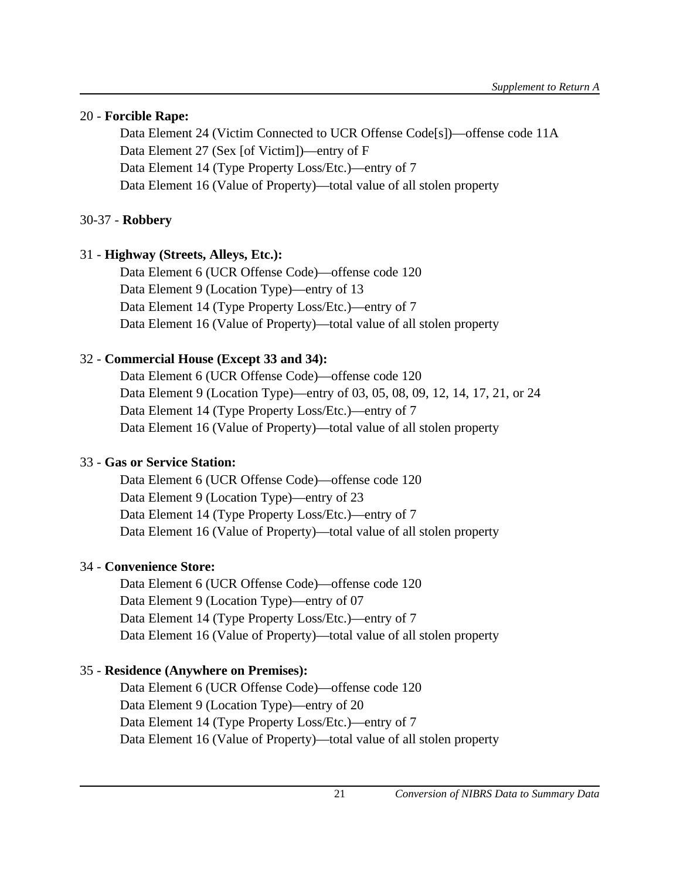20 - **Forcible Rape:**

Data Element 24 (Victim Connected to UCR Offense Code[s])—offense code 11A
Data Element 27 (Sex [of Victim])—entry of F
Data Element 14 (Type Property Loss/Etc.)—entry of 7
Data Element 16 (Value of Property)—total value of all stolen property

30-37 - **Robbery**

31 - **Highway (Streets, Alleys, Etc.):**

Data Element 6 (UCR Offense Code)—offense code 120
Data Element 9 (Location Type)—entry of 13
Data Element 14 (Type Property Loss/Etc.)—entry of 7
Data Element 16 (Value of Property)—total value of all stolen property

32 - **Commercial House (Except 33 and 34):**

Data Element 6 (UCR Offense Code)—offense code 120
Data Element 9 (Location Type)—entry of 03, 05, 08, 09, 12, 14, 17, 21, or 24
Data Element 14 (Type Property Loss/Etc.)—entry of 7
Data Element 16 (Value of Property)—total value of all stolen property

33 - **Gas or Service Station:**

Data Element 6 (UCR Offense Code)—offense code 120
Data Element 9 (Location Type)—entry of 23
Data Element 14 (Type Property Loss/Etc.)—entry of 7
Data Element 16 (Value of Property)—total value of all stolen property

34 - **Convenience Store:**

Data Element 6 (UCR Offense Code)—offense code 120
Data Element 9 (Location Type)—entry of 07
Data Element 14 (Type Property Loss/Etc.)—entry of 7
Data Element 16 (Value of Property)—total value of all stolen property

35 - **Residence (Anywhere on Premises):**

Data Element 6 (UCR Offense Code)—offense code 120
Data Element 9 (Location Type)—entry of 20
Data Element 14 (Type Property Loss/Etc.)—entry of 7
Data Element 16 (Value of Property)—total value of all stolen property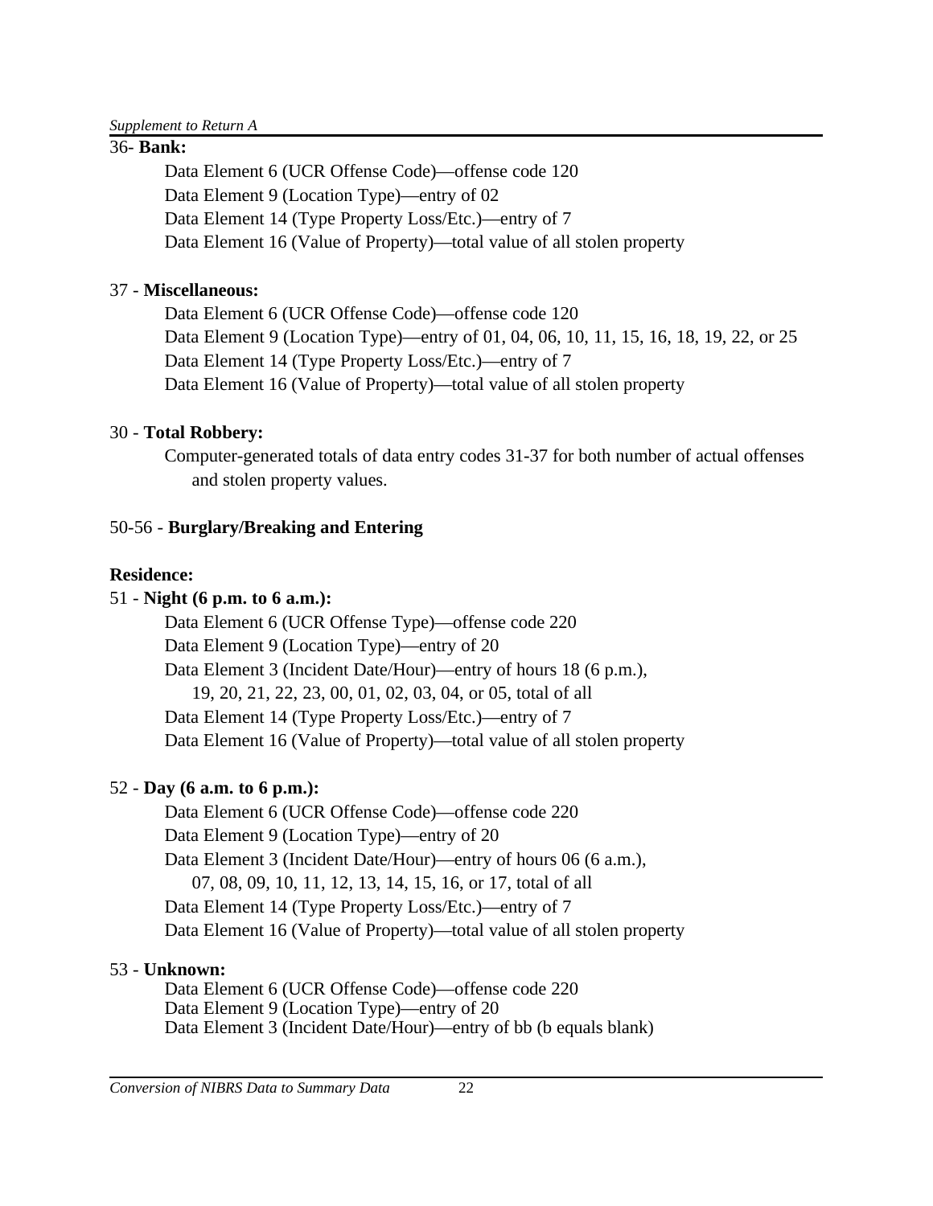36- **Bank:**

Data Element 6 (UCR Offense Code)—offense code 120
Data Element 9 (Location Type)—entry of 02
Data Element 14 (Type Property Loss/Etc.)—entry of 7
Data Element 16 (Value of Property)—total value of all stolen property

37 - **Miscellaneous:**

Data Element 6 (UCR Offense Code)—offense code 120
Data Element 9 (Location Type)—entry of 01, 04, 06, 10, 11, 15, 16, 18, 19, 22, or 25
Data Element 14 (Type Property Loss/Etc.)—entry of 7
Data Element 16 (Value of Property)—total value of all stolen property

30 - **Total Robbery:**

Computer-generated totals of data entry codes 31-37 for both number of actual offenses and stolen property values.

50-56 - **Burglary/Breaking and Entering**

**Residence:**

51 - **Night (6 p.m. to 6 a.m.):**

Data Element 6 (UCR Offense Type)—offense code 220
Data Element 9 (Location Type)—entry of 20
Data Element 3 (Incident Date/Hour)—entry of hours 18 (6 p.m.), 19, 20, 21, 22, 23, 00, 01, 02, 03, 04, or 05, total of all
Data Element 14 (Type Property Loss/Etc.)—entry of 7
Data Element 16 (Value of Property)—total value of all stolen property

52 - **Day (6 a.m. to 6 p.m.):**

Data Element 6 (UCR Offense Code)—offense code 220
Data Element 9 (Location Type)—entry of 20
Data Element 3 (Incident Date/Hour)—entry of hours 06 (6 a.m.), 07, 08, 09, 10, 11, 12, 13, 14, 15, 16, or 17, total of all
Data Element 14 (Type Property Loss/Etc.)—entry of 7
Data Element 16 (Value of Property)—total value of all stolen property

53 - **Unknown:**

Data Element 6 (UCR Offense Code)—offense code 220
Data Element 9 (Location Type)—entry of 20
Data Element 3 (Incident Date/Hour)—entry of bb (b equals blank)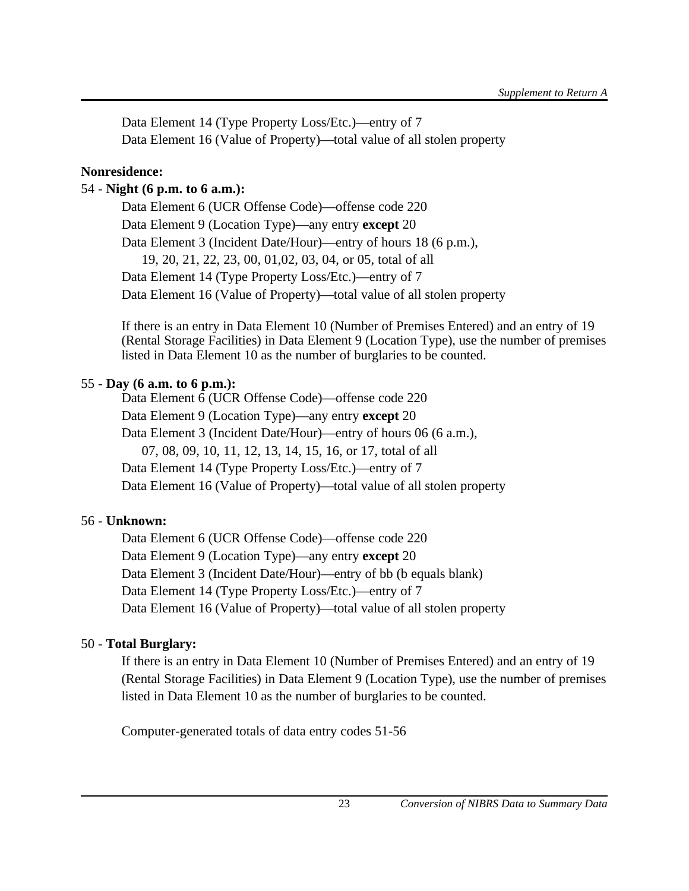Data Element 14 (Type Property Loss/Etc.)—entry of 7

Data Element 16 (Value of Property)—total value of all stolen property

**Nonresidence:**

54 - **Night (6 p.m. to 6 a.m.):**

Data Element 6 (UCR Offense Code)—offense code 220

Data Element 9 (Location Type)—any entry **except** 20

Data Element 3 (Incident Date/Hour)—entry of hours 18 (6 p.m.), 19, 20, 21, 22, 23, 00, 01,02, 03, 04, or 05, total of all

Data Element 14 (Type Property Loss/Etc.)—entry of 7

Data Element 16 (Value of Property)—total value of all stolen property

If there is an entry in Data Element 10 (Number of Premises Entered) and an entry of 19 (Rental Storage Facilities) in Data Element 9 (Location Type), use the number of premises listed in Data Element 10 as the number of burglaries to be counted.

55 - **Day (6 a.m. to 6 p.m.):**

Data Element 6 (UCR Offense Code)—offense code 220

Data Element 9 (Location Type)—any entry **except** 20

Data Element 3 (Incident Date/Hour)—entry of hours 06 (6 a.m.), 07, 08, 09, 10, 11, 12, 13, 14, 15, 16, or 17, total of all

Data Element 14 (Type Property Loss/Etc.)—entry of 7

Data Element 16 (Value of Property)—total value of all stolen property

56 - **Unknown:**

Data Element 6 (UCR Offense Code)—offense code 220

Data Element 9 (Location Type)—any entry **except** 20

Data Element 3 (Incident Date/Hour)—entry of bb (b equals blank)

Data Element 14 (Type Property Loss/Etc.)—entry of 7

Data Element 16 (Value of Property)—total value of all stolen property

50 - **Total Burglary:**

If there is an entry in Data Element 10 (Number of Premises Entered) and an entry of 19 (Rental Storage Facilities) in Data Element 9 (Location Type), use the number of premises listed in Data Element 10 as the number of burglaries to be counted.

Computer-generated totals of data entry codes 51-56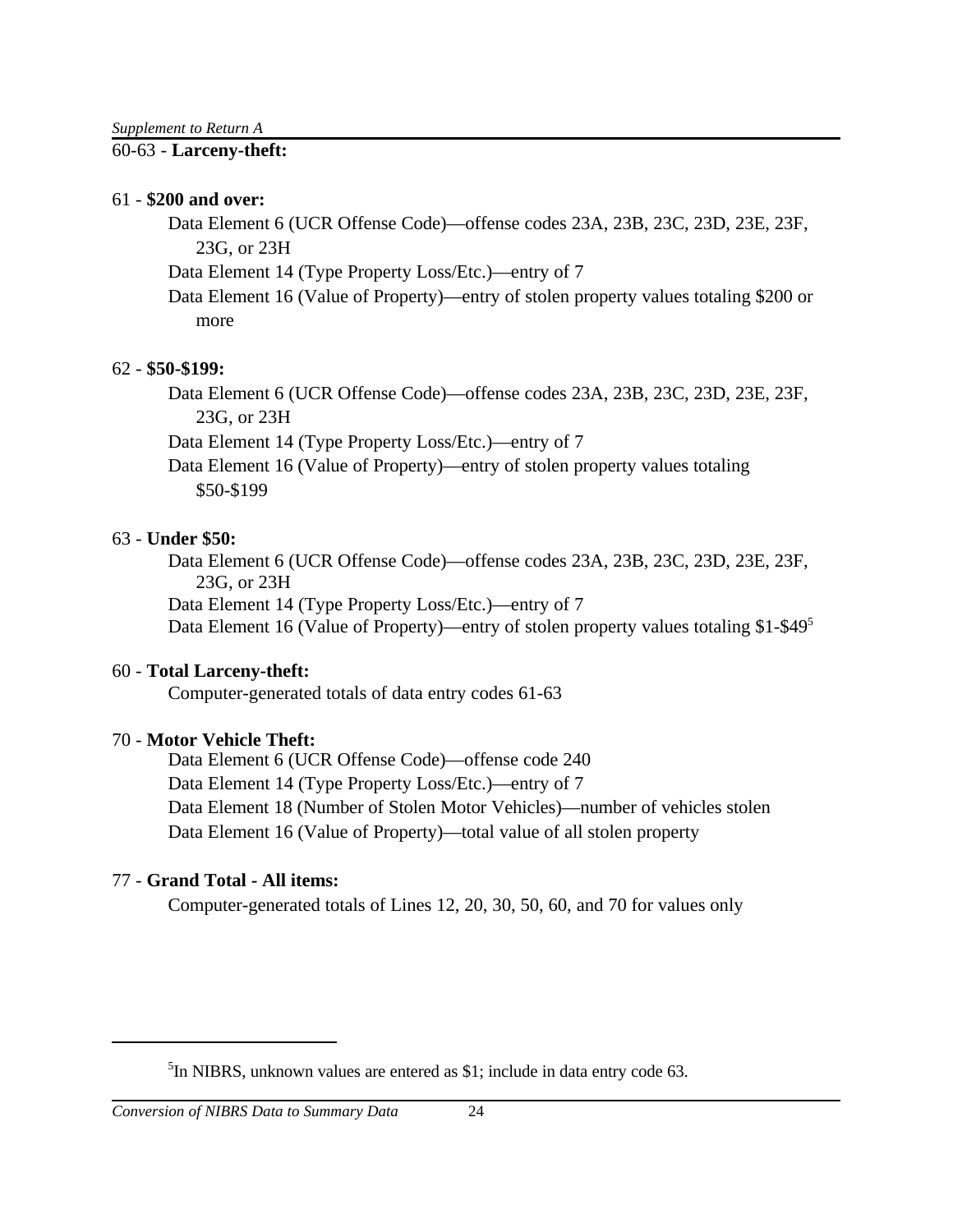60-63 - **Larceny-theft:**

61 - **$200 and over:**

Data Element 6 (UCR Offense Code)—offense codes 23A, 23B, 23C, 23D, 23E, 23F, 23G, or 23H

Data Element 14 (Type Property Loss/Etc.)—entry of 7

Data Element 16 (Value of Property)—entry of stolen property values totaling $200 or more

62 - **$50-$199:**

Data Element 6 (UCR Offense Code)—offense codes 23A, 23B, 23C, 23D, 23E, 23F, 23G, or 23H

Data Element 14 (Type Property Loss/Etc.)—entry of 7

Data Element 16 (Value of Property)—entry of stolen property values totaling $50-$199

63 - **Under $50:**

Data Element 6 (UCR Offense Code)—offense codes 23A, 23B, 23C, 23D, 23E, 23F, 23G, or 23H

Data Element 14 (Type Property Loss/Etc.)—entry of 7

Data Element 16 (Value of Property)—entry of stolen property values totaling $1-$49[5]

60 - **Total Larceny-theft:**

Computer-generated totals of data entry codes 61-63

70 - **Motor Vehicle Theft:**

Data Element 6 (UCR Offense Code)—offense code 240

Data Element 14 (Type Property Loss/Etc.)—entry of 7

Data Element 18 (Number of Stolen Motor Vehicles)—number of vehicles stolen

Data Element 16 (Value of Property)—total value of all stolen property

77 - **Grand Total - All items:**

Computer-generated totals of Lines 12, 20, 30, 50, 60, and 70 for values only

---

[5]In NIBRS, unknown values are entered as $1; include in data entry code 63.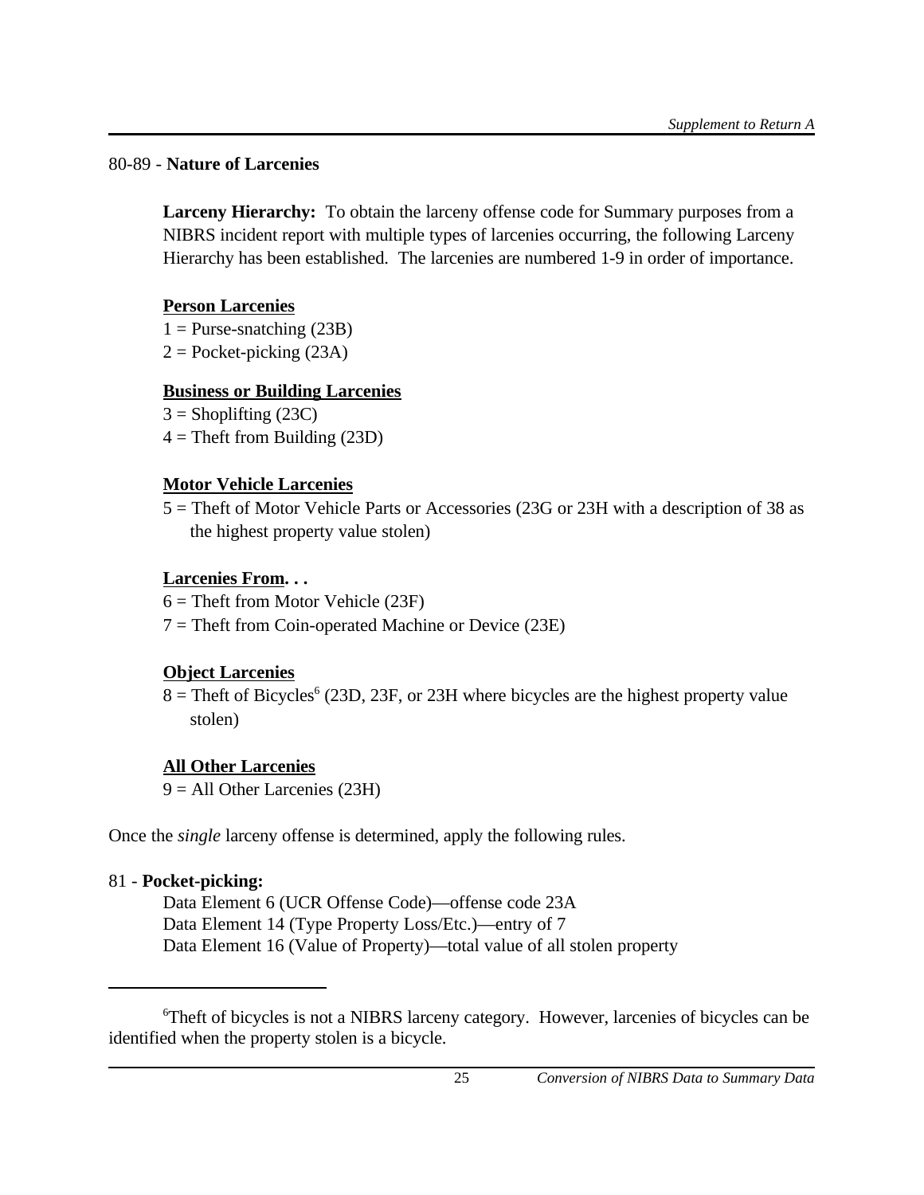80-89 - **Nature of Larcenies**

**Larceny Hierarchy:** To obtain the larceny offense code for Summary purposes from a NIBRS incident report with multiple types of larcenies occurring, the following Larceny Hierarchy has been established. The larcenies are numbered 1-9 in order of importance.

**Person Larcenies**

1 = Purse-snatching (23B)
2 = Pocket-picking (23A)

**Business or Building Larcenies**

3 = Shoplifting (23C)
4 = Theft from Building (23D)

**Motor Vehicle Larcenies**

5 = Theft of Motor Vehicle Parts or Accessories (23G or 23H with a description of 38 as the highest property value stolen)

**Larcenies From. . .**

6 = Theft from Motor Vehicle (23F)
7 = Theft from Coin-operated Machine or Device (23E)

**Object Larcenies**

8 = Theft of Bicycles[6] (23D, 23F, or 23H where bicycles are the highest property value stolen)

**All Other Larcenies**

9 = All Other Larcenies (23H)

Once the *single* larceny offense is determined, apply the following rules.

81 - **Pocket-picking:**

Data Element 6 (UCR Offense Code)—offense code 23A
Data Element 14 (Type Property Loss/Etc.)—entry of 7
Data Element 16 (Value of Property)—total value of all stolen property

---

[6]Theft of bicycles is not a NIBRS larceny category. However, larcenies of bicycles can be identified when the property stolen is a bicycle.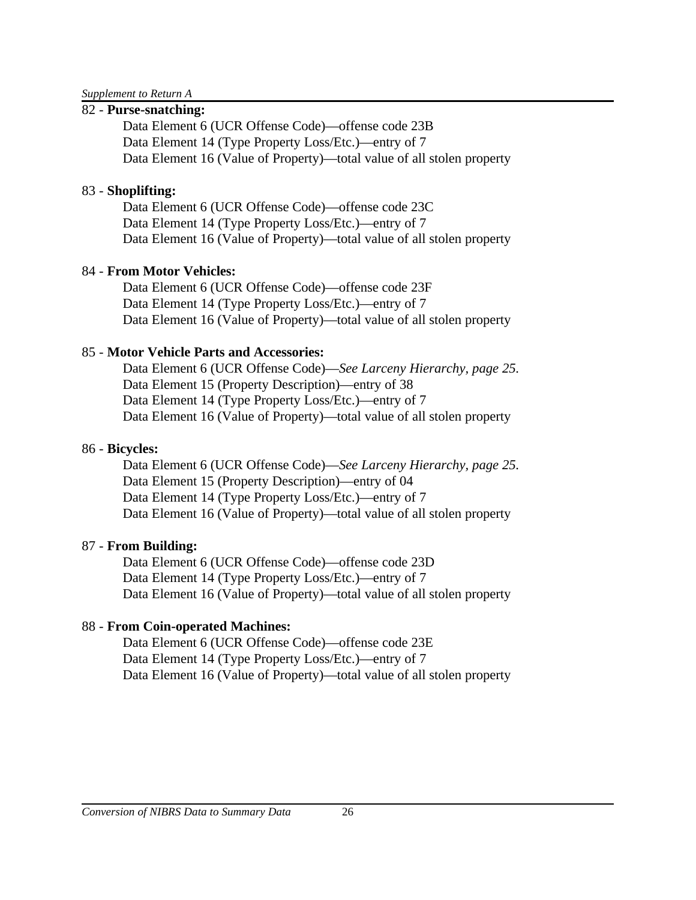82 - **Purse-snatching:**

Data Element 6 (UCR Offense Code)—offense code 23B
Data Element 14 (Type Property Loss/Etc.)—entry of 7
Data Element 16 (Value of Property)—total value of all stolen property

83 - **Shoplifting:**

Data Element 6 (UCR Offense Code)—offense code 23C
Data Element 14 (Type Property Loss/Etc.)—entry of 7
Data Element 16 (Value of Property)—total value of all stolen property

84 - **From Motor Vehicles:**

Data Element 6 (UCR Offense Code)—offense code 23F
Data Element 14 (Type Property Loss/Etc.)—entry of 7
Data Element 16 (Value of Property)—total value of all stolen property

85 - **Motor Vehicle Parts and Accessories:**

Data Element 6 (UCR Offense Code)—*See Larceny Hierarchy, page 25.*
Data Element 15 (Property Description)—entry of 38
Data Element 14 (Type Property Loss/Etc.)—entry of 7
Data Element 16 (Value of Property)—total value of all stolen property

86 - **Bicycles:**

Data Element 6 (UCR Offense Code)—*See Larceny Hierarchy, page 25.*
Data Element 15 (Property Description)—entry of 04
Data Element 14 (Type Property Loss/Etc.)—entry of 7
Data Element 16 (Value of Property)—total value of all stolen property

87 - **From Building:**

Data Element 6 (UCR Offense Code)—offense code 23D
Data Element 14 (Type Property Loss/Etc.)—entry of 7
Data Element 16 (Value of Property)—total value of all stolen property

88 - **From Coin-operated Machines:**

Data Element 6 (UCR Offense Code)—offense code 23E
Data Element 14 (Type Property Loss/Etc.)—entry of 7
Data Element 16 (Value of Property)—total value of all stolen property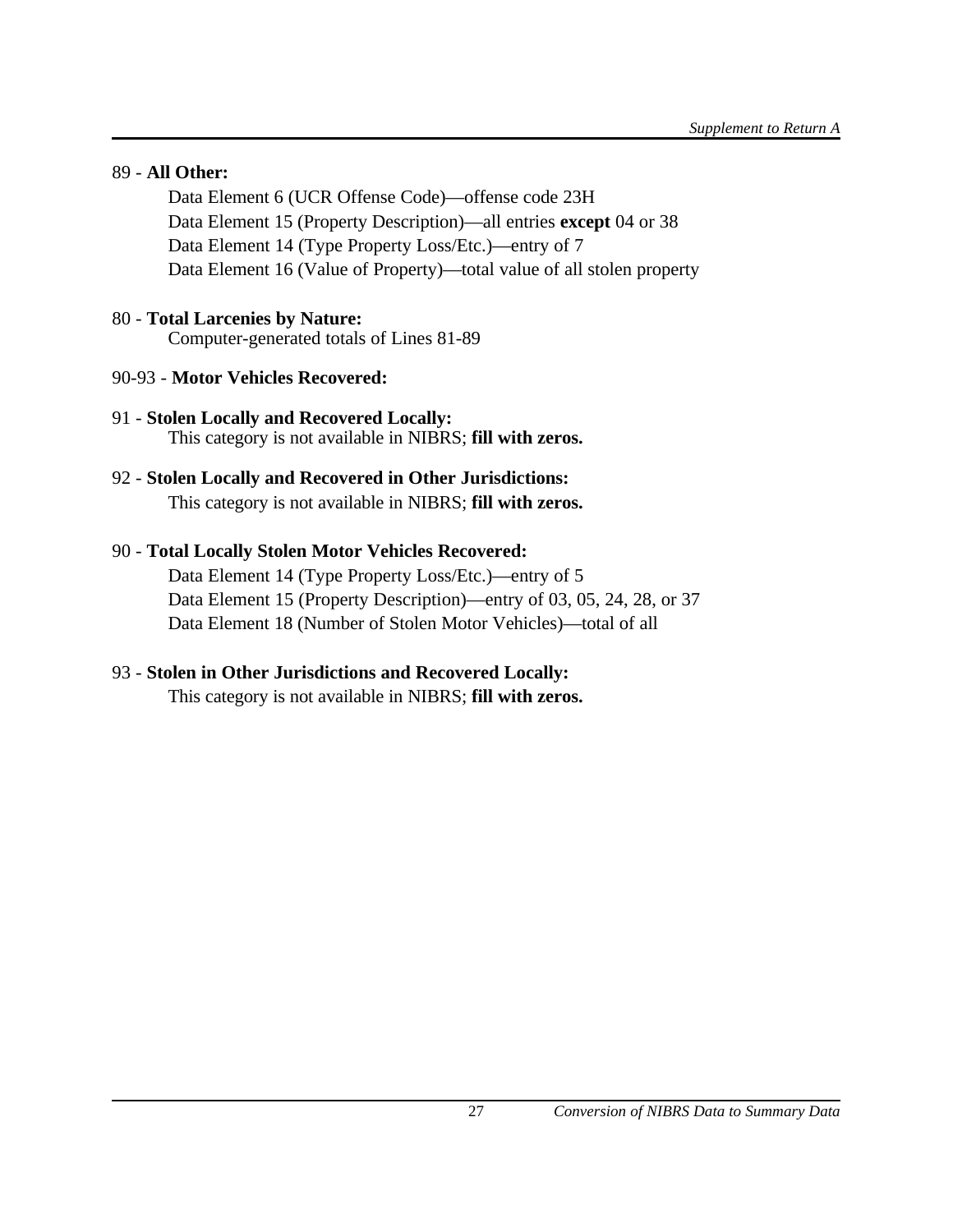89 - **All Other:**

Data Element 6 (UCR Offense Code)—offense code 23H

Data Element 15 (Property Description)—all entries **except** 04 or 38

Data Element 14 (Type Property Loss/Etc.)—entry of 7

Data Element 16 (Value of Property)—total value of all stolen property

80 - **Total Larcenies by Nature:**

Computer-generated totals of Lines 81-89

90-93 - **Motor Vehicles Recovered:**

91 - **Stolen Locally and Recovered Locally:**

This category is not available in NIBRS; **fill with zeros.**

92 - **Stolen Locally and Recovered in Other Jurisdictions:**

This category is not available in NIBRS; **fill with zeros.**

90 - **Total Locally Stolen Motor Vehicles Recovered:**

Data Element 14 (Type Property Loss/Etc.)—entry of 5

Data Element 15 (Property Description)—entry of 03, 05, 24, 28, or 37

Data Element 18 (Number of Stolen Motor Vehicles)—total of all

93 - **Stolen in Other Jurisdictions and Recovered Locally:**

This category is not available in NIBRS; **fill with zeros.**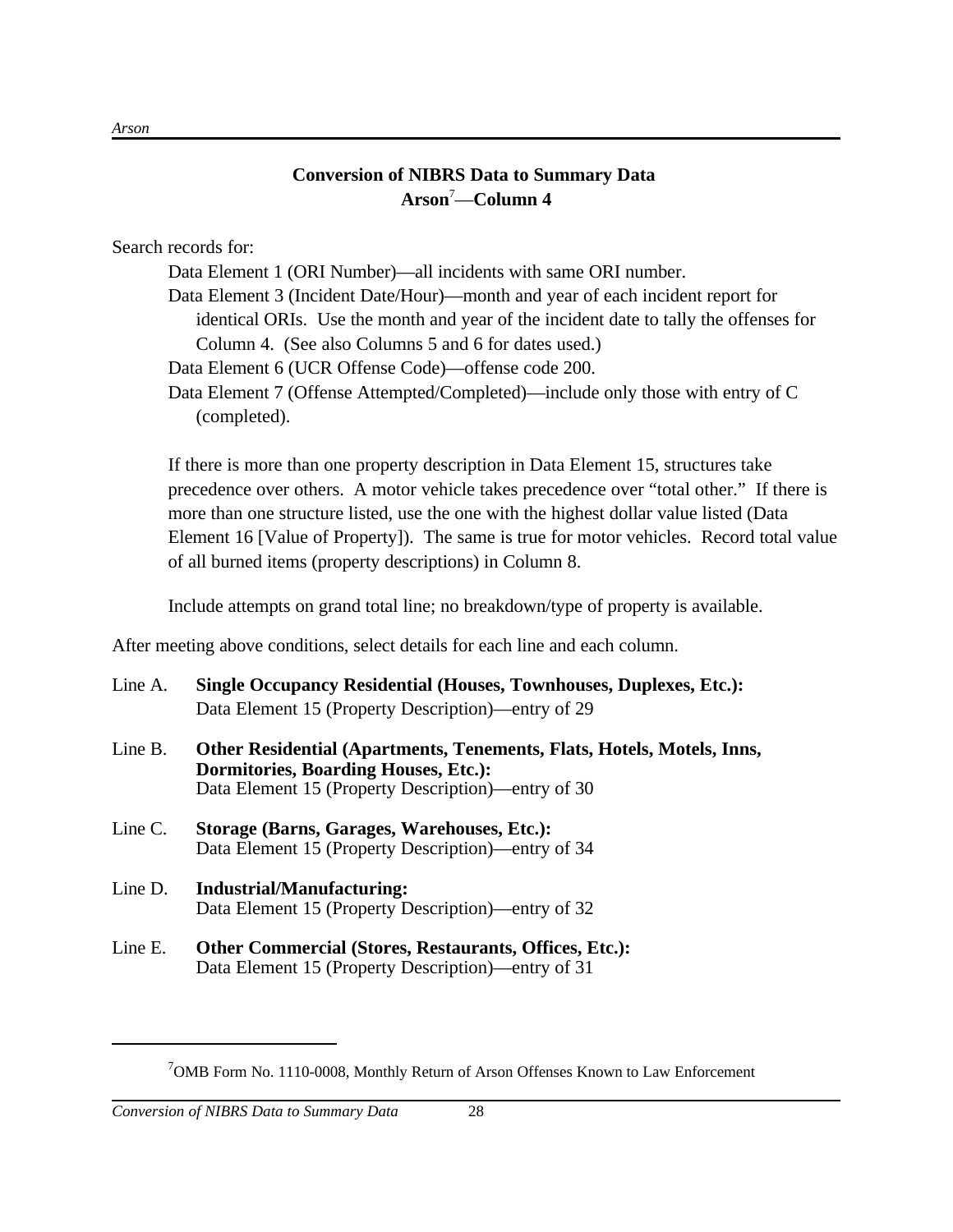## Conversion of NIBRS Data to Summary Data
## Arson[7]—Column 4

Search records for:

Data Element 1 (ORI Number)—all incidents with same ORI number.

Data Element 3 (Incident Date/Hour)—month and year of each incident report for identical ORIs. Use the month and year of the incident date to tally the offenses for Column 4. (See also Columns 5 and 6 for dates used.)

Data Element 6 (UCR Offense Code)—offense code 200.

Data Element 7 (Offense Attempted/Completed)—include only those with entry of C (completed).

If there is more than one property description in Data Element 15, structures take precedence over others. A motor vehicle takes precedence over "total other." If there is more than one structure listed, use the one with the highest dollar value listed (Data Element 16 [Value of Property]). The same is true for motor vehicles. Record total value of all burned items (property descriptions) in Column 8.

Include attempts on grand total line; no breakdown/type of property is available.

After meeting above conditions, select details for each line and each column.

Line A. **Single Occupancy Residential (Houses, Townhouses, Duplexes, Etc.):**
Data Element 15 (Property Description)—entry of 29

Line B. **Other Residential (Apartments, Tenements, Flats, Hotels, Motels, Inns, Dormitories, Boarding Houses, Etc.):**
Data Element 15 (Property Description)—entry of 30

Line C. **Storage (Barns, Garages, Warehouses, Etc.):**
Data Element 15 (Property Description)—entry of 34

Line D. **Industrial/Manufacturing:**
Data Element 15 (Property Description)—entry of 32

Line E. **Other Commercial (Stores, Restaurants, Offices, Etc.):**
Data Element 15 (Property Description)—entry of 31

---

[7] OMB Form No. 1110-0008, Monthly Return of Arson Offenses Known to Law Enforcement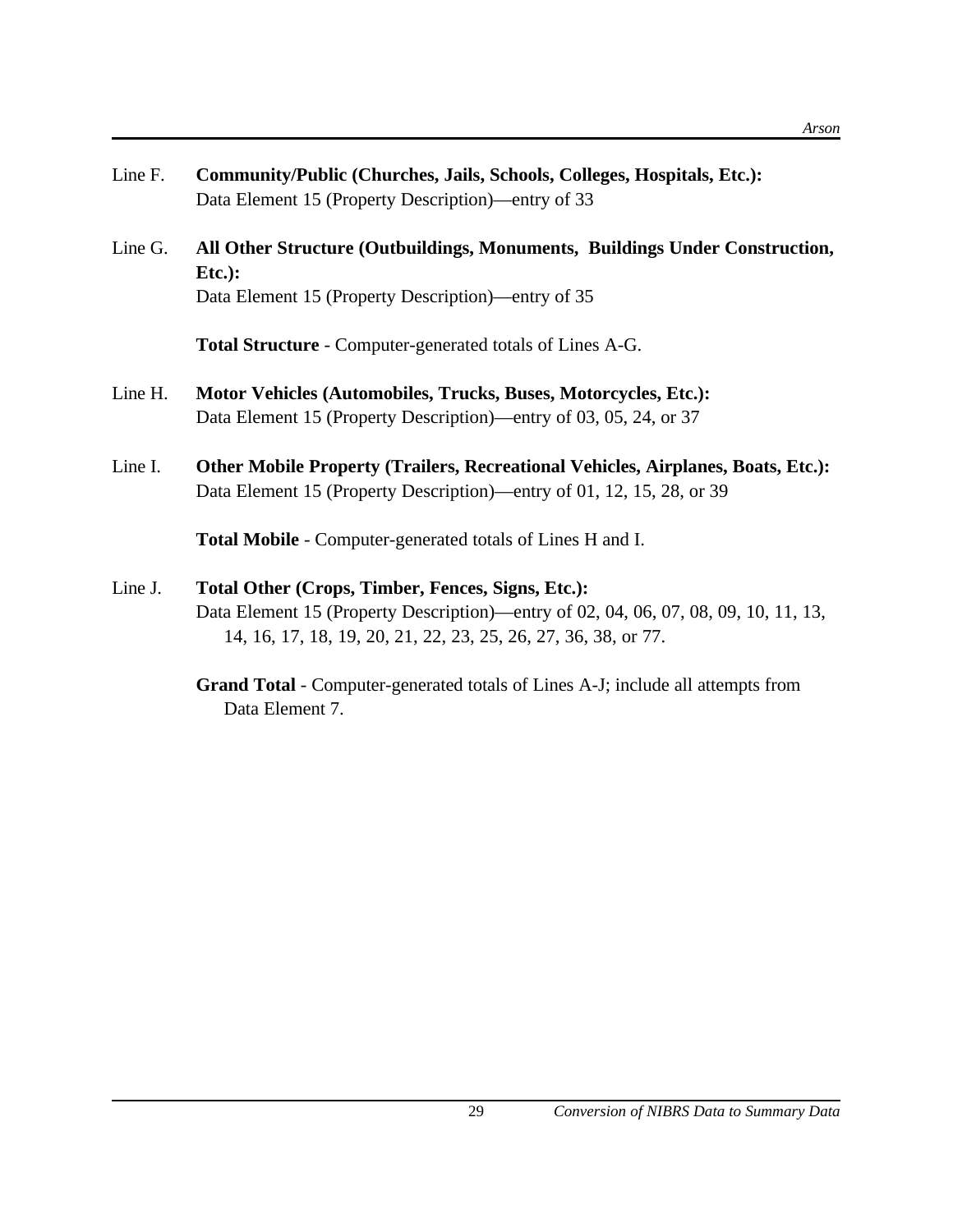Line F. **Community/Public (Churches, Jails, Schools, Colleges, Hospitals, Etc.):**
Data Element 15 (Property Description)—entry of 33

Line G. **All Other Structure (Outbuildings, Monuments, Buildings Under Construction, Etc.):**
Data Element 15 (Property Description)—entry of 35

**Total Structure** - Computer-generated totals of Lines A-G.

Line H. **Motor Vehicles (Automobiles, Trucks, Buses, Motorcycles, Etc.):**
Data Element 15 (Property Description)—entry of 03, 05, 24, or 37

Line I. **Other Mobile Property (Trailers, Recreational Vehicles, Airplanes, Boats, Etc.):**
Data Element 15 (Property Description)—entry of 01, 12, 15, 28, or 39

**Total Mobile** - Computer-generated totals of Lines H and I.

Line J. **Total Other (Crops, Timber, Fences, Signs, Etc.):**
Data Element 15 (Property Description)—entry of 02, 04, 06, 07, 08, 09, 10, 11, 13, 14, 16, 17, 18, 19, 20, 21, 22, 23, 25, 26, 27, 36, 38, or 77.

**Grand Total** - Computer-generated totals of Lines A-J; include all attempts from Data Element 7.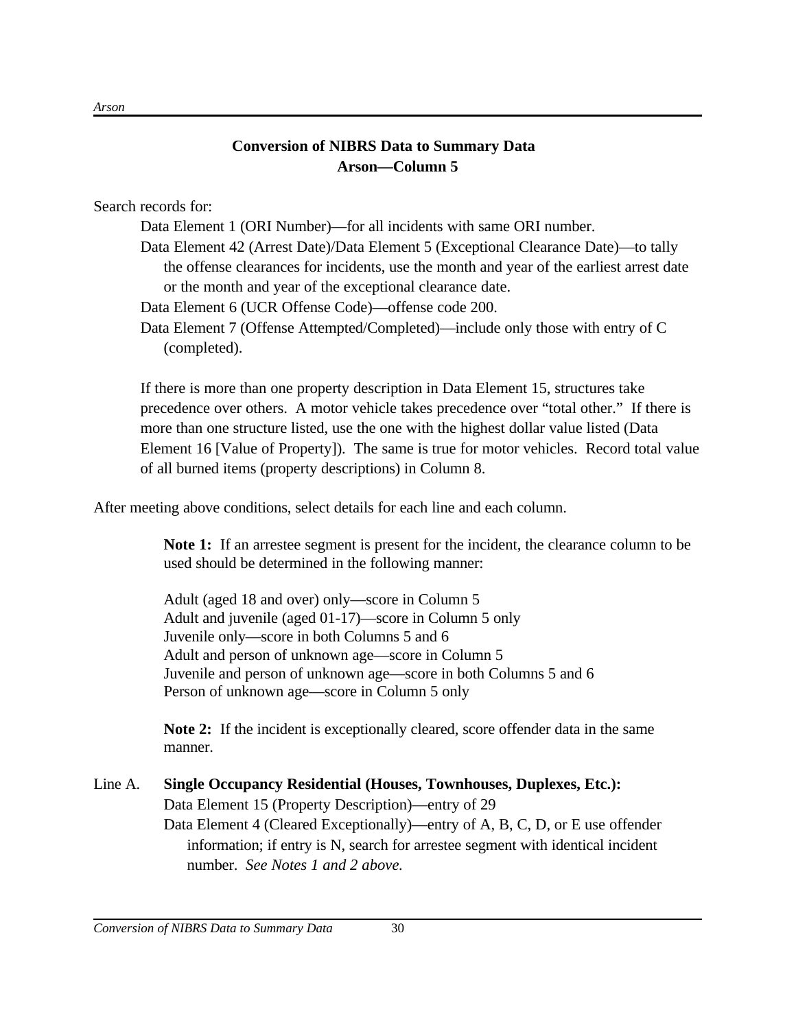## Conversion of NIBRS Data to Summary Data
## Arson—Column 5

Search records for:

- Data Element 1 (ORI Number)—for all incidents with same ORI number.
- Data Element 42 (Arrest Date)/Data Element 5 (Exceptional Clearance Date)—to tally the offense clearances for incidents, use the month and year of the earliest arrest date or the month and year of the exceptional clearance date.
- Data Element 6 (UCR Offense Code)—offense code 200.
- Data Element 7 (Offense Attempted/Completed)—include only those with entry of C (completed).

If there is more than one property description in Data Element 15, structures take precedence over others. A motor vehicle takes precedence over "total other." If there is more than one structure listed, use the one with the highest dollar value listed (Data Element 16 [Value of Property]). The same is true for motor vehicles. Record total value of all burned items (property descriptions) in Column 8.

After meeting above conditions, select details for each line and each column.

**Note 1:** If an arrestee segment is present for the incident, the clearance column to be used should be determined in the following manner:

Adult (aged 18 and over) only—score in Column 5
Adult and juvenile (aged 01-17)—score in Column 5 only
Juvenile only—score in both Columns 5 and 6
Adult and person of unknown age—score in Column 5
Juvenile and person of unknown age—score in both Columns 5 and 6
Person of unknown age—score in Column 5 only

**Note 2:** If the incident is exceptionally cleared, score offender data in the same manner.

Line A. **Single Occupancy Residential (Houses, Townhouses, Duplexes, Etc.):**
- Data Element 15 (Property Description)—entry of 29
- Data Element 4 (Cleared Exceptionally)—entry of A, B, C, D, or E use offender information; if entry is N, search for arrestee segment with identical incident number. *See Notes 1 and 2 above.*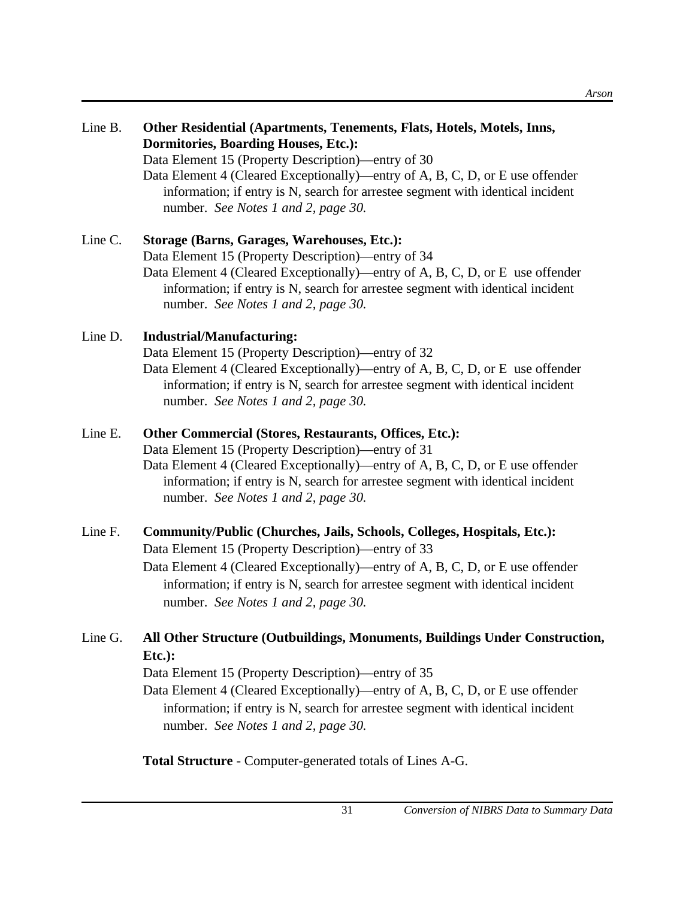Line B. **Other Residential (Apartments, Tenements, Flats, Hotels, Motels, Inns, Dormitories, Boarding Houses, Etc.):**

Data Element 15 (Property Description)—entry of 30

Data Element 4 (Cleared Exceptionally)—entry of A, B, C, D, or E use offender information; if entry is N, search for arrestee segment with identical incident number. *See Notes 1 and 2, page 30.*

Line C. **Storage (Barns, Garages, Warehouses, Etc.):**

Data Element 15 (Property Description)—entry of 34

Data Element 4 (Cleared Exceptionally)—entry of A, B, C, D, or E use offender information; if entry is N, search for arrestee segment with identical incident number. *See Notes 1 and 2, page 30.*

Line D. **Industrial/Manufacturing:**

Data Element 15 (Property Description)—entry of 32

Data Element 4 (Cleared Exceptionally)—entry of A, B, C, D, or E use offender information; if entry is N, search for arrestee segment with identical incident number. *See Notes 1 and 2, page 30.*

Line E. **Other Commercial (Stores, Restaurants, Offices, Etc.):**

Data Element 15 (Property Description)—entry of 31

Data Element 4 (Cleared Exceptionally)—entry of A, B, C, D, or E use offender information; if entry is N, search for arrestee segment with identical incident number. *See Notes 1 and 2, page 30.*

Line F. **Community/Public (Churches, Jails, Schools, Colleges, Hospitals, Etc.):**

Data Element 15 (Property Description)—entry of 33

Data Element 4 (Cleared Exceptionally)—entry of A, B, C, D, or E use offender information; if entry is N, search for arrestee segment with identical incident number. *See Notes 1 and 2, page 30.*

Line G. **All Other Structure (Outbuildings, Monuments, Buildings Under Construction, Etc.):**

Data Element 15 (Property Description)—entry of 35

Data Element 4 (Cleared Exceptionally)—entry of A, B, C, D, or E use offender information; if entry is N, search for arrestee segment with identical incident number. *See Notes 1 and 2, page 30.*

**Total Structure** - Computer-generated totals of Lines A-G.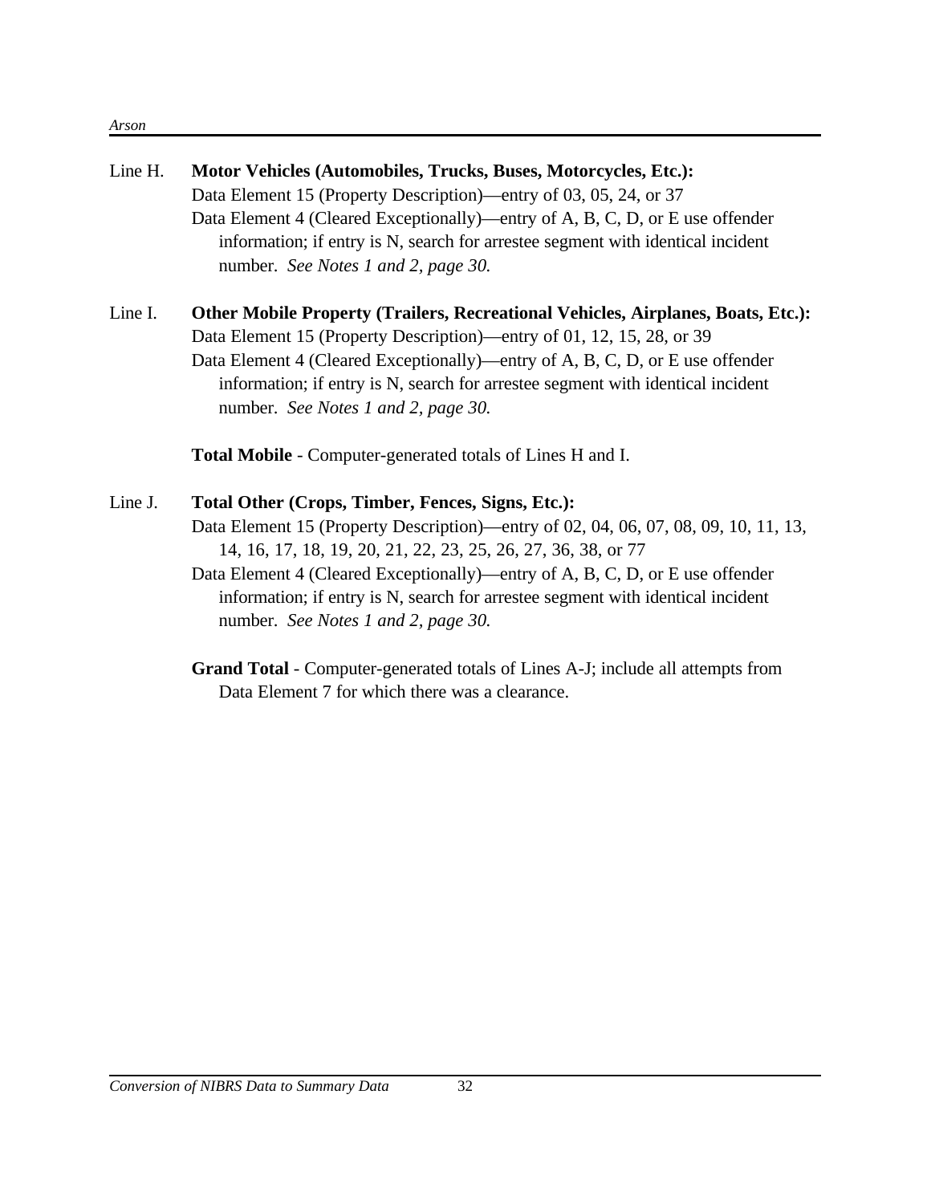Line H. **Motor Vehicles (Automobiles, Trucks, Buses, Motorcycles, Etc.):**
Data Element 15 (Property Description)—entry of 03, 05, 24, or 37
Data Element 4 (Cleared Exceptionally)—entry of A, B, C, D, or E use offender information; if entry is N, search for arrestee segment with identical incident number. *See Notes 1 and 2, page 30.*

Line I. **Other Mobile Property (Trailers, Recreational Vehicles, Airplanes, Boats, Etc.):**
Data Element 15 (Property Description)—entry of 01, 12, 15, 28, or 39
Data Element 4 (Cleared Exceptionally)—entry of A, B, C, D, or E use offender information; if entry is N, search for arrestee segment with identical incident number. *See Notes 1 and 2, page 30.*

**Total Mobile** - Computer-generated totals of Lines H and I.

Line J. **Total Other (Crops, Timber, Fences, Signs, Etc.):**
Data Element 15 (Property Description)—entry of 02, 04, 06, 07, 08, 09, 10, 11, 13, 14, 16, 17, 18, 19, 20, 21, 22, 23, 25, 26, 27, 36, 38, or 77
Data Element 4 (Cleared Exceptionally)—entry of A, B, C, D, or E use offender information; if entry is N, search for arrestee segment with identical incident number. *See Notes 1 and 2, page 30.*

**Grand Total** - Computer-generated totals of Lines A-J; include all attempts from Data Element 7 for which there was a clearance.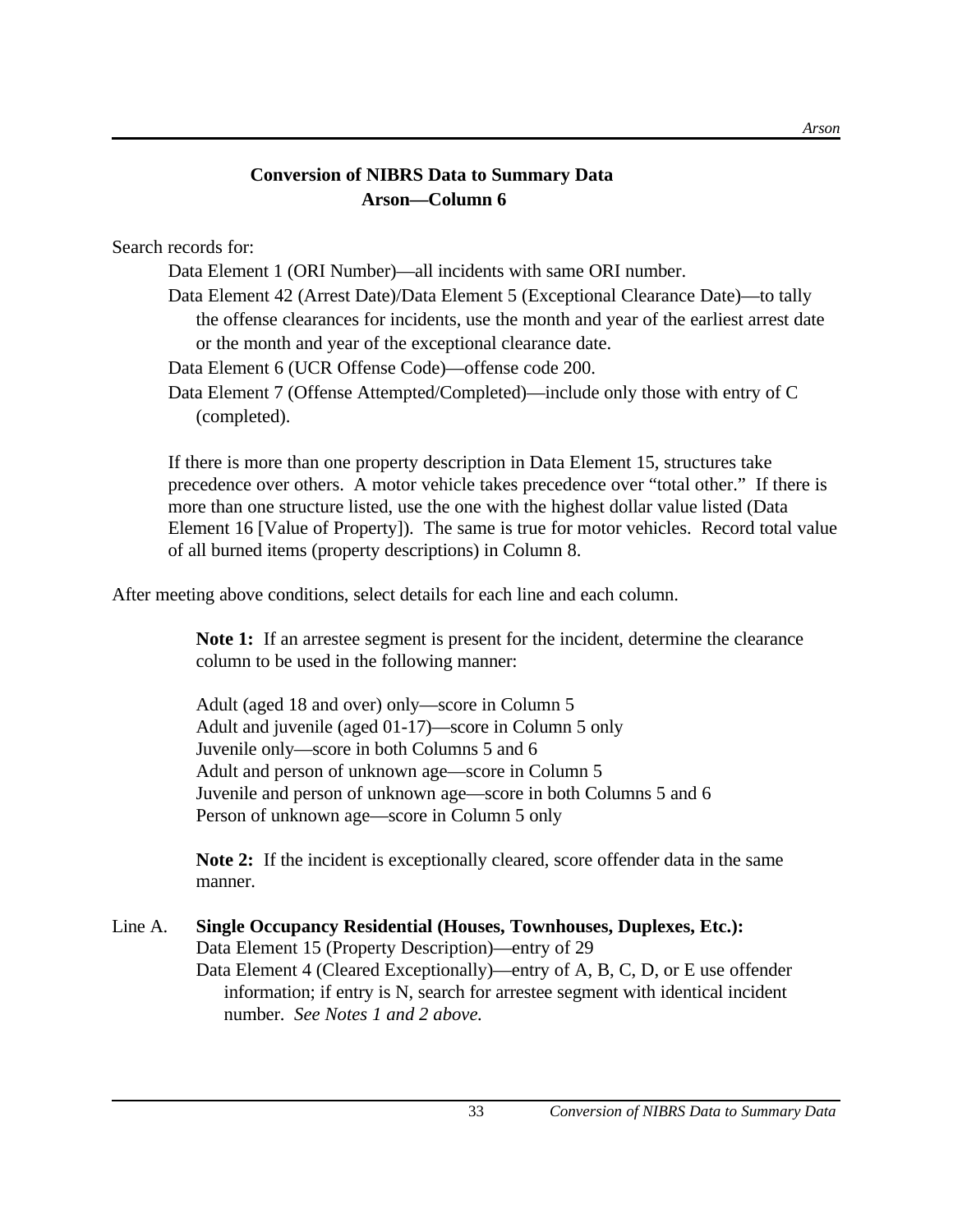## Conversion of NIBRS Data to Summary Data
## Arson—Column 6

Search records for:

Data Element 1 (ORI Number)—all incidents with same ORI number.

Data Element 42 (Arrest Date)/Data Element 5 (Exceptional Clearance Date)—to tally the offense clearances for incidents, use the month and year of the earliest arrest date or the month and year of the exceptional clearance date.

Data Element 6 (UCR Offense Code)—offense code 200.

Data Element 7 (Offense Attempted/Completed)—include only those with entry of C (completed).

If there is more than one property description in Data Element 15, structures take precedence over others. A motor vehicle takes precedence over "total other." If there is more than one structure listed, use the one with the highest dollar value listed (Data Element 16 [Value of Property]). The same is true for motor vehicles. Record total value of all burned items (property descriptions) in Column 8.

After meeting above conditions, select details for each line and each column.

**Note 1:** If an arrestee segment is present for the incident, determine the clearance column to be used in the following manner:

Adult (aged 18 and over) only—score in Column 5
Adult and juvenile (aged 01-17)—score in Column 5 only
Juvenile only—score in both Columns 5 and 6
Adult and person of unknown age—score in Column 5
Juvenile and person of unknown age—score in both Columns 5 and 6
Person of unknown age—score in Column 5 only

**Note 2:** If the incident is exceptionally cleared, score offender data in the same manner.

Line A. **Single Occupancy Residential (Houses, Townhouses, Duplexes, Etc.):**
Data Element 15 (Property Description)—entry of 29
Data Element 4 (Cleared Exceptionally)—entry of A, B, C, D, or E use offender information; if entry is N, search for arrestee segment with identical incident number. *See Notes 1 and 2 above.*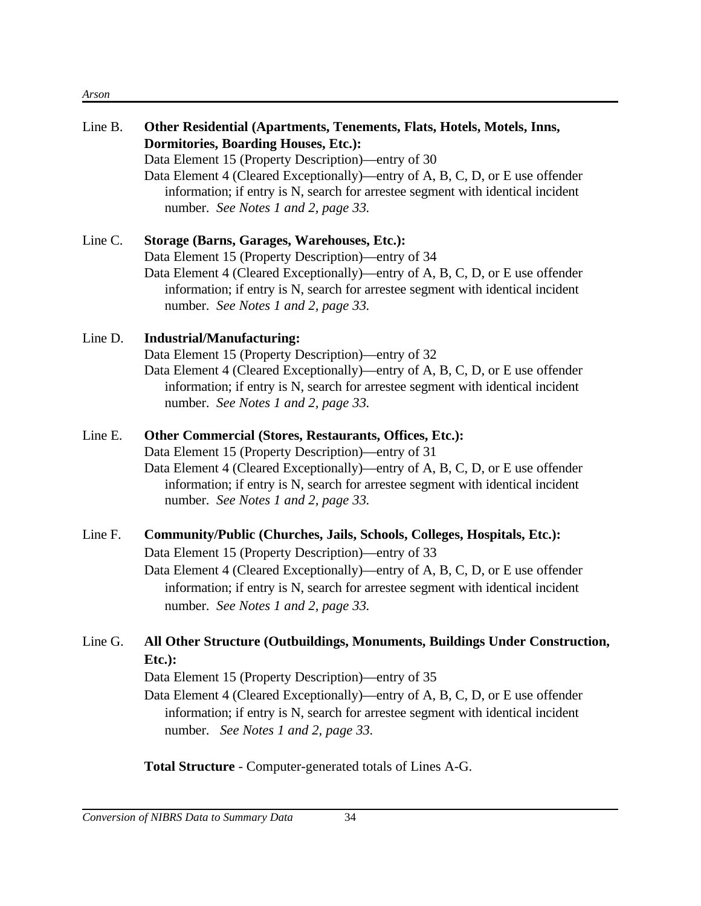Line B. **Other Residential (Apartments, Tenements, Flats, Hotels, Motels, Inns, Dormitories, Boarding Houses, Etc.):**
Data Element 15 (Property Description)—entry of 30
Data Element 4 (Cleared Exceptionally)—entry of A, B, C, D, or E use offender information; if entry is N, search for arrestee segment with identical incident number. *See Notes 1 and 2, page 33.*

Line C. **Storage (Barns, Garages, Warehouses, Etc.):**
Data Element 15 (Property Description)—entry of 34
Data Element 4 (Cleared Exceptionally)—entry of A, B, C, D, or E use offender information; if entry is N, search for arrestee segment with identical incident number. *See Notes 1 and 2, page 33.*

Line D. **Industrial/Manufacturing:**
Data Element 15 (Property Description)—entry of 32
Data Element 4 (Cleared Exceptionally)—entry of A, B, C, D, or E use offender information; if entry is N, search for arrestee segment with identical incident number. *See Notes 1 and 2, page 33.*

Line E. **Other Commercial (Stores, Restaurants, Offices, Etc.):**
Data Element 15 (Property Description)—entry of 31
Data Element 4 (Cleared Exceptionally)—entry of A, B, C, D, or E use offender information; if entry is N, search for arrestee segment with identical incident number. *See Notes 1 and 2, page 33.*

Line F. **Community/Public (Churches, Jails, Schools, Colleges, Hospitals, Etc.):**
Data Element 15 (Property Description)—entry of 33
Data Element 4 (Cleared Exceptionally)—entry of A, B, C, D, or E use offender information; if entry is N, search for arrestee segment with identical incident number. *See Notes 1 and 2, page 33.*

Line G. **All Other Structure (Outbuildings, Monuments, Buildings Under Construction, Etc.):**
Data Element 15 (Property Description)—entry of 35
Data Element 4 (Cleared Exceptionally)—entry of A, B, C, D, or E use offender information; if entry is N, search for arrestee segment with identical incident number. *See Notes 1 and 2, page 33.*

**Total Structure** - Computer-generated totals of Lines A-G.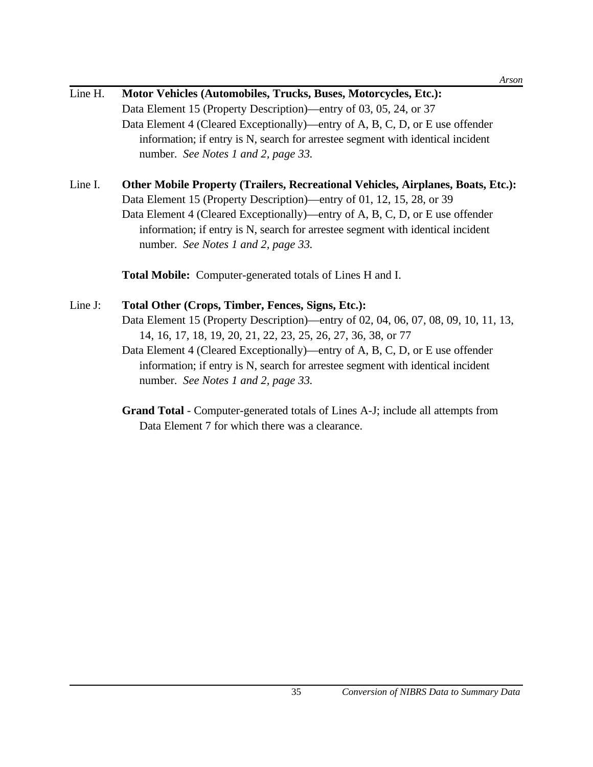Line H. **Motor Vehicles (Automobiles, Trucks, Buses, Motorcycles, Etc.):**
Data Element 15 (Property Description)—entry of 03, 05, 24, or 37
Data Element 4 (Cleared Exceptionally)—entry of A, B, C, D, or E use offender information; if entry is N, search for arrestee segment with identical incident number. *See Notes 1 and 2, page 33.*

Line I. **Other Mobile Property (Trailers, Recreational Vehicles, Airplanes, Boats, Etc.):**
Data Element 15 (Property Description)—entry of 01, 12, 15, 28, or 39
Data Element 4 (Cleared Exceptionally)—entry of A, B, C, D, or E use offender information; if entry is N, search for arrestee segment with identical incident number. *See Notes 1 and 2, page 33.*

**Total Mobile:** Computer-generated totals of Lines H and I.

Line J: **Total Other (Crops, Timber, Fences, Signs, Etc.):**
Data Element 15 (Property Description)—entry of 02, 04, 06, 07, 08, 09, 10, 11, 13, 14, 16, 17, 18, 19, 20, 21, 22, 23, 25, 26, 27, 36, 38, or 77
Data Element 4 (Cleared Exceptionally)—entry of A, B, C, D, or E use offender information; if entry is N, search for arrestee segment with identical incident number. *See Notes 1 and 2, page 33.*

**Grand Total** - Computer-generated totals of Lines A-J; include all attempts from Data Element 7 for which there was a clearance.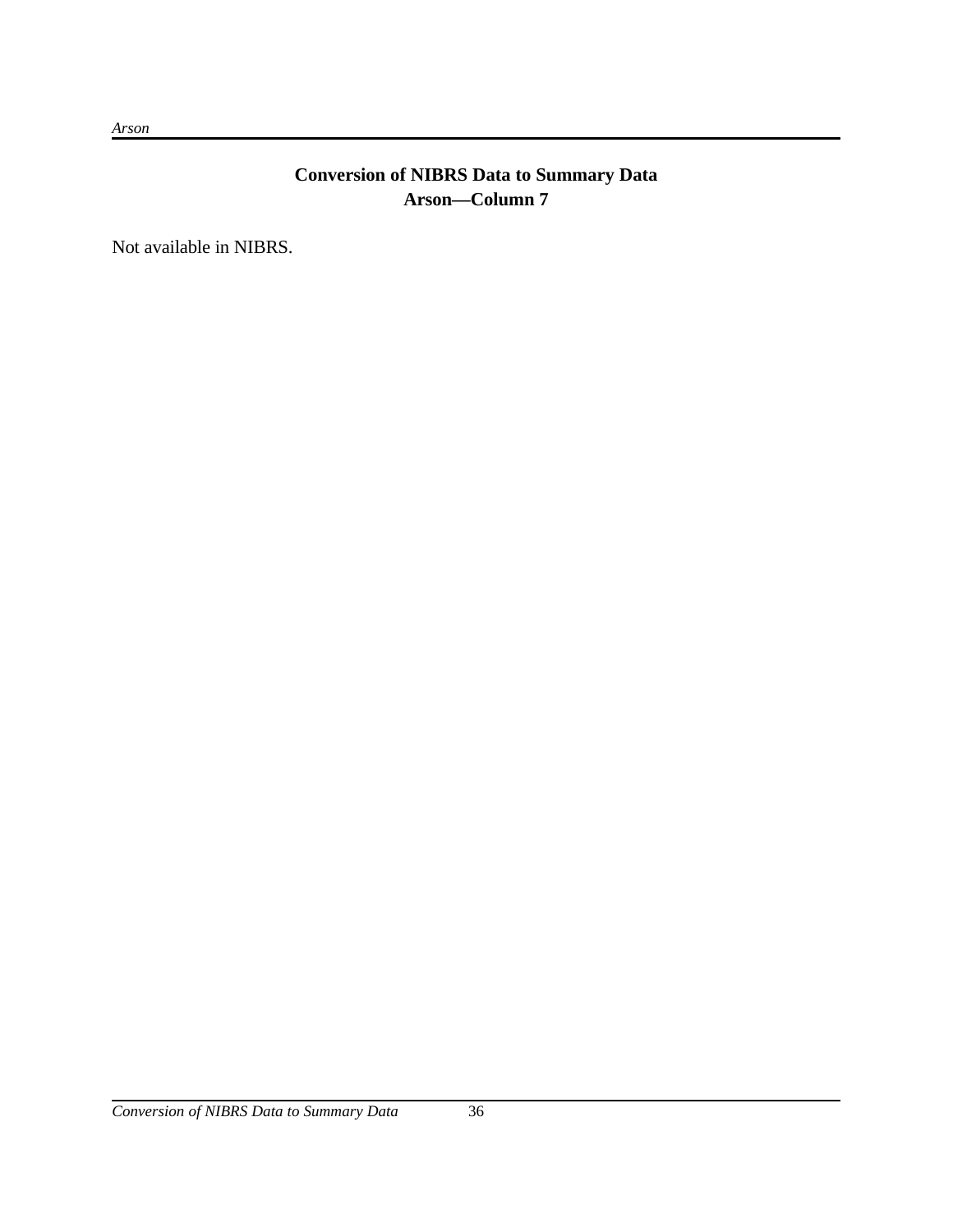## Conversion of NIBRS Data to Summary Data
## Arson—Column 7

Not available in NIBRS.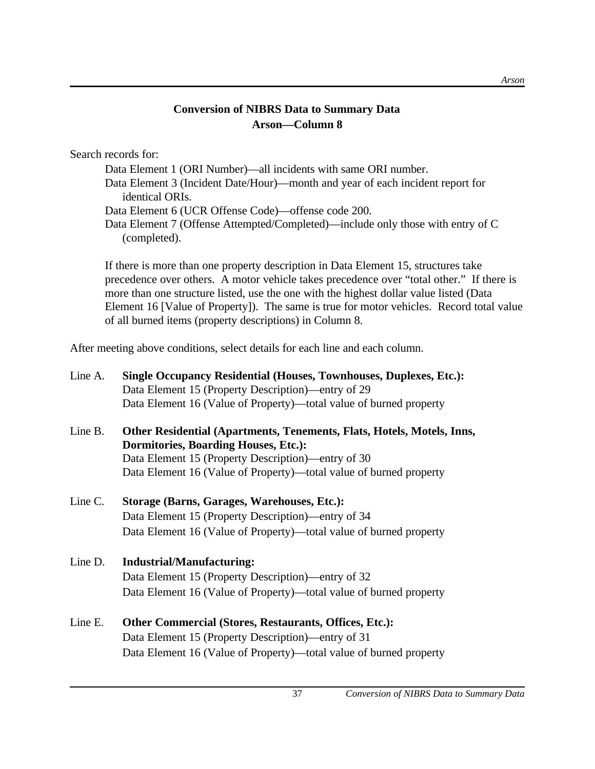## Conversion of NIBRS Data to Summary Data
## Arson—Column 8

Search records for:

Data Element 1 (ORI Number)—all incidents with same ORI number.
Data Element 3 (Incident Date/Hour)—month and year of each incident report for identical ORIs.
Data Element 6 (UCR Offense Code)—offense code 200.
Data Element 7 (Offense Attempted/Completed)—include only those with entry of C (completed).

If there is more than one property description in Data Element 15, structures take precedence over others. A motor vehicle takes precedence over "total other." If there is more than one structure listed, use the one with the highest dollar value listed (Data Element 16 [Value of Property]). The same is true for motor vehicles. Record total value of all burned items (property descriptions) in Column 8.

After meeting above conditions, select details for each line and each column.

Line A. **Single Occupancy Residential (Houses, Townhouses, Duplexes, Etc.):**
Data Element 15 (Property Description)—entry of 29
Data Element 16 (Value of Property)—total value of burned property

Line B. **Other Residential (Apartments, Tenements, Flats, Hotels, Motels, Inns, Dormitories, Boarding Houses, Etc.):**
Data Element 15 (Property Description)—entry of 30
Data Element 16 (Value of Property)—total value of burned property

Line C. **Storage (Barns, Garages, Warehouses, Etc.):**
Data Element 15 (Property Description)—entry of 34
Data Element 16 (Value of Property)—total value of burned property

Line D. **Industrial/Manufacturing:**
Data Element 15 (Property Description)—entry of 32
Data Element 16 (Value of Property)—total value of burned property

Line E. **Other Commercial (Stores, Restaurants, Offices, Etc.):**
Data Element 15 (Property Description)—entry of 31
Data Element 16 (Value of Property)—total value of burned property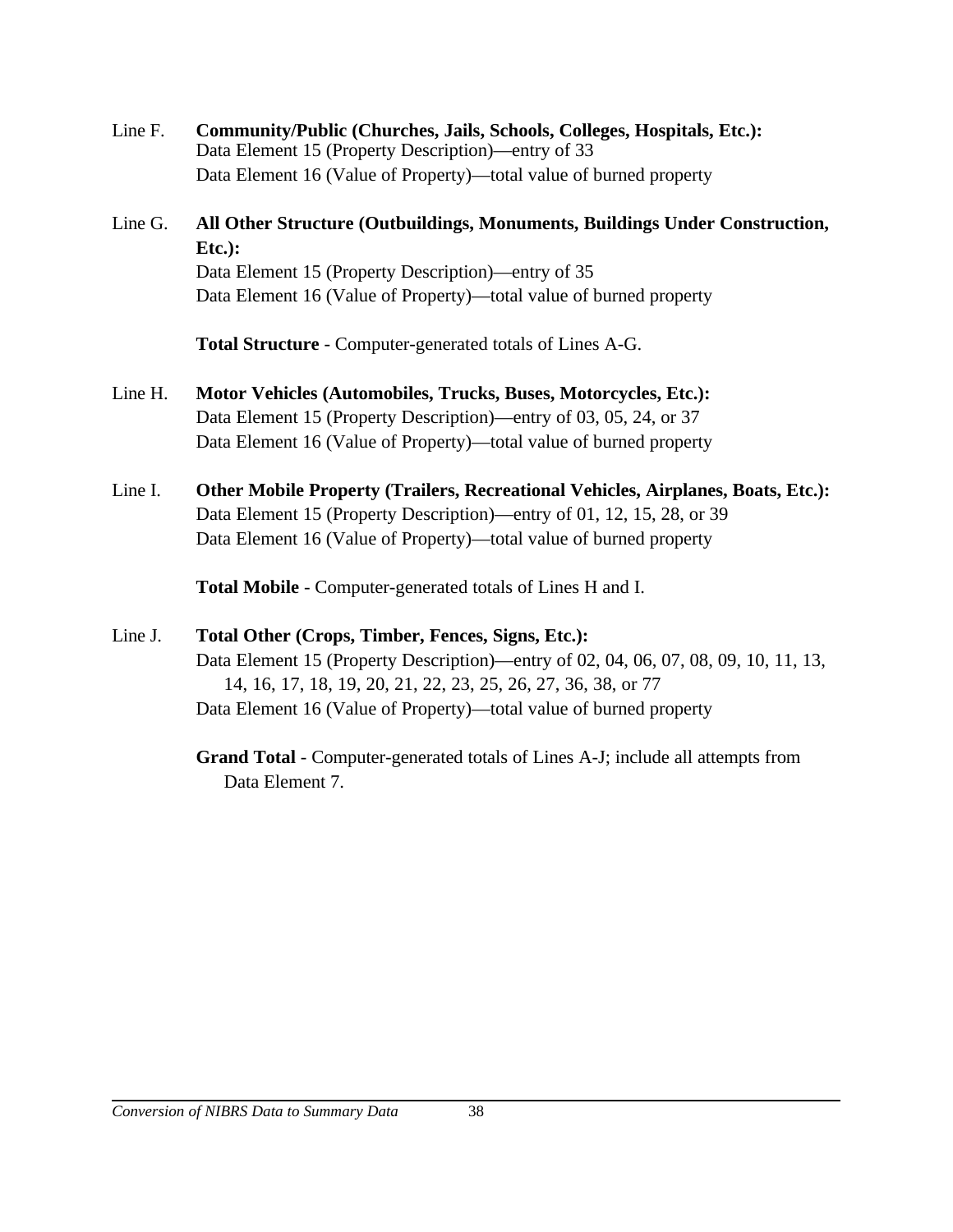Line F. **Community/Public (Churches, Jails, Schools, Colleges, Hospitals, Etc.):**
Data Element 15 (Property Description)—entry of 33
Data Element 16 (Value of Property)—total value of burned property

Line G. **All Other Structure (Outbuildings, Monuments, Buildings Under Construction, Etc.):**
Data Element 15 (Property Description)—entry of 35
Data Element 16 (Value of Property)—total value of burned property

**Total Structure** - Computer-generated totals of Lines A-G.

Line H. **Motor Vehicles (Automobiles, Trucks, Buses, Motorcycles, Etc.):**
Data Element 15 (Property Description)—entry of 03, 05, 24, or 37
Data Element 16 (Value of Property)—total value of burned property

Line I. **Other Mobile Property (Trailers, Recreational Vehicles, Airplanes, Boats, Etc.):**
Data Element 15 (Property Description)—entry of 01, 12, 15, 28, or 39
Data Element 16 (Value of Property)—total value of burned property

**Total Mobile** - Computer-generated totals of Lines H and I.

Line J. **Total Other (Crops, Timber, Fences, Signs, Etc.):**
Data Element 15 (Property Description)—entry of 02, 04, 06, 07, 08, 09, 10, 11, 13, 14, 16, 17, 18, 19, 20, 21, 22, 23, 25, 26, 27, 36, 38, or 77
Data Element 16 (Value of Property)—total value of burned property

**Grand Total** - Computer-generated totals of Lines A-J; include all attempts from Data Element 7.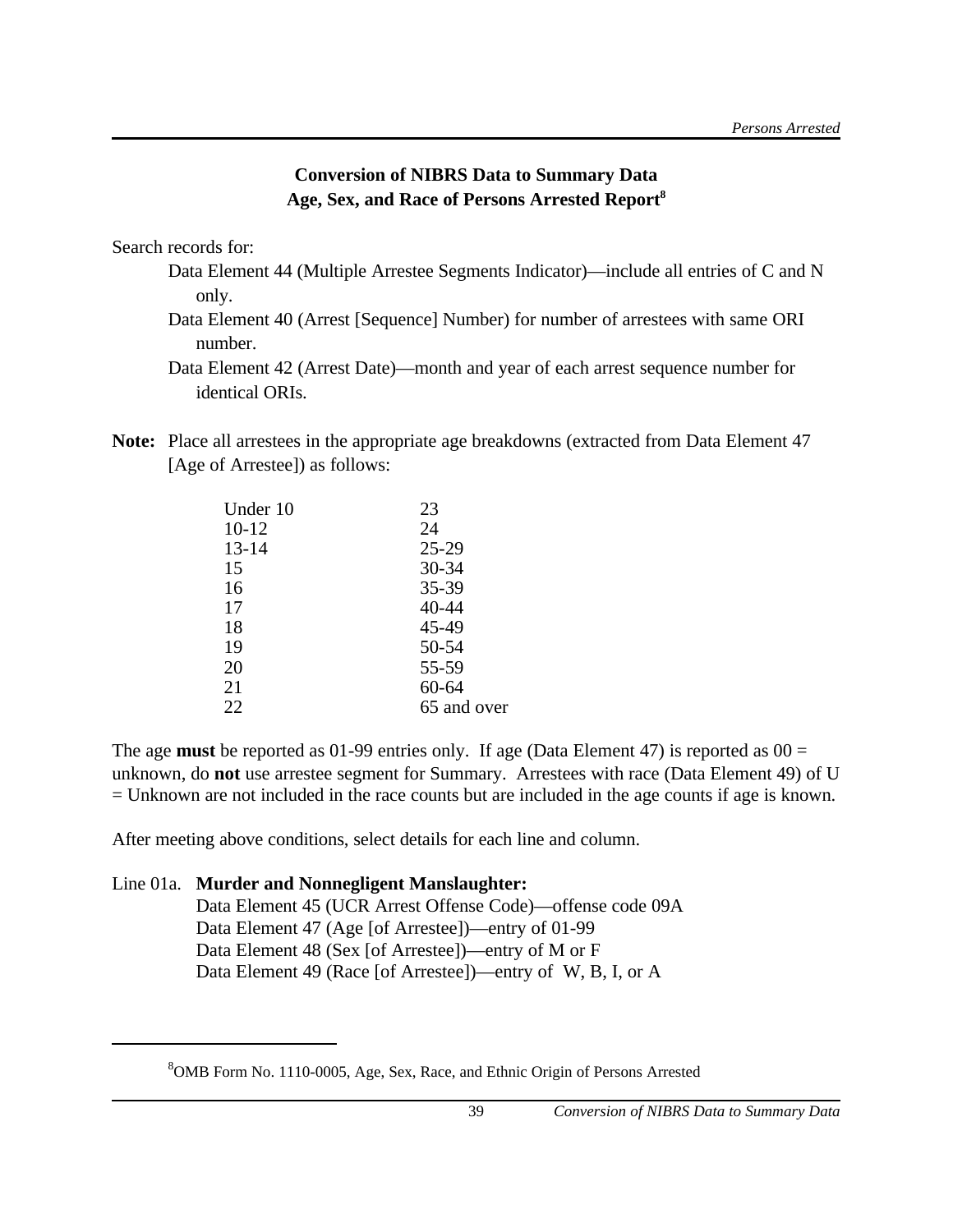## Conversion of NIBRS Data to Summary Data
## Age, Sex, and Race of Persons Arrested Report[8]

Search records for:

- Data Element 44 (Multiple Arrestee Segments Indicator)—include all entries of C and N only.
- Data Element 40 (Arrest [Sequence] Number) for number of arrestees with same ORI number.
- Data Element 42 (Arrest Date)—month and year of each arrest sequence number for identical ORIs.

**Note:** Place all arrestees in the appropriate age breakdowns (extracted from Data Element 47 [Age of Arrestee]) as follows:

| | |
|---|---|
| Under 10 | 23 |
| 10-12 | 24 |
| 13-14 | 25-29 |
| 15 | 30-34 |
| 16 | 35-39 |
| 17 | 40-44 |
| 18 | 45-49 |
| 19 | 50-54 |
| 20 | 55-59 |
| 21 | 60-64 |
| 22 | 65 and over |

The age **must** be reported as 01-99 entries only. If age (Data Element 47) is reported as 00 = unknown, do **not** use arrestee segment for Summary. Arrestees with race (Data Element 49) of U = Unknown are not included in the race counts but are included in the age counts if age is known.

After meeting above conditions, select details for each line and column.

Line 01a. **Murder and Nonnegligent Manslaughter:**
Data Element 45 (UCR Arrest Offense Code)—offense code 09A
Data Element 47 (Age [of Arrestee])—entry of 01-99
Data Element 48 (Sex [of Arrestee])—entry of M or F
Data Element 49 (Race [of Arrestee])—entry of W, B, I, or A

---

[8] OMB Form No. 1110-0005, Age, Sex, Race, and Ethnic Origin of Persons Arrested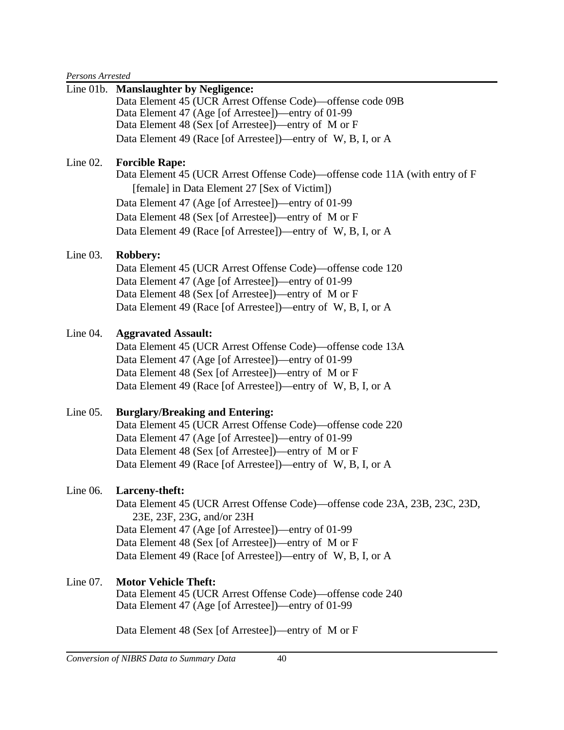Line 01b. **Manslaughter by Negligence:**
Data Element 45 (UCR Arrest Offense Code)—offense code 09B
Data Element 47 (Age [of Arrestee])—entry of 01-99
Data Element 48 (Sex [of Arrestee])—entry of M or F
Data Element 49 (Race [of Arrestee])—entry of W, B, I, or A

Line 02. **Forcible Rape:**
Data Element 45 (UCR Arrest Offense Code)—offense code 11A (with entry of F [female] in Data Element 27 [Sex of Victim])
Data Element 47 (Age [of Arrestee])—entry of 01-99
Data Element 48 (Sex [of Arrestee])—entry of M or F
Data Element 49 (Race [of Arrestee])—entry of W, B, I, or A

Line 03. **Robbery:**
Data Element 45 (UCR Arrest Offense Code)—offense code 120
Data Element 47 (Age [of Arrestee])—entry of 01-99
Data Element 48 (Sex [of Arrestee])—entry of M or F
Data Element 49 (Race [of Arrestee])—entry of W, B, I, or A

Line 04. **Aggravated Assault:**
Data Element 45 (UCR Arrest Offense Code)—offense code 13A
Data Element 47 (Age [of Arrestee])—entry of 01-99
Data Element 48 (Sex [of Arrestee])—entry of M or F
Data Element 49 (Race [of Arrestee])—entry of W, B, I, or A

Line 05. **Burglary/Breaking and Entering:**
Data Element 45 (UCR Arrest Offense Code)—offense code 220
Data Element 47 (Age [of Arrestee])—entry of 01-99
Data Element 48 (Sex [of Arrestee])—entry of M or F
Data Element 49 (Race [of Arrestee])—entry of W, B, I, or A

Line 06. **Larceny-theft:**
Data Element 45 (UCR Arrest Offense Code)—offense code 23A, 23B, 23C, 23D, 23E, 23F, 23G, and/or 23H
Data Element 47 (Age [of Arrestee])—entry of 01-99
Data Element 48 (Sex [of Arrestee])—entry of M or F
Data Element 49 (Race [of Arrestee])—entry of W, B, I, or A

Line 07. **Motor Vehicle Theft:**
Data Element 45 (UCR Arrest Offense Code)—offense code 240
Data Element 47 (Age [of Arrestee])—entry of 01-99

Data Element 48 (Sex [of Arrestee])—entry of M or F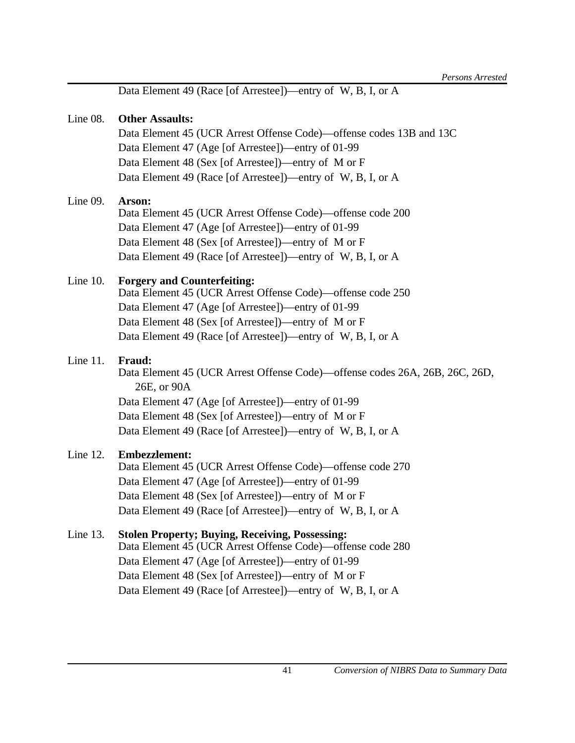Data Element 49 (Race [of Arrestee])—entry of W, B, I, or A

Line 08. **Other Assaults:**
Data Element 45 (UCR Arrest Offense Code)—offense codes 13B and 13C
Data Element 47 (Age [of Arrestee])—entry of 01-99
Data Element 48 (Sex [of Arrestee])—entry of M or F
Data Element 49 (Race [of Arrestee])—entry of W, B, I, or A

Line 09. **Arson:**
Data Element 45 (UCR Arrest Offense Code)—offense code 200
Data Element 47 (Age [of Arrestee])—entry of 01-99
Data Element 48 (Sex [of Arrestee])—entry of M or F
Data Element 49 (Race [of Arrestee])—entry of W, B, I, or A

Line 10. **Forgery and Counterfeiting:**
Data Element 45 (UCR Arrest Offense Code)—offense code 250
Data Element 47 (Age [of Arrestee])—entry of 01-99
Data Element 48 (Sex [of Arrestee])—entry of M or F
Data Element 49 (Race [of Arrestee])—entry of W, B, I, or A

Line 11. **Fraud:**
Data Element 45 (UCR Arrest Offense Code)—offense codes 26A, 26B, 26C, 26D, 26E, or 90A
Data Element 47 (Age [of Arrestee])—entry of 01-99
Data Element 48 (Sex [of Arrestee])—entry of M or F
Data Element 49 (Race [of Arrestee])—entry of W, B, I, or A

Line 12. **Embezzlement:**
Data Element 45 (UCR Arrest Offense Code)—offense code 270
Data Element 47 (Age [of Arrestee])—entry of 01-99
Data Element 48 (Sex [of Arrestee])—entry of M or F
Data Element 49 (Race [of Arrestee])—entry of W, B, I, or A

Line 13. **Stolen Property; Buying, Receiving, Possessing:**
Data Element 45 (UCR Arrest Offense Code)—offense code 280
Data Element 47 (Age [of Arrestee])—entry of 01-99
Data Element 48 (Sex [of Arrestee])—entry of M or F
Data Element 49 (Race [of Arrestee])—entry of W, B, I, or A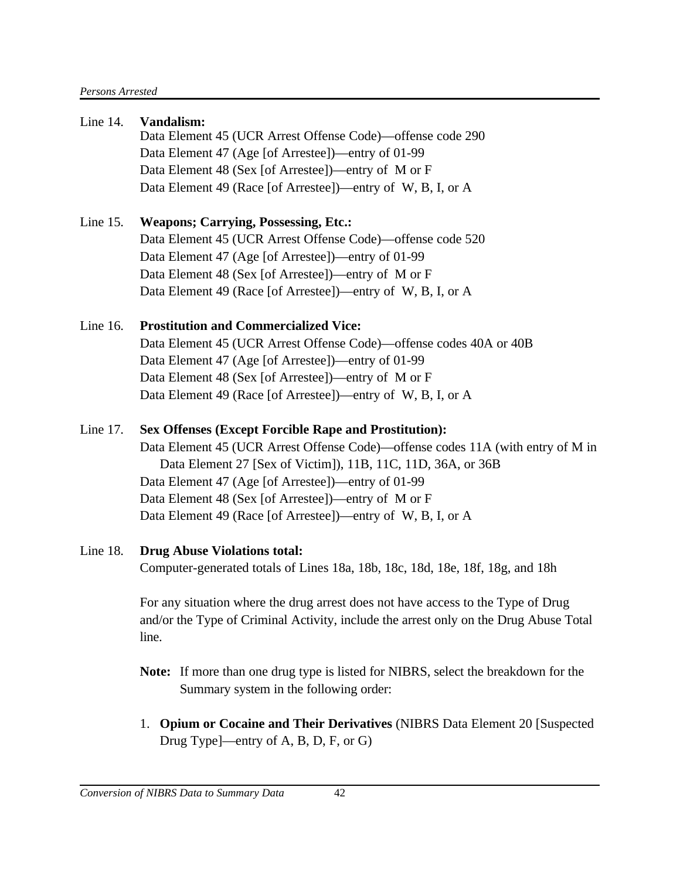Line 14. **Vandalism:**

Data Element 45 (UCR Arrest Offense Code)—offense code 290
Data Element 47 (Age [of Arrestee])—entry of 01-99
Data Element 48 (Sex [of Arrestee])—entry of M or F
Data Element 49 (Race [of Arrestee])—entry of W, B, I, or A

Line 15. **Weapons; Carrying, Possessing, Etc.:**

Data Element 45 (UCR Arrest Offense Code)—offense code 520
Data Element 47 (Age [of Arrestee])—entry of 01-99
Data Element 48 (Sex [of Arrestee])—entry of M or F
Data Element 49 (Race [of Arrestee])—entry of W, B, I, or A

Line 16. **Prostitution and Commercialized Vice:**

Data Element 45 (UCR Arrest Offense Code)—offense codes 40A or 40B
Data Element 47 (Age [of Arrestee])—entry of 01-99
Data Element 48 (Sex [of Arrestee])—entry of M or F
Data Element 49 (Race [of Arrestee])—entry of W, B, I, or A

Line 17. **Sex Offenses (Except Forcible Rape and Prostitution):**

Data Element 45 (UCR Arrest Offense Code)—offense codes 11A (with entry of M in Data Element 27 [Sex of Victim]), 11B, 11C, 11D, 36A, or 36B
Data Element 47 (Age [of Arrestee])—entry of 01-99
Data Element 48 (Sex [of Arrestee])—entry of M or F
Data Element 49 (Race [of Arrestee])—entry of W, B, I, or A

Line 18. **Drug Abuse Violations total:**

Computer-generated totals of Lines 18a, 18b, 18c, 18d, 18e, 18f, 18g, and 18h

For any situation where the drug arrest does not have access to the Type of Drug and/or the Type of Criminal Activity, include the arrest only on the Drug Abuse Total line.

**Note:** If more than one drug type is listed for NIBRS, select the breakdown for the Summary system in the following order:

1. **Opium or Cocaine and Their Derivatives** (NIBRS Data Element 20 [Suspected Drug Type]—entry of A, B, D, F, or G)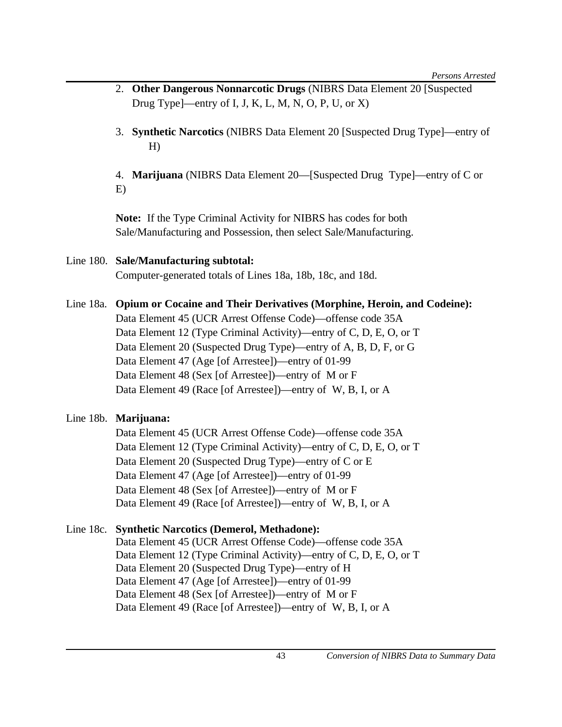2. **Other Dangerous Nonnarcotic Drugs** (NIBRS Data Element 20 [Suspected Drug Type]—entry of I, J, K, L, M, N, O, P, U, or X)

3. **Synthetic Narcotics** (NIBRS Data Element 20 [Suspected Drug Type]—entry of H)

4. **Marijuana** (NIBRS Data Element 20—[Suspected Drug Type]—entry of C or E)

**Note:** If the Type Criminal Activity for NIBRS has codes for both Sale/Manufacturing and Possession, then select Sale/Manufacturing.

Line 180. **Sale/Manufacturing subtotal:**
Computer-generated totals of Lines 18a, 18b, 18c, and 18d.

Line 18a. **Opium or Cocaine and Their Derivatives (Morphine, Heroin, and Codeine):**
Data Element 45 (UCR Arrest Offense Code)—offense code 35A
Data Element 12 (Type Criminal Activity)—entry of C, D, E, O, or T
Data Element 20 (Suspected Drug Type)—entry of A, B, D, F, or G
Data Element 47 (Age [of Arrestee])—entry of 01-99
Data Element 48 (Sex [of Arrestee])—entry of M or F
Data Element 49 (Race [of Arrestee])—entry of W, B, I, or A

Line 18b. **Marijuana:**
Data Element 45 (UCR Arrest Offense Code)—offense code 35A
Data Element 12 (Type Criminal Activity)—entry of C, D, E, O, or T
Data Element 20 (Suspected Drug Type)—entry of C or E
Data Element 47 (Age [of Arrestee])—entry of 01-99
Data Element 48 (Sex [of Arrestee])—entry of M or F
Data Element 49 (Race [of Arrestee])—entry of W, B, I, or A

Line 18c. **Synthetic Narcotics (Demerol, Methadone):**
Data Element 45 (UCR Arrest Offense Code)—offense code 35A
Data Element 12 (Type Criminal Activity)—entry of C, D, E, O, or T
Data Element 20 (Suspected Drug Type)—entry of H
Data Element 47 (Age [of Arrestee])—entry of 01-99
Data Element 48 (Sex [of Arrestee])—entry of M or F
Data Element 49 (Race [of Arrestee])—entry of W, B, I, or A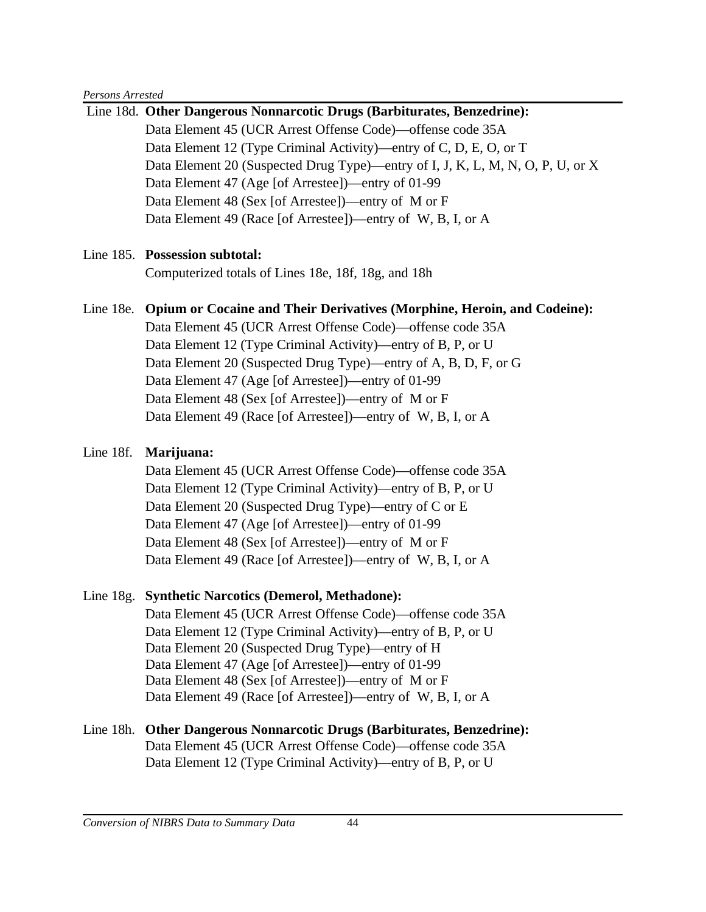Line 18d. **Other Dangerous Nonnarcotic Drugs (Barbiturates, Benzedrine):**

Data Element 45 (UCR Arrest Offense Code)—offense code 35A
Data Element 12 (Type Criminal Activity)—entry of C, D, E, O, or T
Data Element 20 (Suspected Drug Type)—entry of I, J, K, L, M, N, O, P, U, or X
Data Element 47 (Age [of Arrestee])—entry of 01-99
Data Element 48 (Sex [of Arrestee])—entry of M or F
Data Element 49 (Race [of Arrestee])—entry of W, B, I, or A

Line 185. **Possession subtotal:**

Computerized totals of Lines 18e, 18f, 18g, and 18h

Line 18e. **Opium or Cocaine and Their Derivatives (Morphine, Heroin, and Codeine):**

Data Element 45 (UCR Arrest Offense Code)—offense code 35A
Data Element 12 (Type Criminal Activity)—entry of B, P, or U
Data Element 20 (Suspected Drug Type)—entry of A, B, D, F, or G
Data Element 47 (Age [of Arrestee])—entry of 01-99
Data Element 48 (Sex [of Arrestee])—entry of M or F
Data Element 49 (Race [of Arrestee])—entry of W, B, I, or A

Line 18f. **Marijuana:**

Data Element 45 (UCR Arrest Offense Code)—offense code 35A
Data Element 12 (Type Criminal Activity)—entry of B, P, or U
Data Element 20 (Suspected Drug Type)—entry of C or E
Data Element 47 (Age [of Arrestee])—entry of 01-99
Data Element 48 (Sex [of Arrestee])—entry of M or F
Data Element 49 (Race [of Arrestee])—entry of W, B, I, or A

Line 18g. **Synthetic Narcotics (Demerol, Methadone):**

Data Element 45 (UCR Arrest Offense Code)—offense code 35A
Data Element 12 (Type Criminal Activity)—entry of B, P, or U
Data Element 20 (Suspected Drug Type)—entry of H
Data Element 47 (Age [of Arrestee])—entry of 01-99
Data Element 48 (Sex [of Arrestee])—entry of M or F
Data Element 49 (Race [of Arrestee])—entry of W, B, I, or A

Line 18h. **Other Dangerous Nonnarcotic Drugs (Barbiturates, Benzedrine):**

Data Element 45 (UCR Arrest Offense Code)—offense code 35A
Data Element 12 (Type Criminal Activity)—entry of B, P, or U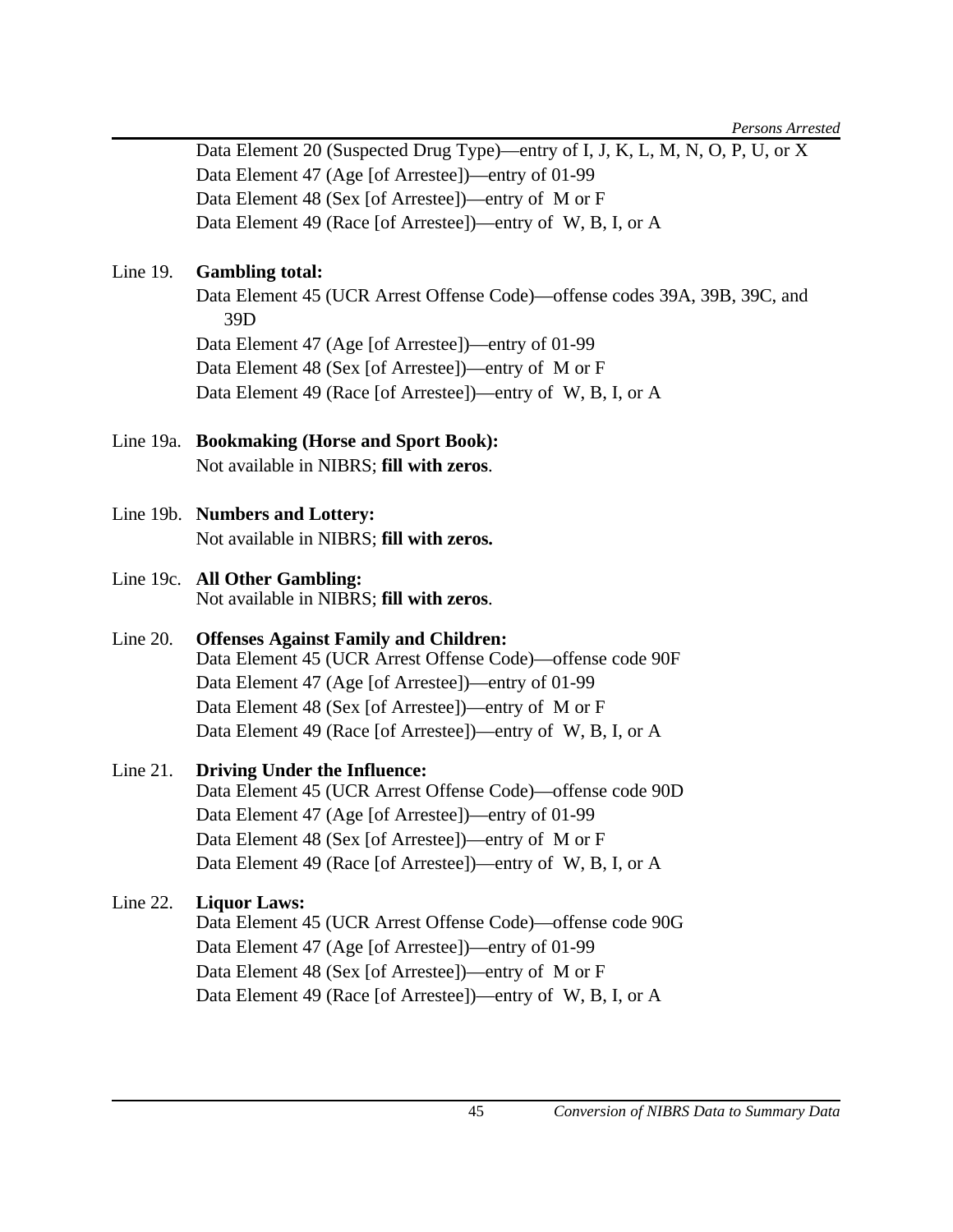Data Element 20 (Suspected Drug Type)—entry of I, J, K, L, M, N, O, P, U, or X
Data Element 47 (Age [of Arrestee])—entry of 01-99
Data Element 48 (Sex [of Arrestee])—entry of M or F
Data Element 49 (Race [of Arrestee])—entry of W, B, I, or A

Line 19. **Gambling total:**
Data Element 45 (UCR Arrest Offense Code)—offense codes 39A, 39B, 39C, and 39D
Data Element 47 (Age [of Arrestee])—entry of 01-99
Data Element 48 (Sex [of Arrestee])—entry of M or F
Data Element 49 (Race [of Arrestee])—entry of W, B, I, or A

Line 19a. **Bookmaking (Horse and Sport Book):**
Not available in NIBRS; **fill with zeros**.

Line 19b. **Numbers and Lottery:**
Not available in NIBRS; **fill with zeros.**

Line 19c. **All Other Gambling:**
Not available in NIBRS; **fill with zeros**.

Line 20. **Offenses Against Family and Children:**
Data Element 45 (UCR Arrest Offense Code)—offense code 90F
Data Element 47 (Age [of Arrestee])—entry of 01-99
Data Element 48 (Sex [of Arrestee])—entry of M or F
Data Element 49 (Race [of Arrestee])—entry of W, B, I, or A

Line 21. **Driving Under the Influence:**
Data Element 45 (UCR Arrest Offense Code)—offense code 90D
Data Element 47 (Age [of Arrestee])—entry of 01-99
Data Element 48 (Sex [of Arrestee])—entry of M or F
Data Element 49 (Race [of Arrestee])—entry of W, B, I, or A

Line 22. **Liquor Laws:**
Data Element 45 (UCR Arrest Offense Code)—offense code 90G
Data Element 47 (Age [of Arrestee])—entry of 01-99
Data Element 48 (Sex [of Arrestee])—entry of M or F
Data Element 49 (Race [of Arrestee])—entry of W, B, I, or A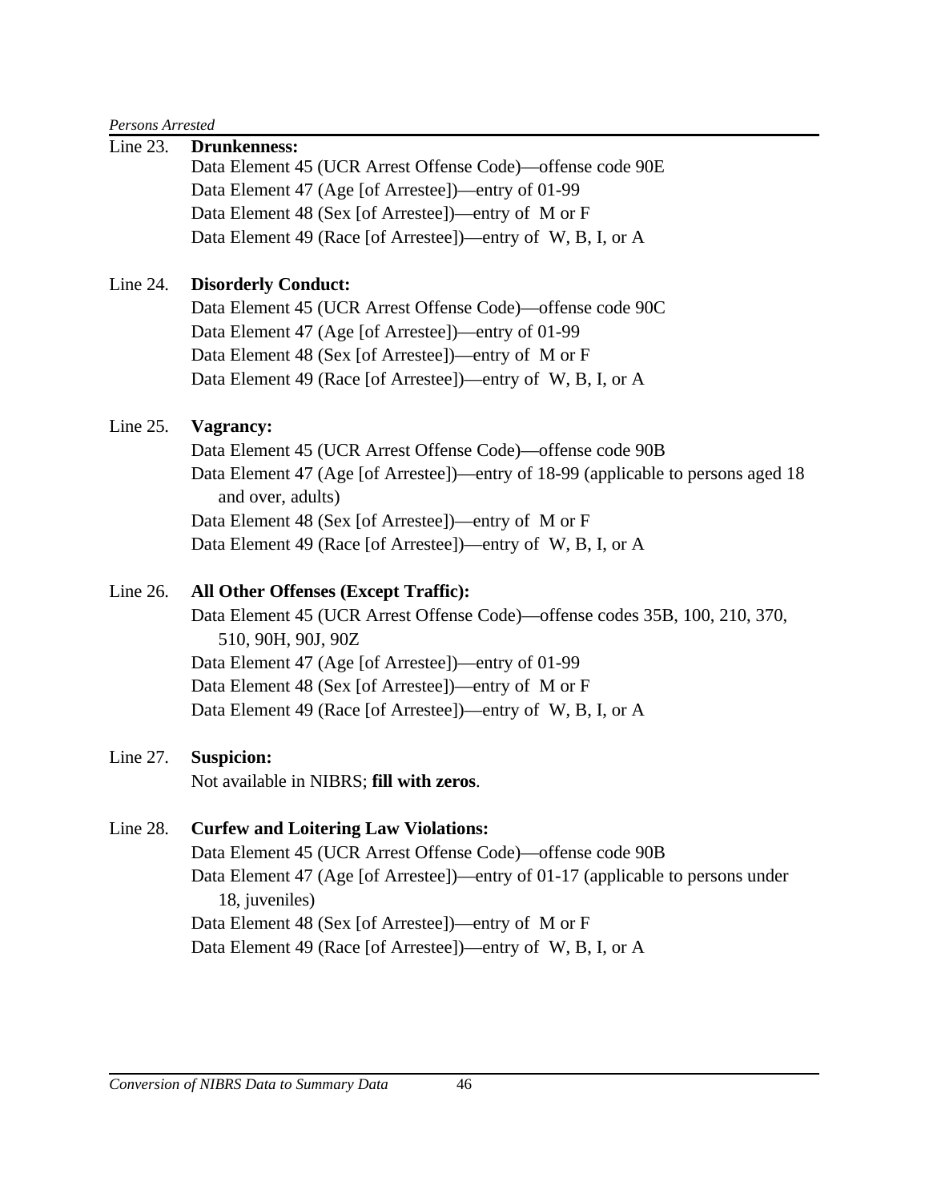Line 23. **Drunkenness:**

Data Element 45 (UCR Arrest Offense Code)—offense code 90E
Data Element 47 (Age [of Arrestee])—entry of 01-99
Data Element 48 (Sex [of Arrestee])—entry of M or F
Data Element 49 (Race [of Arrestee])—entry of W, B, I, or A

Line 24. **Disorderly Conduct:**

Data Element 45 (UCR Arrest Offense Code)—offense code 90C
Data Element 47 (Age [of Arrestee])—entry of 01-99
Data Element 48 (Sex [of Arrestee])—entry of M or F
Data Element 49 (Race [of Arrestee])—entry of W, B, I, or A

Line 25. **Vagrancy:**

Data Element 45 (UCR Arrest Offense Code)—offense code 90B
Data Element 47 (Age [of Arrestee])—entry of 18-99 (applicable to persons aged 18 and over, adults)
Data Element 48 (Sex [of Arrestee])—entry of M or F
Data Element 49 (Race [of Arrestee])—entry of W, B, I, or A

Line 26. **All Other Offenses (Except Traffic):**

Data Element 45 (UCR Arrest Offense Code)—offense codes 35B, 100, 210, 370, 510, 90H, 90J, 90Z
Data Element 47 (Age [of Arrestee])—entry of 01-99
Data Element 48 (Sex [of Arrestee])—entry of M or F
Data Element 49 (Race [of Arrestee])—entry of W, B, I, or A

Line 27. **Suspicion:**

Not available in NIBRS; **fill with zeros**.

Line 28. **Curfew and Loitering Law Violations:**

Data Element 45 (UCR Arrest Offense Code)—offense code 90B
Data Element 47 (Age [of Arrestee])—entry of 01-17 (applicable to persons under 18, juveniles)
Data Element 48 (Sex [of Arrestee])—entry of M or F
Data Element 49 (Race [of Arrestee])—entry of W, B, I, or A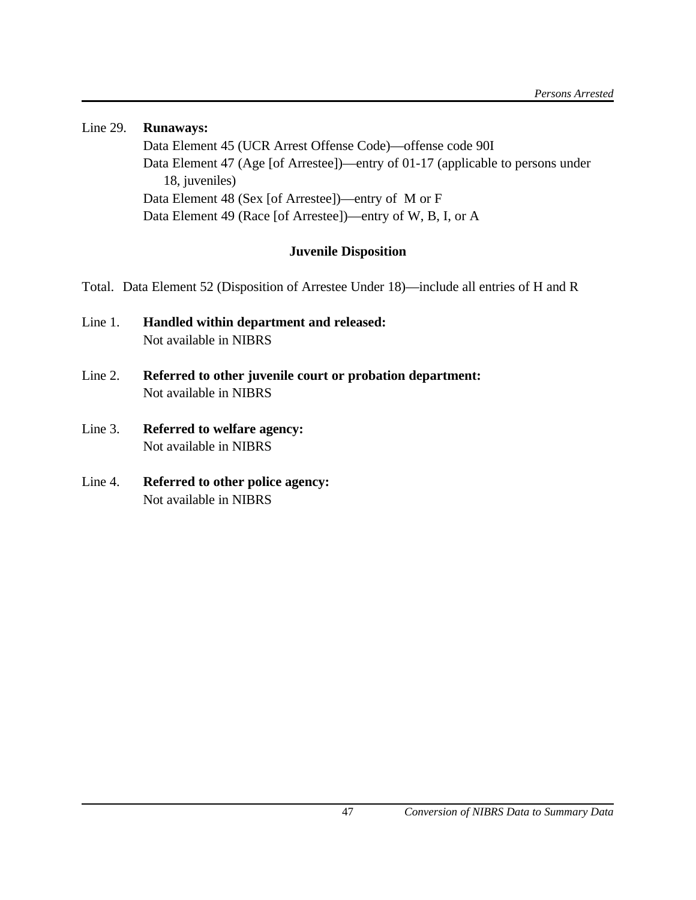Line 29. **Runaways:**

Data Element 45 (UCR Arrest Offense Code)—offense code 90I
Data Element 47 (Age [of Arrestee])—entry of 01-17 (applicable to persons under 18, juveniles)
Data Element 48 (Sex [of Arrestee])—entry of M or F
Data Element 49 (Race [of Arrestee])—entry of W, B, I, or A

### Juvenile Disposition

Total. Data Element 52 (Disposition of Arrestee Under 18)—include all entries of H and R

Line 1. **Handled within department and released:**
Not available in NIBRS

Line 2. **Referred to other juvenile court or probation department:**
Not available in NIBRS

Line 3. **Referred to welfare agency:**
Not available in NIBRS

Line 4. **Referred to other police agency:**
Not available in NIBRS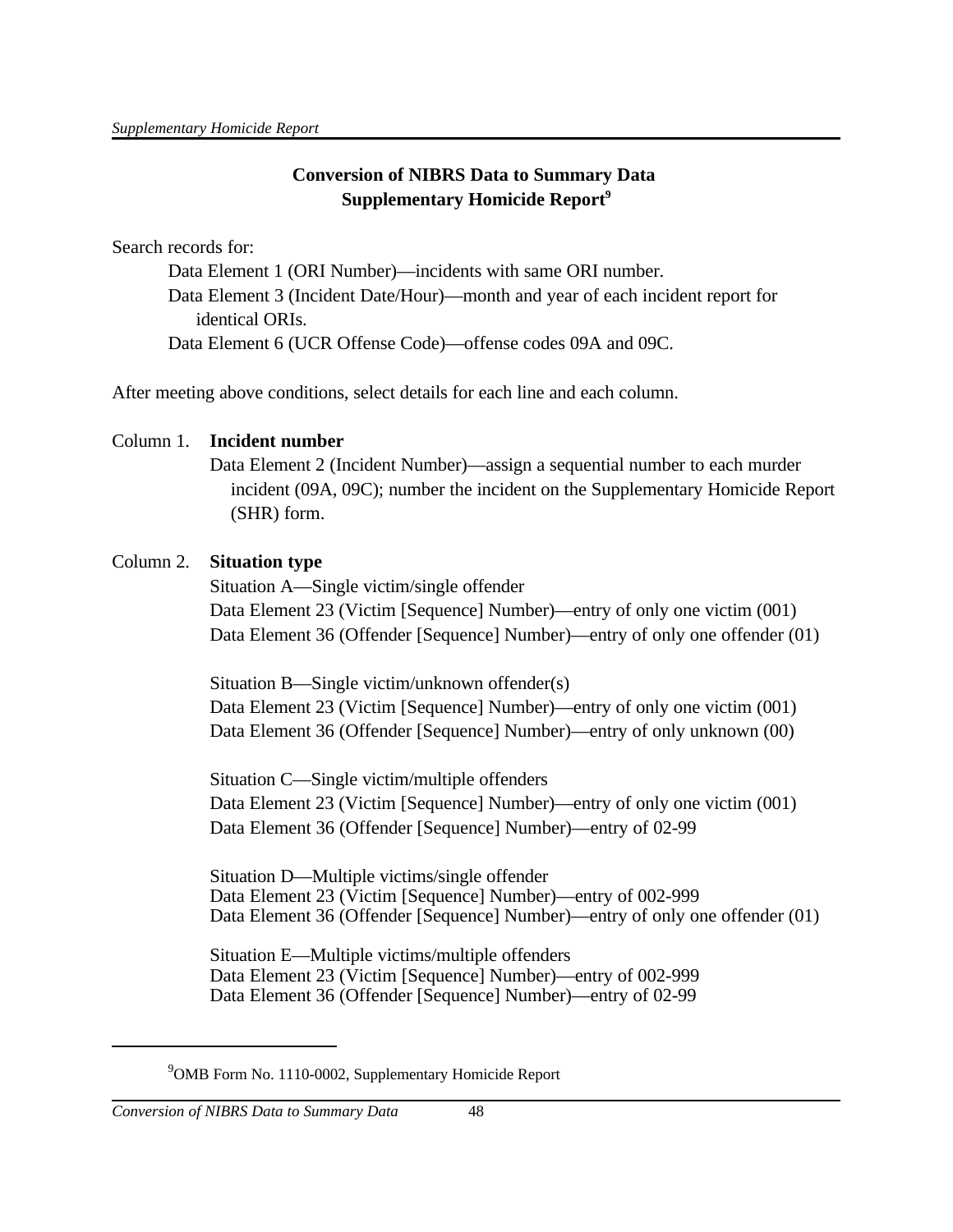## Conversion of NIBRS Data to Summary Data
## Supplementary Homicide Report[9]

Search records for:

Data Element 1 (ORI Number)—incidents with same ORI number.

Data Element 3 (Incident Date/Hour)—month and year of each incident report for identical ORIs.

Data Element 6 (UCR Offense Code)—offense codes 09A and 09C.

After meeting above conditions, select details for each line and each column.

Column 1. **Incident number**

Data Element 2 (Incident Number)—assign a sequential number to each murder incident (09A, 09C); number the incident on the Supplementary Homicide Report (SHR) form.

Column 2. **Situation type**

Situation A—Single victim/single offender
Data Element 23 (Victim [Sequence] Number)—entry of only one victim (001)
Data Element 36 (Offender [Sequence] Number)—entry of only one offender (01)

Situation B—Single victim/unknown offender(s)
Data Element 23 (Victim [Sequence] Number)—entry of only one victim (001)
Data Element 36 (Offender [Sequence] Number)—entry of only unknown (00)

Situation C—Single victim/multiple offenders
Data Element 23 (Victim [Sequence] Number)—entry of only one victim (001)
Data Element 36 (Offender [Sequence] Number)—entry of 02-99

Situation D—Multiple victims/single offender
Data Element 23 (Victim [Sequence] Number)—entry of 002-999
Data Element 36 (Offender [Sequence] Number)—entry of only one offender (01)

Situation E—Multiple victims/multiple offenders
Data Element 23 (Victim [Sequence] Number)—entry of 002-999
Data Element 36 (Offender [Sequence] Number)—entry of 02-99

---

[9] OMB Form No. 1110-0002, Supplementary Homicide Report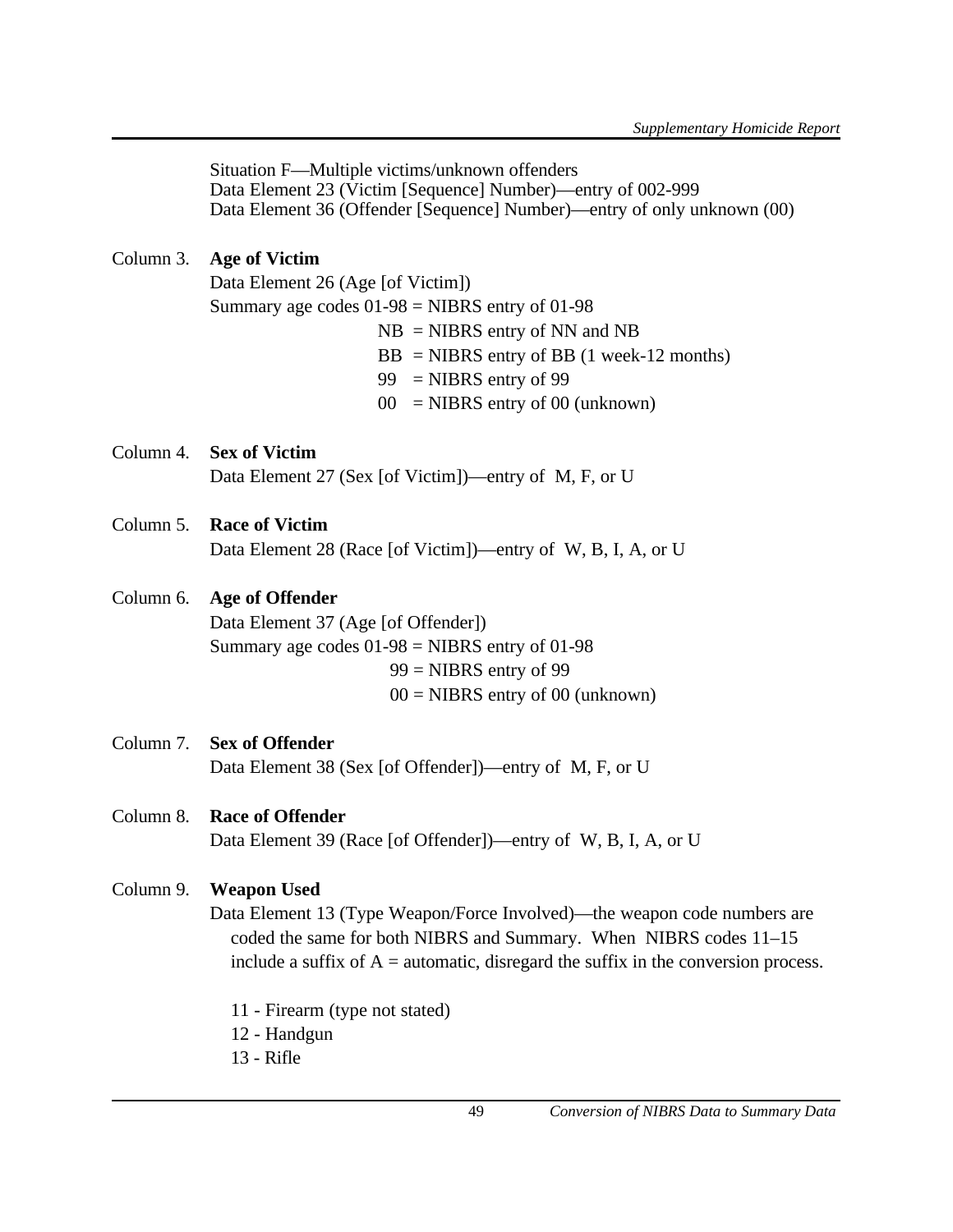Situation F—Multiple victims/unknown offenders
Data Element 23 (Victim [Sequence] Number)—entry of 002-999
Data Element 36 (Offender [Sequence] Number)—entry of only unknown (00)

Column 3. **Age of Victim**

Data Element 26 (Age [of Victim])

Summary age codes 01-98 = NIBRS entry of 01-98
NB = NIBRS entry of NN and NB
BB = NIBRS entry of BB (1 week-12 months)
99 = NIBRS entry of 99
00 = NIBRS entry of 00 (unknown)

Column 4. **Sex of Victim**

Data Element 27 (Sex [of Victim])—entry of M, F, or U

Column 5. **Race of Victim**

Data Element 28 (Race [of Victim])—entry of W, B, I, A, or U

Column 6. **Age of Offender**

Data Element 37 (Age [of Offender])

Summary age codes 01-98 = NIBRS entry of 01-98
99 = NIBRS entry of 99
00 = NIBRS entry of 00 (unknown)

Column 7. **Sex of Offender**

Data Element 38 (Sex [of Offender])—entry of M, F, or U

Column 8. **Race of Offender**

Data Element 39 (Race [of Offender])—entry of W, B, I, A, or U

Column 9. **Weapon Used**

Data Element 13 (Type Weapon/Force Involved)—the weapon code numbers are coded the same for both NIBRS and Summary. When NIBRS codes 11–15 include a suffix of A = automatic, disregard the suffix in the conversion process.

11 - Firearm (type not stated)
12 - Handgun
13 - Rifle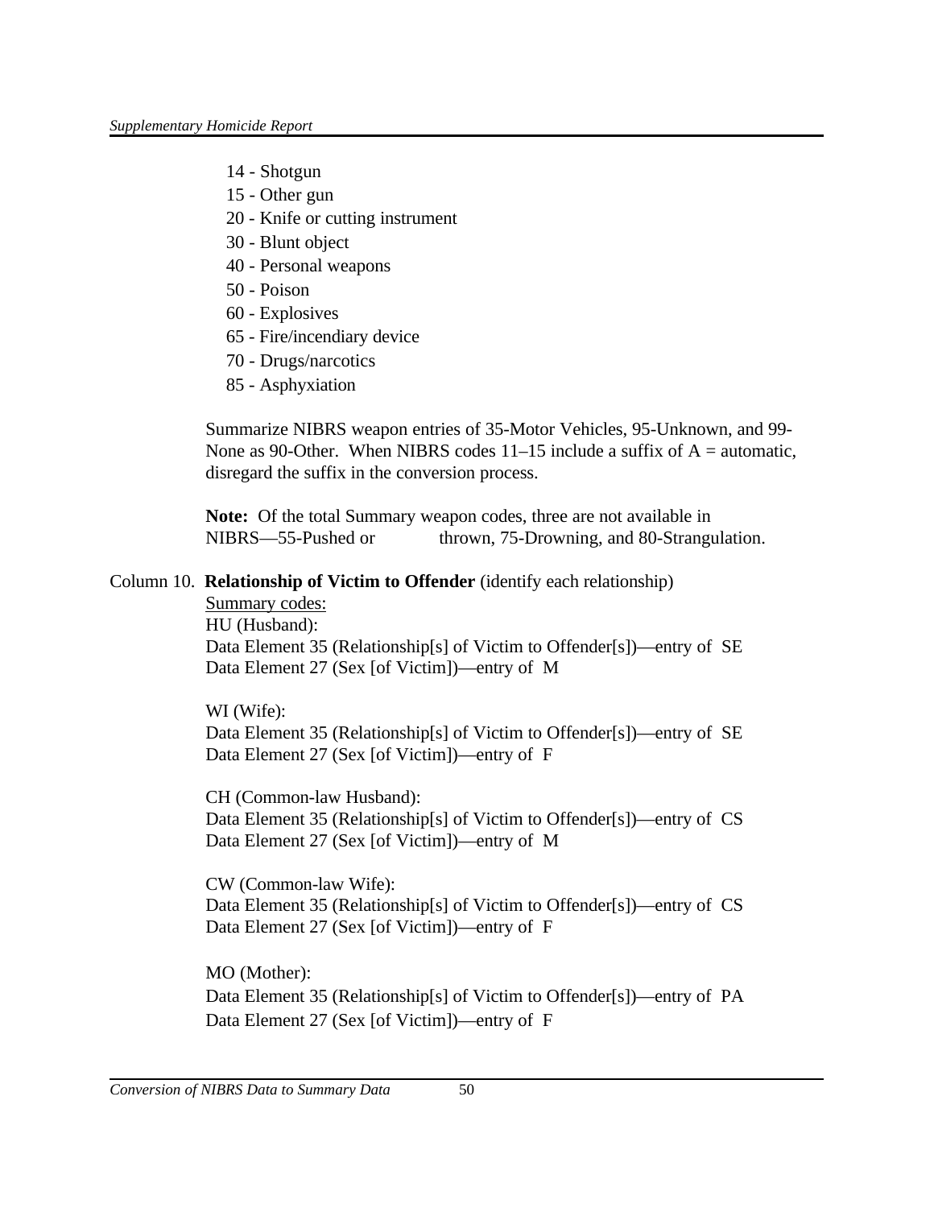14 - Shotgun
15 - Other gun
20 - Knife or cutting instrument
30 - Blunt object
40 - Personal weapons
50 - Poison
60 - Explosives
65 - Fire/incendiary device
70 - Drugs/narcotics
85 - Asphyxiation

Summarize NIBRS weapon entries of 35-Motor Vehicles, 95-Unknown, and 99-None as 90-Other. When NIBRS codes 11–15 include a suffix of A = automatic, disregard the suffix in the conversion process.

**Note:** Of the total Summary weapon codes, three are not available in NIBRS—55-Pushed or thrown, 75-Drowning, and 80-Strangulation.

Column 10. **Relationship of Victim to Offender** (identify each relationship)

Summary codes:

HU (Husband):
Data Element 35 (Relationship[s] of Victim to Offender[s])—entry of SE
Data Element 27 (Sex [of Victim])—entry of M

WI (Wife):
Data Element 35 (Relationship[s] of Victim to Offender[s])—entry of SE
Data Element 27 (Sex [of Victim])—entry of F

CH (Common-law Husband):
Data Element 35 (Relationship[s] of Victim to Offender[s])—entry of CS
Data Element 27 (Sex [of Victim])—entry of M

CW (Common-law Wife):
Data Element 35 (Relationship[s] of Victim to Offender[s])—entry of CS
Data Element 27 (Sex [of Victim])—entry of F

MO (Mother):
Data Element 35 (Relationship[s] of Victim to Offender[s])—entry of PA
Data Element 27 (Sex [of Victim])—entry of F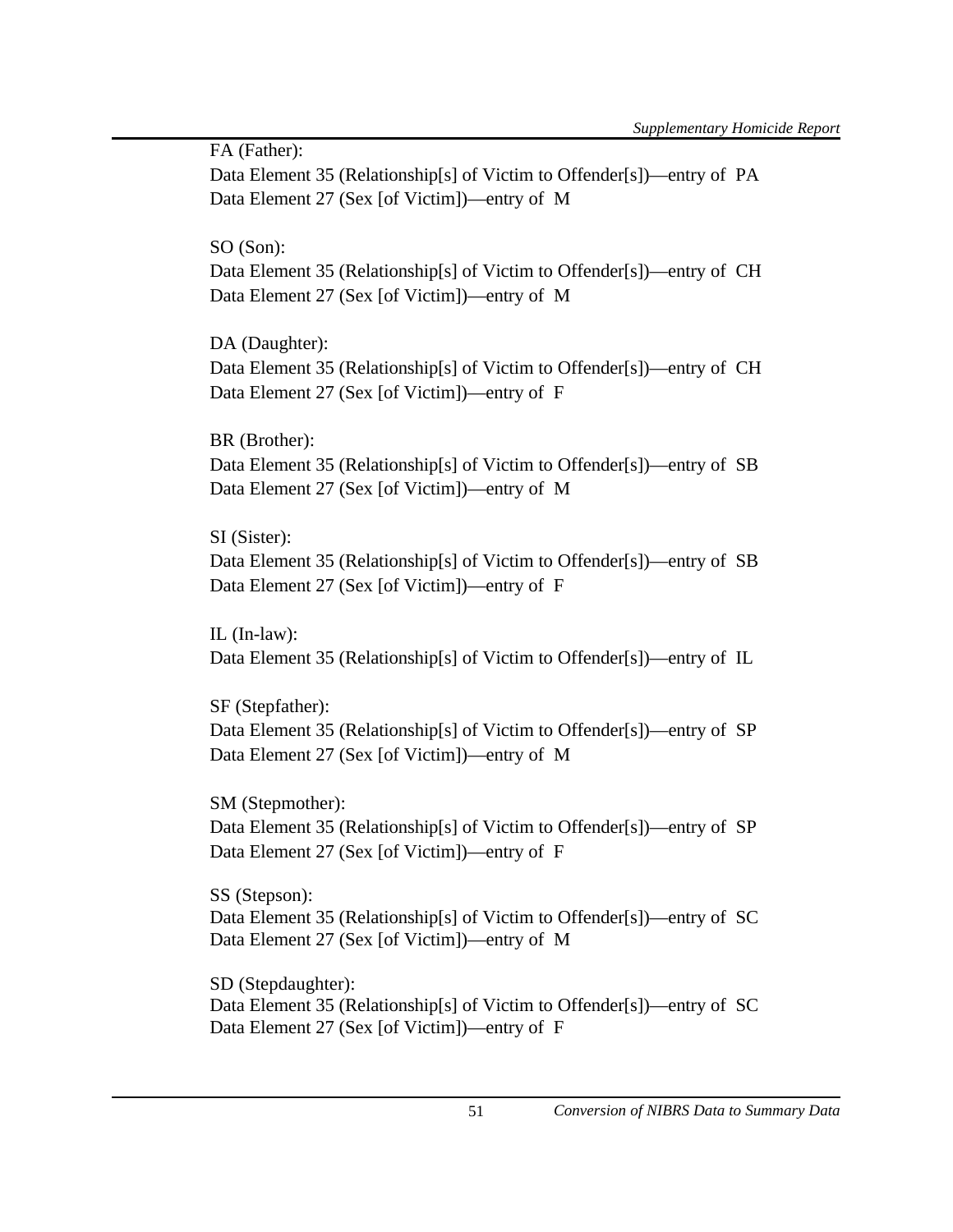FA (Father):
Data Element 35 (Relationship[s] of Victim to Offender[s])—entry of PA
Data Element 27 (Sex [of Victim])—entry of M

SO (Son):
Data Element 35 (Relationship[s] of Victim to Offender[s])—entry of CH
Data Element 27 (Sex [of Victim])—entry of M

DA (Daughter):
Data Element 35 (Relationship[s] of Victim to Offender[s])—entry of CH
Data Element 27 (Sex [of Victim])—entry of F

BR (Brother):
Data Element 35 (Relationship[s] of Victim to Offender[s])—entry of SB
Data Element 27 (Sex [of Victim])—entry of M

SI (Sister):
Data Element 35 (Relationship[s] of Victim to Offender[s])—entry of SB
Data Element 27 (Sex [of Victim])—entry of F

IL (In-law):
Data Element 35 (Relationship[s] of Victim to Offender[s])—entry of IL

SF (Stepfather):
Data Element 35 (Relationship[s] of Victim to Offender[s])—entry of SP
Data Element 27 (Sex [of Victim])—entry of M

SM (Stepmother):
Data Element 35 (Relationship[s] of Victim to Offender[s])—entry of SP
Data Element 27 (Sex [of Victim])—entry of F

SS (Stepson):
Data Element 35 (Relationship[s] of Victim to Offender[s])—entry of SC
Data Element 27 (Sex [of Victim])—entry of M

SD (Stepdaughter):
Data Element 35 (Relationship[s] of Victim to Offender[s])—entry of SC
Data Element 27 (Sex [of Victim])—entry of F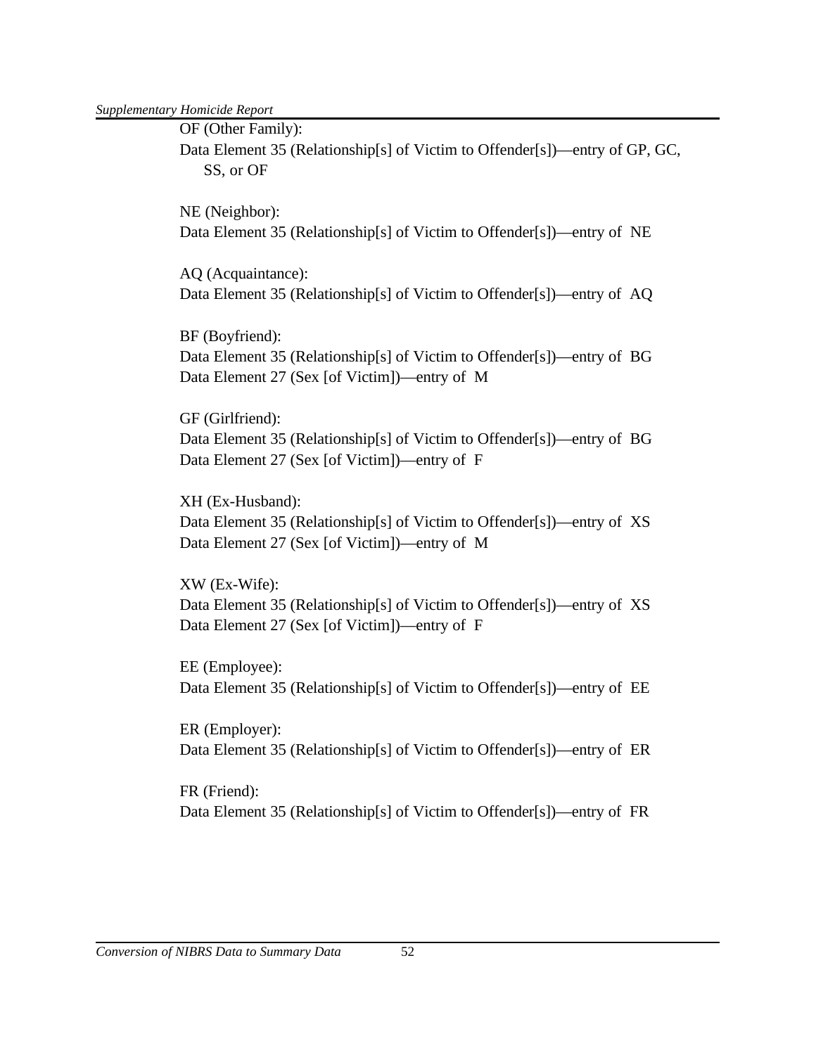OF (Other Family):
Data Element 35 (Relationship[s] of Victim to Offender[s])—entry of GP, GC, SS, or OF

NE (Neighbor):
Data Element 35 (Relationship[s] of Victim to Offender[s])—entry of NE

AQ (Acquaintance):
Data Element 35 (Relationship[s] of Victim to Offender[s])—entry of AQ

BF (Boyfriend):
Data Element 35 (Relationship[s] of Victim to Offender[s])—entry of BG
Data Element 27 (Sex [of Victim])—entry of M

GF (Girlfriend):
Data Element 35 (Relationship[s] of Victim to Offender[s])—entry of BG
Data Element 27 (Sex [of Victim])—entry of F

XH (Ex-Husband):
Data Element 35 (Relationship[s] of Victim to Offender[s])—entry of XS
Data Element 27 (Sex [of Victim])—entry of M

XW (Ex-Wife):
Data Element 35 (Relationship[s] of Victim to Offender[s])—entry of XS
Data Element 27 (Sex [of Victim])—entry of F

EE (Employee):
Data Element 35 (Relationship[s] of Victim to Offender[s])—entry of EE

ER (Employer):
Data Element 35 (Relationship[s] of Victim to Offender[s])—entry of ER

FR (Friend):
Data Element 35 (Relationship[s] of Victim to Offender[s])—entry of FR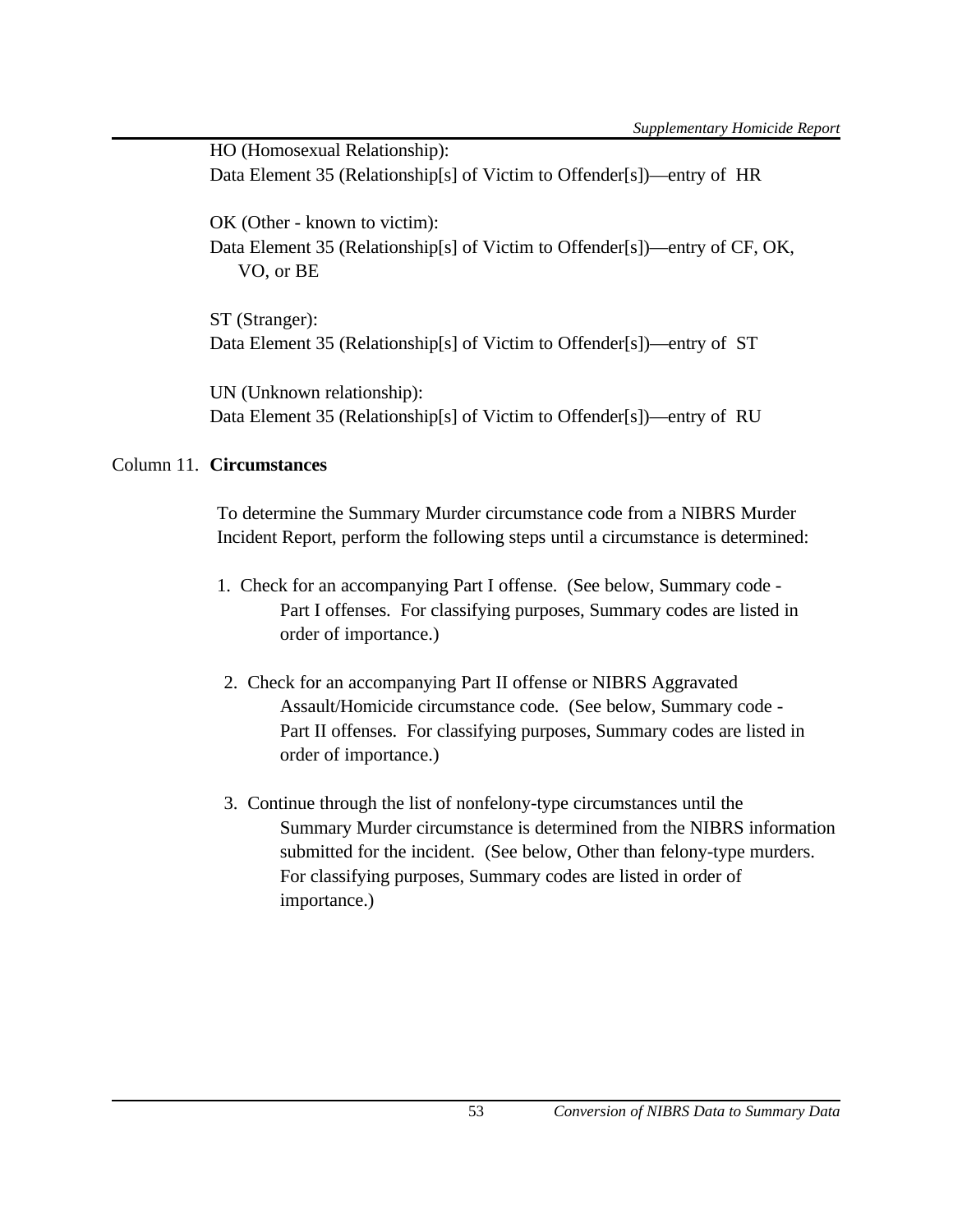HO (Homosexual Relationship):
Data Element 35 (Relationship[s] of Victim to Offender[s])—entry of HR

OK (Other - known to victim):
Data Element 35 (Relationship[s] of Victim to Offender[s])—entry of CF, OK, VO, or BE

ST (Stranger):
Data Element 35 (Relationship[s] of Victim to Offender[s])—entry of ST

UN (Unknown relationship):
Data Element 35 (Relationship[s] of Victim to Offender[s])—entry of RU

Column 11. **Circumstances**

To determine the Summary Murder circumstance code from a NIBRS Murder Incident Report, perform the following steps until a circumstance is determined:

1. Check for an accompanying Part I offense. (See below, Summary code - Part I offenses. For classifying purposes, Summary codes are listed in order of importance.)

2. Check for an accompanying Part II offense or NIBRS Aggravated Assault/Homicide circumstance code. (See below, Summary code - Part II offenses. For classifying purposes, Summary codes are listed in order of importance.)

3. Continue through the list of nonfelony-type circumstances until the Summary Murder circumstance is determined from the NIBRS information submitted for the incident. (See below, Other than felony-type murders. For classifying purposes, Summary codes are listed in order of importance.)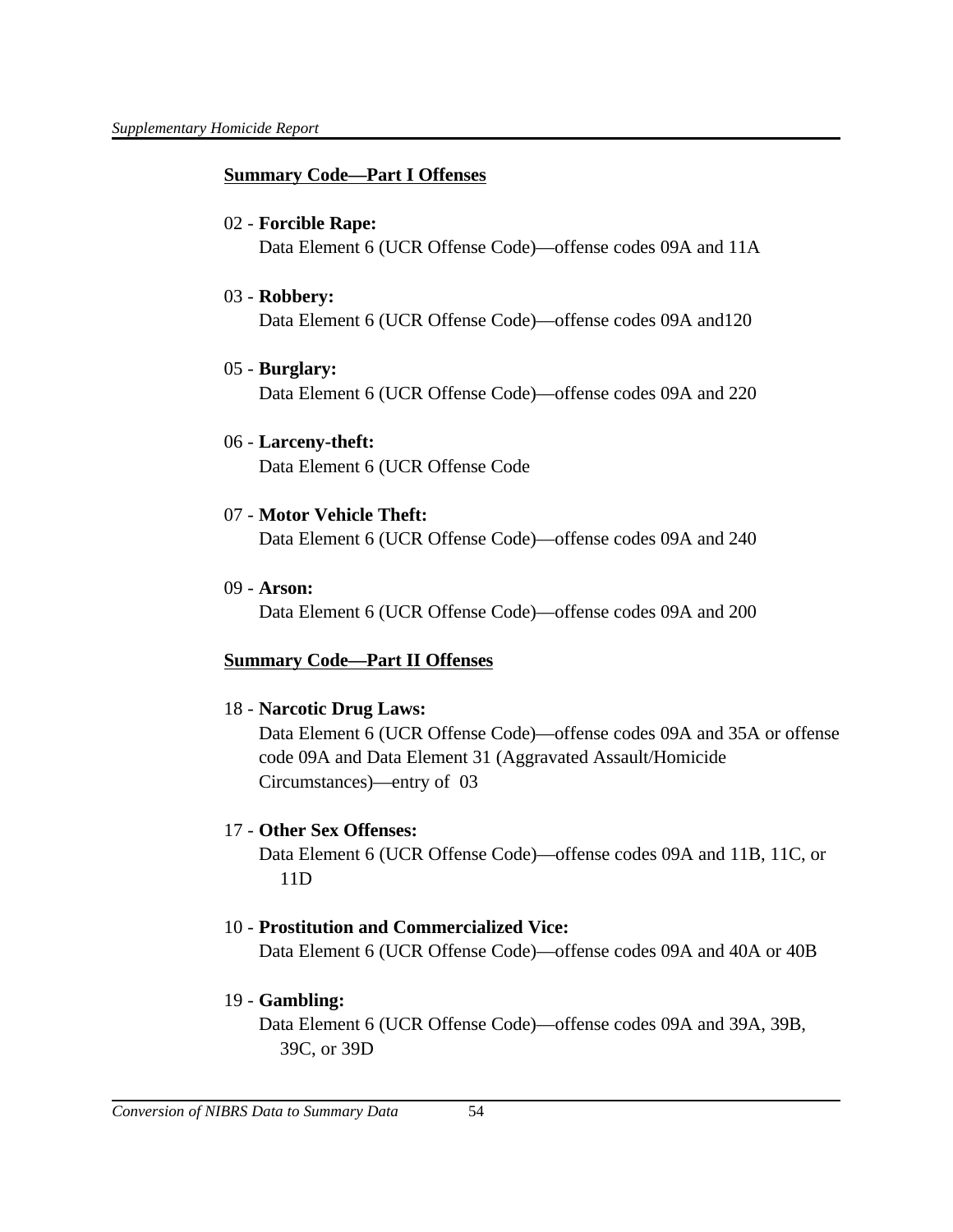**Summary Code—Part I Offenses**

02 - **Forcible Rape:**
Data Element 6 (UCR Offense Code)—offense codes 09A and 11A

03 - **Robbery:**
Data Element 6 (UCR Offense Code)—offense codes 09A and120

05 - **Burglary:**
Data Element 6 (UCR Offense Code)—offense codes 09A and 220

06 - **Larceny-theft:**
Data Element 6 (UCR Offense Code

07 - **Motor Vehicle Theft:**
Data Element 6 (UCR Offense Code)—offense codes 09A and 240

09 - **Arson:**
Data Element 6 (UCR Offense Code)—offense codes 09A and 200

**Summary Code—Part II Offenses**

18 - **Narcotic Drug Laws:**
Data Element 6 (UCR Offense Code)—offense codes 09A and 35A or offense code 09A and Data Element 31 (Aggravated Assault/Homicide Circumstances)—entry of 03

17 - **Other Sex Offenses:**
Data Element 6 (UCR Offense Code)—offense codes 09A and 11B, 11C, or 11D

10 - **Prostitution and Commercialized Vice:**
Data Element 6 (UCR Offense Code)—offense codes 09A and 40A or 40B

19 - **Gambling:**
Data Element 6 (UCR Offense Code)—offense codes 09A and 39A, 39B, 39C, or 39D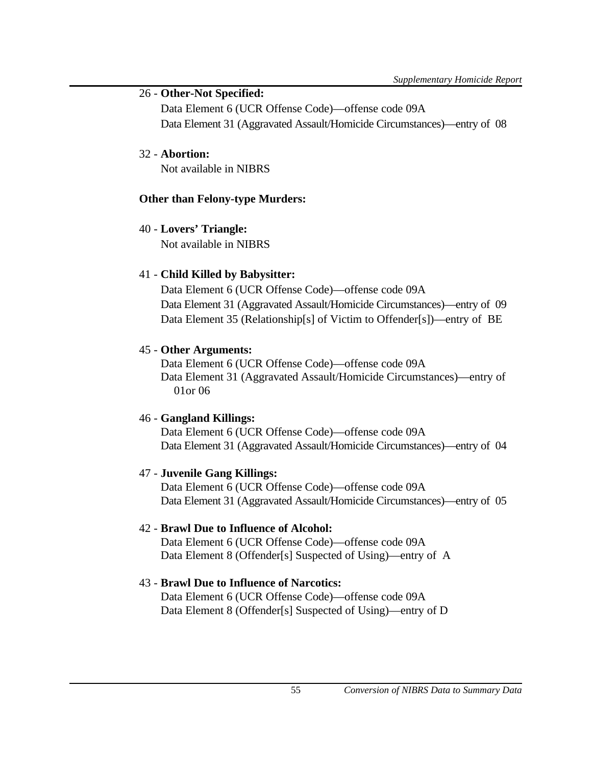26 - **Other-Not Specified:**

Data Element 6 (UCR Offense Code)—offense code 09A
Data Element 31 (Aggravated Assault/Homicide Circumstances)—entry of 08

32 - **Abortion:**

Not available in NIBRS

**Other than Felony-type Murders:**

40 - **Lovers' Triangle:**

Not available in NIBRS

41 - **Child Killed by Babysitter:**

Data Element 6 (UCR Offense Code)—offense code 09A
Data Element 31 (Aggravated Assault/Homicide Circumstances)—entry of 09
Data Element 35 (Relationship[s] of Victim to Offender[s])—entry of BE

45 - **Other Arguments:**

Data Element 6 (UCR Offense Code)—offense code 09A
Data Element 31 (Aggravated Assault/Homicide Circumstances)—entry of 01or 06

46 - **Gangland Killings:**

Data Element 6 (UCR Offense Code)—offense code 09A
Data Element 31 (Aggravated Assault/Homicide Circumstances)—entry of 04

47 - **Juvenile Gang Killings:**

Data Element 6 (UCR Offense Code)—offense code 09A
Data Element 31 (Aggravated Assault/Homicide Circumstances)—entry of 05

42 - **Brawl Due to Influence of Alcohol:**

Data Element 6 (UCR Offense Code)—offense code 09A
Data Element 8 (Offender[s] Suspected of Using)—entry of A

43 - **Brawl Due to Influence of Narcotics:**

Data Element 6 (UCR Offense Code)—offense code 09A
Data Element 8 (Offender[s] Suspected of Using)—entry of D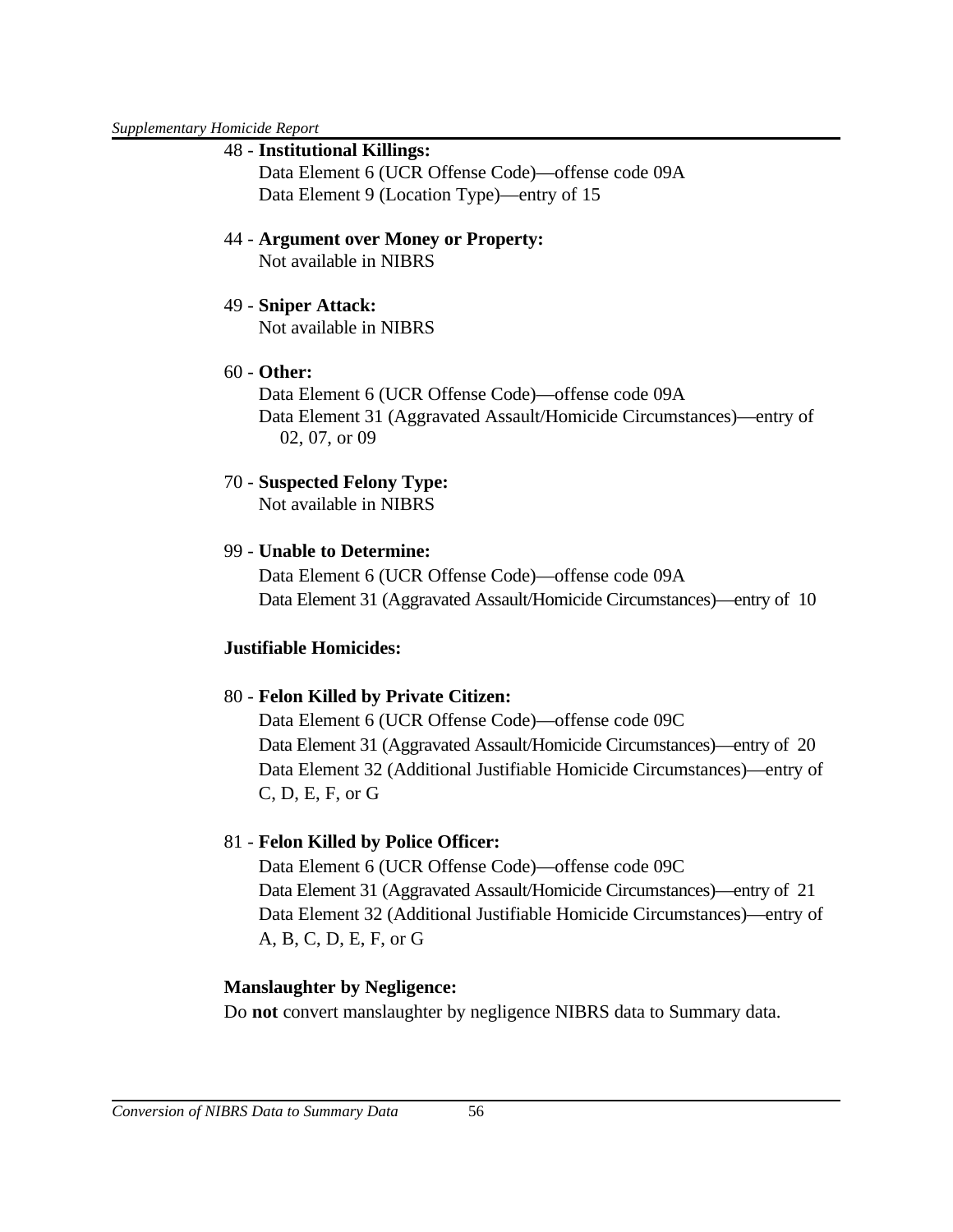48 - **Institutional Killings:**
Data Element 6 (UCR Offense Code)—offense code 09A
Data Element 9 (Location Type)—entry of 15

44 - **Argument over Money or Property:**
Not available in NIBRS

49 - **Sniper Attack:**
Not available in NIBRS

60 - **Other:**
Data Element 6 (UCR Offense Code)—offense code 09A
Data Element 31 (Aggravated Assault/Homicide Circumstances)—entry of 02, 07, or 09

70 - **Suspected Felony Type:**
Not available in NIBRS

99 - **Unable to Determine:**
Data Element 6 (UCR Offense Code)—offense code 09A
Data Element 31 (Aggravated Assault/Homicide Circumstances)—entry of 10

**Justifiable Homicides:**

80 - **Felon Killed by Private Citizen:**
Data Element 6 (UCR Offense Code)—offense code 09C
Data Element 31 (Aggravated Assault/Homicide Circumstances)—entry of 20
Data Element 32 (Additional Justifiable Homicide Circumstances)—entry of C, D, E, F, or G

81 - **Felon Killed by Police Officer:**
Data Element 6 (UCR Offense Code)—offense code 09C
Data Element 31 (Aggravated Assault/Homicide Circumstances)—entry of 21
Data Element 32 (Additional Justifiable Homicide Circumstances)—entry of A, B, C, D, E, F, or G

**Manslaughter by Negligence:**
Do **not** convert manslaughter by negligence NIBRS data to Summary data.